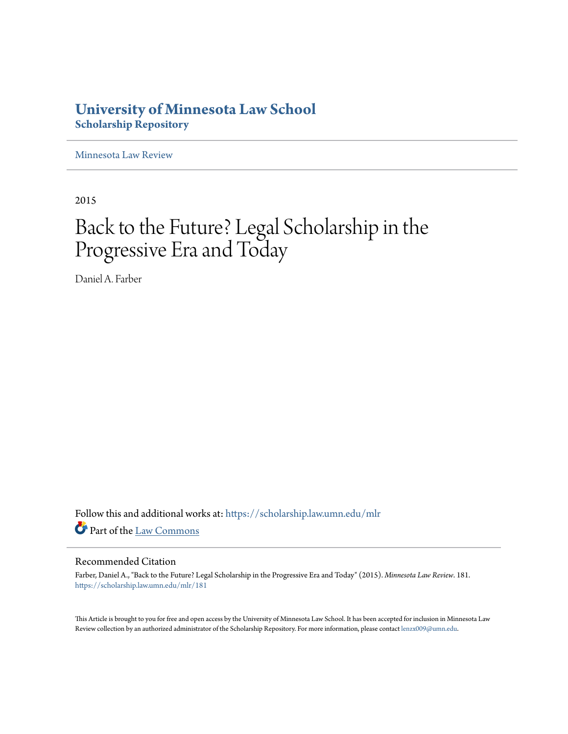# University of Minnesota Law School
## Scholarship Repository

Minnesota Law Review

2015

# Back to the Future? Legal Scholarship in the Progressive Era and Today

Daniel A. Farber

Follow this and additional works at: https://scholarship.law.umn.edu/mlr

Part of the Law Commons

### Recommended Citation

Farber, Daniel A., "Back to the Future? Legal Scholarship in the Progressive Era and Today" (2015). *Minnesota Law Review*. 181.
https://scholarship.law.umn.edu/mlr/181

This Article is brought to you for free and open access by the University of Minnesota Law School. It has been accepted for inclusion in Minnesota Law Review collection by an authorized administrator of the Scholarship Repository. For more information, please contact lenzx009@umn.edu.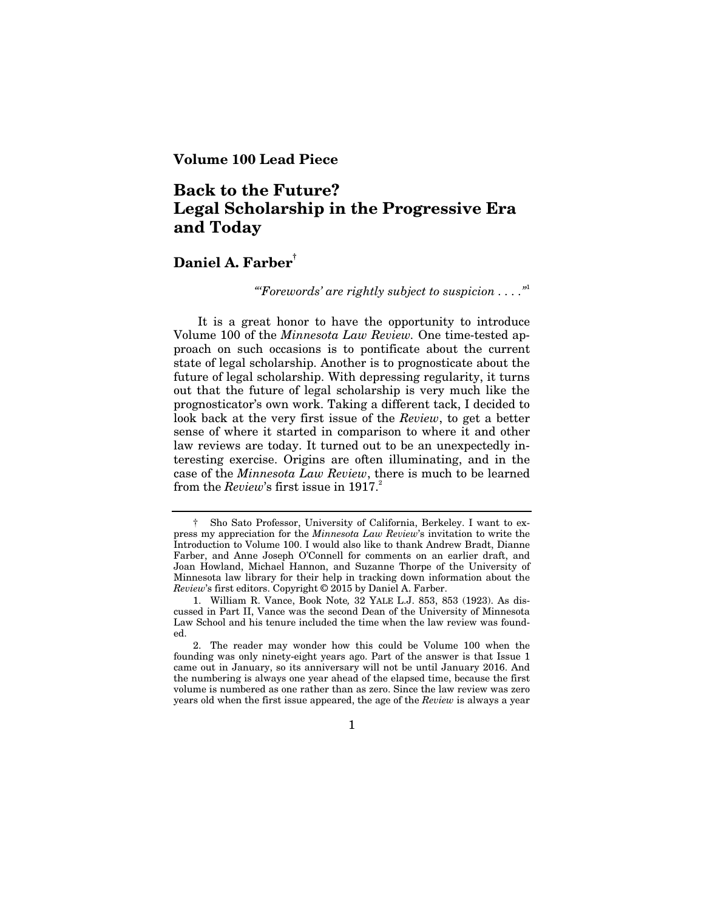**Volume 100 Lead Piece**

# Back to the Future? Legal Scholarship in the Progressive Era and Today

## Daniel A. Farber[†]

*"'Forewords' are rightly subject to suspicion . . . ."*[1]

It is a great honor to have the opportunity to introduce Volume 100 of the *Minnesota Law Review*. One time-tested approach on such occasions is to pontificate about the current state of legal scholarship. Another is to prognosticate about the future of legal scholarship. With depressing regularity, it turns out that the future of legal scholarship is very much like the prognosticator's own work. Taking a different tack, I decided to look back at the very first issue of the *Review*, to get a better sense of where it started in comparison to where it and other law reviews are today. It turned out to be an unexpectedly interesting exercise. Origins are often illuminating, and in the case of the *Minnesota Law Review*, there is much to be learned from the *Review*'s first issue in 1917.[2]

---

† Sho Sato Professor, University of California, Berkeley. I want to express my appreciation for the *Minnesota Law Review*'s invitation to write the Introduction to Volume 100. I would also like to thank Andrew Bradt, Dianne Farber, and Anne Joseph O'Connell for comments on an earlier draft, and Joan Howland, Michael Hannon, and Suzanne Thorpe of the University of Minnesota law library for their help in tracking down information about the *Review*'s first editors. Copyright © 2015 by Daniel A. Farber.

1. William R. Vance, Book Note*,* 32 YALE L.J. 853, 853 (1923). As discussed in Part II, Vance was the second Dean of the University of Minnesota Law School and his tenure included the time when the law review was founded.

2. The reader may wonder how this could be Volume 100 when the founding was only ninety-eight years ago. Part of the answer is that Issue 1 came out in January, so its anniversary will not be until January 2016. And the numbering is always one year ahead of the elapsed time, because the first volume is numbered as one rather than as zero. Since the law review was zero years old when the first issue appeared, the age of the *Review* is always a year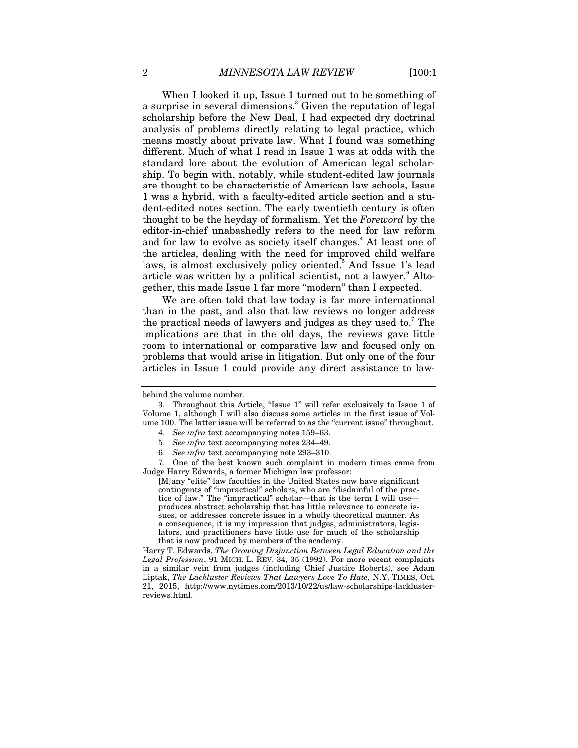When I looked it up, Issue 1 turned out to be something of a surprise in several dimensions.[3] Given the reputation of legal scholarship before the New Deal, I had expected dry doctrinal analysis of problems directly relating to legal practice, which means mostly about private law. What I found was something different. Much of what I read in Issue 1 was at odds with the standard lore about the evolution of American legal scholarship. To begin with, notably, while student-edited law journals are thought to be characteristic of American law schools, Issue 1 was a hybrid, with a faculty-edited article section and a student-edited notes section. The early twentieth century is often thought to be the heyday of formalism. Yet the *Foreword* by the editor-in-chief unabashedly refers to the need for law reform and for law to evolve as society itself changes.[4] At least one of the articles, dealing with the need for improved child welfare laws, is almost exclusively policy oriented.[5] And Issue 1's lead article was written by a political scientist, not a lawyer.[6] Altogether, this made Issue 1 far more "modern" than I expected.

We are often told that law today is far more international than in the past, and also that law reviews no longer address the practical needs of lawyers and judges as they used to.[7] The implications are that in the old days, the reviews gave little room to international or comparative law and focused only on problems that would arise in litigation. But only one of the four articles in Issue 1 could provide any direct assistance to law-

---

behind the volume number.

3. Throughout this Article, "Issue 1" will refer exclusively to Issue 1 of Volume 1, although I will also discuss some articles in the first issue of Volume 100. The latter issue will be referred to as the "current issue" throughout.

4. *See infra* text accompanying notes 159–63.

5. *See infra* text accompanying notes 234–49.

6. *See infra* text accompanying note 293–310.

7. One of the best known such complaint in modern times came from Judge Harry Edwards, a former Michigan law professor:

> [M]any "elite" law faculties in the United States now have significant contingents of "impractical" scholars, who are "disdainful of the practice of law." The "impractical" scholar—that is the term I will use—produces abstract scholarship that has little relevance to concrete issues, or addresses concrete issues in a wholly theoretical manner. As a consequence, it is my impression that judges, administrators, legislators, and practitioners have little use for much of the scholarship that is now produced by members of the academy.

Harry T. Edwards, *The Growing Disjunction Between Legal Education and the Legal Profession*, 91 MICH. L. REV. 34, 35 (1992). For more recent complaints in a similar vein from judges (including Chief Justice Roberts), see Adam Liptak, *The Lackluster Reviews That Lawyers Love To Hate*, N.Y. TIMES, Oct. 21, 2015, http://www.nytimes.com/2013/10/22/us/law-scholarships-lackluster-reviews.html.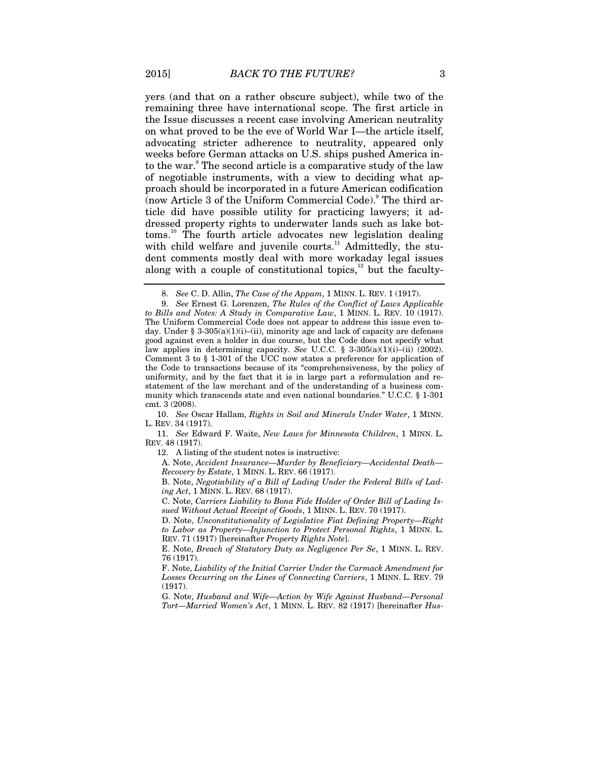yers (and that on a rather obscure subject), while two of the remaining three have international scope. The first article in the Issue discusses a recent case involving American neutrality on what proved to be the eve of World War I—the article itself, advocating stricter adherence to neutrality, appeared only weeks before German attacks on U.S. ships pushed America into the war.[8] The second article is a comparative study of the law of negotiable instruments, with a view to deciding what approach should be incorporated in a future American codification (now Article 3 of the Uniform Commercial Code).[9] The third article did have possible utility for practicing lawyers; it addressed property rights to underwater lands such as lake bottoms.[10] The fourth article advocates new legislation dealing with child welfare and juvenile courts.[11] Admittedly, the student comments mostly deal with more workaday legal issues along with a couple of constitutional topics,[12] but the faculty-

---

8. *See* C. D. Allin, *The Case of the Appam*, 1 MINN. L. REV. 1 (1917).

9. *See* Ernest G. Lorenzen, *The Rules of the Conflict of Laws Applicable to Bills and Notes: A Study in Comparative Law*, 1 MINN. L. REV. 10 (1917). The Uniform Commercial Code does not appear to address this issue even today. Under § 3-305(a)(1)(i)–(ii), minority age and lack of capacity are defenses good against even a holder in due course, but the Code does not specify what law applies in determining capacity. *See* U.C.C. § 3-305(a)(1)(i)–(ii) (2002). Comment 3 to § 1-301 of the UCC now states a preference for application of the Code to transactions because of its "comprehensiveness, by the policy of uniformity, and by the fact that it is in large part a reformulation and restatement of the law merchant and of the understanding of a business community which transcends state and even national boundaries." U.C.C. § 1-301 cmt. 3 (2008).

10. *See* Oscar Hallam, *Rights in Soil and Minerals Under Water*, 1 MINN. L. REV. 34 (1917).

11. *See* Edward F. Waite, *New Laws for Minnesota Children*, 1 MINN. L. REV. 48 (1917).

12. A listing of the student notes is instructive:

A. Note, *Accident Insurance—Murder by Beneficiary—Accidental Death—Recovery by Estate*, 1 MINN. L. REV. 66 (1917).

B. Note, *Negotiability of a Bill of Lading Under the Federal Bills of Lading Act*, 1 MINN. L. REV. 68 (1917).

C. Note, *Carriers Liability to Bona Fide Holder of Order Bill of Lading Issued Without Actual Receipt of Goods*, 1 MINN. L. REV. 70 (1917).

D. Note, *Unconstitutionality of Legislative Fiat Defining Property—Right to Labor as Property—Injunction to Protect Personal Rights*, 1 MINN. L. REV. 71 (1917) [hereinafter *Property Rights Note*].

E. Note, *Breach of Statutory Duty as Negligence Per Se*, 1 MINN. L. REV. 76 (1917).

F. Note, *Liability of the Initial Carrier Under the Carmack Amendment for Losses Occurring on the Lines of Connecting Carriers*, 1 MINN. L. REV. 79 (1917).

G. Note, *Husband and Wife—Action by Wife Against Husband—Personal Tort—Married Women's Act*, 1 MINN. L. REV. 82 (1917) [hereinafter *Hus-*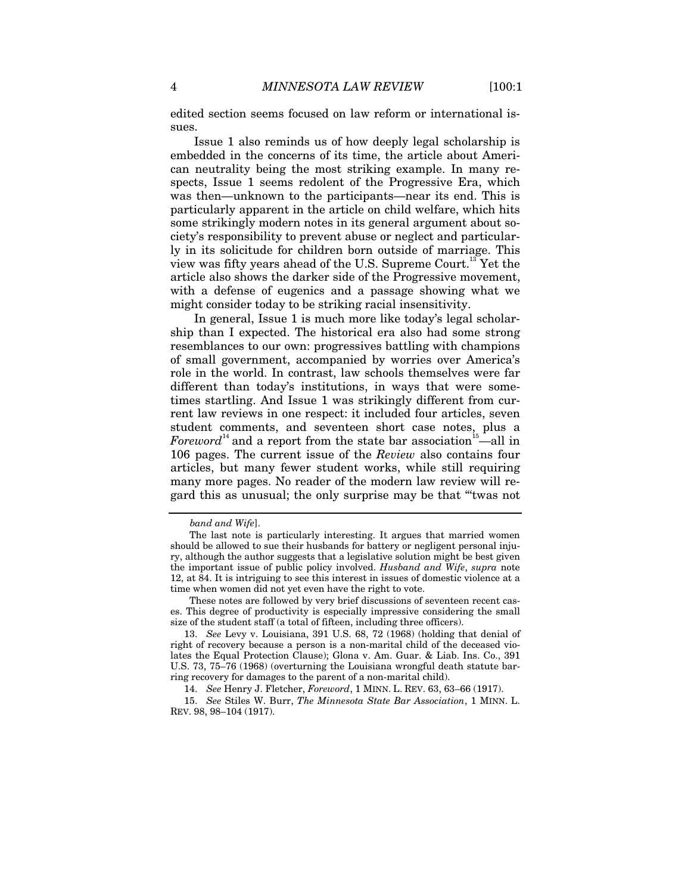edited section seems focused on law reform or international issues.

Issue 1 also reminds us of how deeply legal scholarship is embedded in the concerns of its time, the article about American neutrality being the most striking example. In many respects, Issue 1 seems redolent of the Progressive Era, which was then—unknown to the participants—near its end. This is particularly apparent in the article on child welfare, which hits some strikingly modern notes in its general argument about society's responsibility to prevent abuse or neglect and particularly in its solicitude for children born outside of marriage. This view was fifty years ahead of the U.S. Supreme Court.[13] Yet the article also shows the darker side of the Progressive movement, with a defense of eugenics and a passage showing what we might consider today to be striking racial insensitivity.

In general, Issue 1 is much more like today's legal scholarship than I expected. The historical era also had some strong resemblances to our own: progressives battling with champions of small government, accompanied by worries over America's role in the world. In contrast, law schools themselves were far different than today's institutions, in ways that were sometimes startling. And Issue 1 was strikingly different from current law reviews in one respect: it included four articles, seven student comments, and seventeen short case notes, plus a *Foreword*[14] and a report from the state bar association[15]—all in 106 pages. The current issue of the *Review* also contains four articles, but many fewer student works, while still requiring many more pages. No reader of the modern law review will regard this as unusual; the only surprise may be that "'twas not

---

*band and Wife*].

The last note is particularly interesting. It argues that married women should be allowed to sue their husbands for battery or negligent personal injury, although the author suggests that a legislative solution might be best given the important issue of public policy involved. *Husband and Wife*, *supra* note 12, at 84. It is intriguing to see this interest in issues of domestic violence at a time when women did not yet even have the right to vote.

These notes are followed by very brief discussions of seventeen recent cases. This degree of productivity is especially impressive considering the small size of the student staff (a total of fifteen, including three officers).

13. *See* Levy v. Louisiana, 391 U.S. 68, 72 (1968) (holding that denial of right of recovery because a person is a non-marital child of the deceased violates the Equal Protection Clause); Glona v. Am. Guar. & Liab. Ins. Co., 391 U.S. 73, 75–76 (1968) (overturning the Louisiana wrongful death statute barring recovery for damages to the parent of a non-marital child).

14. *See* Henry J. Fletcher, *Foreword*, 1 MINN. L. REV. 63, 63–66 (1917).

15. *See* Stiles W. Burr, *The Minnesota State Bar Association*, 1 MINN. L. REV. 98, 98–104 (1917).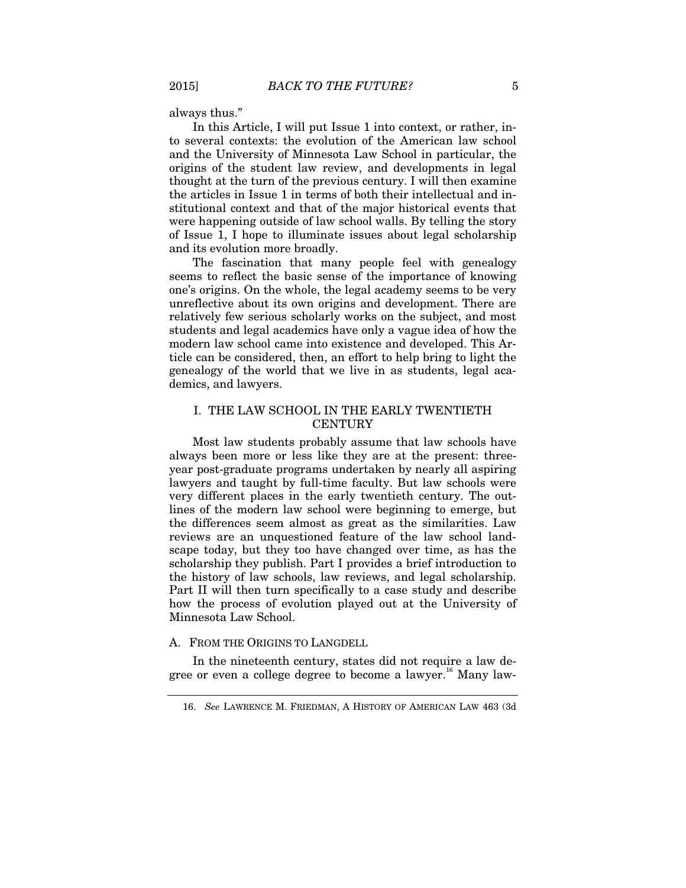always thus."

In this Article, I will put Issue 1 into context, or rather, into several contexts: the evolution of the American law school and the University of Minnesota Law School in particular, the origins of the student law review, and developments in legal thought at the turn of the previous century. I will then examine the articles in Issue 1 in terms of both their intellectual and institutional context and that of the major historical events that were happening outside of law school walls. By telling the story of Issue 1, I hope to illuminate issues about legal scholarship and its evolution more broadly.

The fascination that many people feel with genealogy seems to reflect the basic sense of the importance of knowing one's origins. On the whole, the legal academy seems to be very unreflective about its own origins and development. There are relatively few serious scholarly works on the subject, and most students and legal academics have only a vague idea of how the modern law school came into existence and developed. This Article can be considered, then, an effort to help bring to light the genealogy of the world that we live in as students, legal academics, and lawyers.

## I. THE LAW SCHOOL IN THE EARLY TWENTIETH CENTURY

Most law students probably assume that law schools have always been more or less like they are at the present: three-year post-graduate programs undertaken by nearly all aspiring lawyers and taught by full-time faculty. But law schools were very different places in the early twentieth century. The outlines of the modern law school were beginning to emerge, but the differences seem almost as great as the similarities. Law reviews are an unquestioned feature of the law school landscape today, but they too have changed over time, as has the scholarship they publish. Part I provides a brief introduction to the history of law schools, law reviews, and legal scholarship. Part II will then turn specifically to a case study and describe how the process of evolution played out at the University of Minnesota Law School.

### A. FROM THE ORIGINS TO LANGDELL

In the nineteenth century, states did not require a law degree or even a college degree to become a lawyer.[16] Many law-

16. *See* LAWRENCE M. FRIEDMAN, A HISTORY OF AMERICAN LAW 463 (3d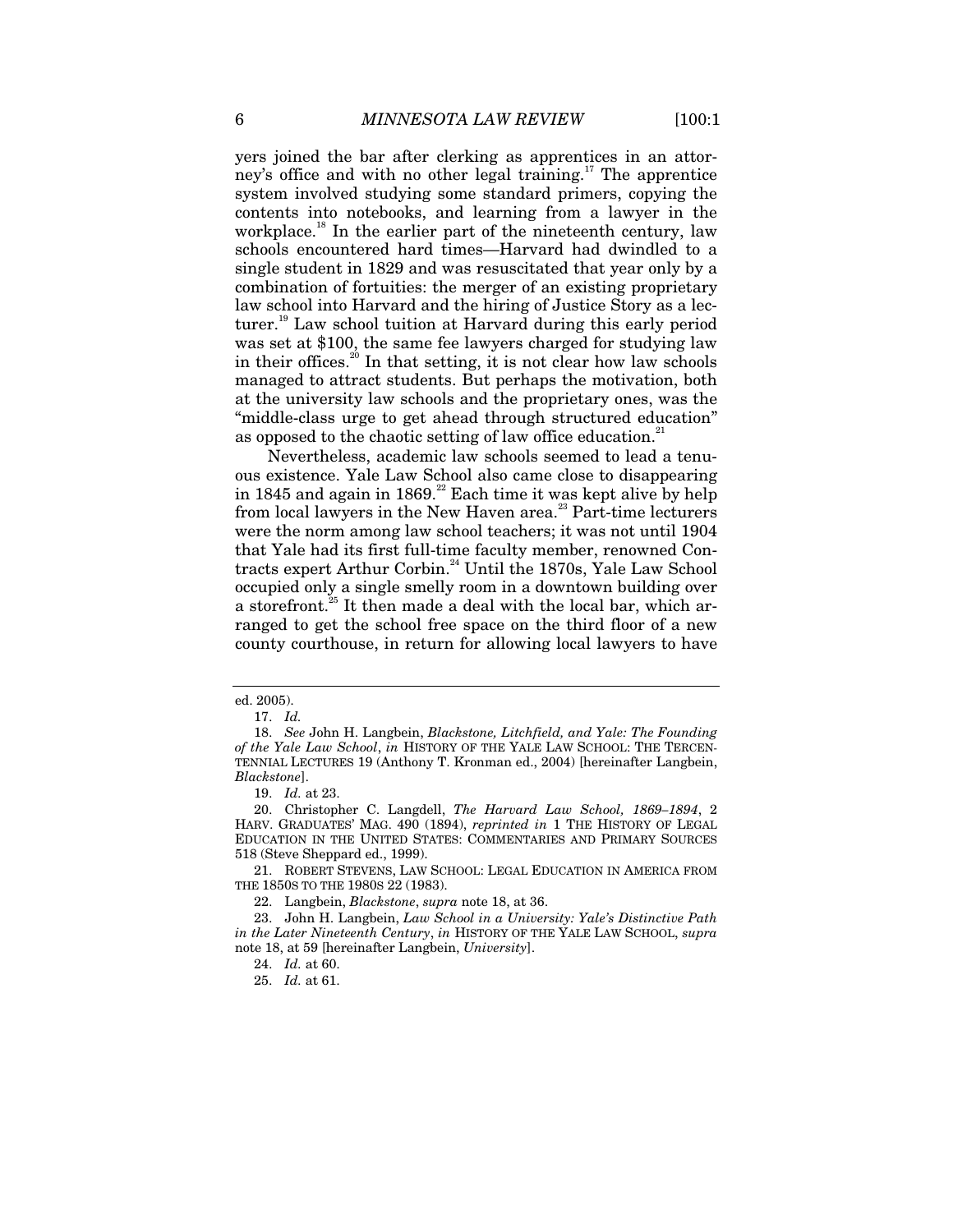yers joined the bar after clerking as apprentices in an attorney's office and with no other legal training.[17] The apprentice system involved studying some standard primers, copying the contents into notebooks, and learning from a lawyer in the workplace.[18] In the earlier part of the nineteenth century, law schools encountered hard times—Harvard had dwindled to a single student in 1829 and was resuscitated that year only by a combination of fortuities: the merger of an existing proprietary law school into Harvard and the hiring of Justice Story as a lecturer.[19] Law school tuition at Harvard during this early period was set at $100, the same fee lawyers charged for studying law in their offices.[20] In that setting, it is not clear how law schools managed to attract students. But perhaps the motivation, both at the university law schools and the proprietary ones, was the "middle-class urge to get ahead through structured education" as opposed to the chaotic setting of law office education.[21]

Nevertheless, academic law schools seemed to lead a tenuous existence. Yale Law School also came close to disappearing in 1845 and again in 1869.[22] Each time it was kept alive by help from local lawyers in the New Haven area.[23] Part-time lecturers were the norm among law school teachers; it was not until 1904 that Yale had its first full-time faculty member, renowned Contracts expert Arthur Corbin.[24] Until the 1870s, Yale Law School occupied only a single smelly room in a downtown building over a storefront.[25] It then made a deal with the local bar, which arranged to get the school free space on the third floor of a new county courthouse, in return for allowing local lawyers to have

---

ed. 2005).

17. *Id.*

18. *See* John H. Langbein, *Blackstone, Litchfield, and Yale: The Founding of the Yale Law School*, *in* HISTORY OF THE YALE LAW SCHOOL: THE TERCENTENNIAL LECTURES 19 (Anthony T. Kronman ed., 2004) [hereinafter Langbein, *Blackstone*].

19. *Id.* at 23.

20. Christopher C. Langdell, *The Harvard Law School, 1869–1894*, 2 HARV. GRADUATES' MAG. 490 (1894), *reprinted in* 1 THE HISTORY OF LEGAL EDUCATION IN THE UNITED STATES: COMMENTARIES AND PRIMARY SOURCES 518 (Steve Sheppard ed., 1999).

21. ROBERT STEVENS, LAW SCHOOL: LEGAL EDUCATION IN AMERICA FROM THE 1850S TO THE 1980S 22 (1983).

22. Langbein, *Blackstone*, *supra* note 18, at 36.

23. John H. Langbein, *Law School in a University: Yale's Distinctive Path in the Later Nineteenth Century*, *in* HISTORY OF THE YALE LAW SCHOOL, *supra* note 18, at 59 [hereinafter Langbein, *University*].

24. *Id.* at 60.

25. *Id.* at 61.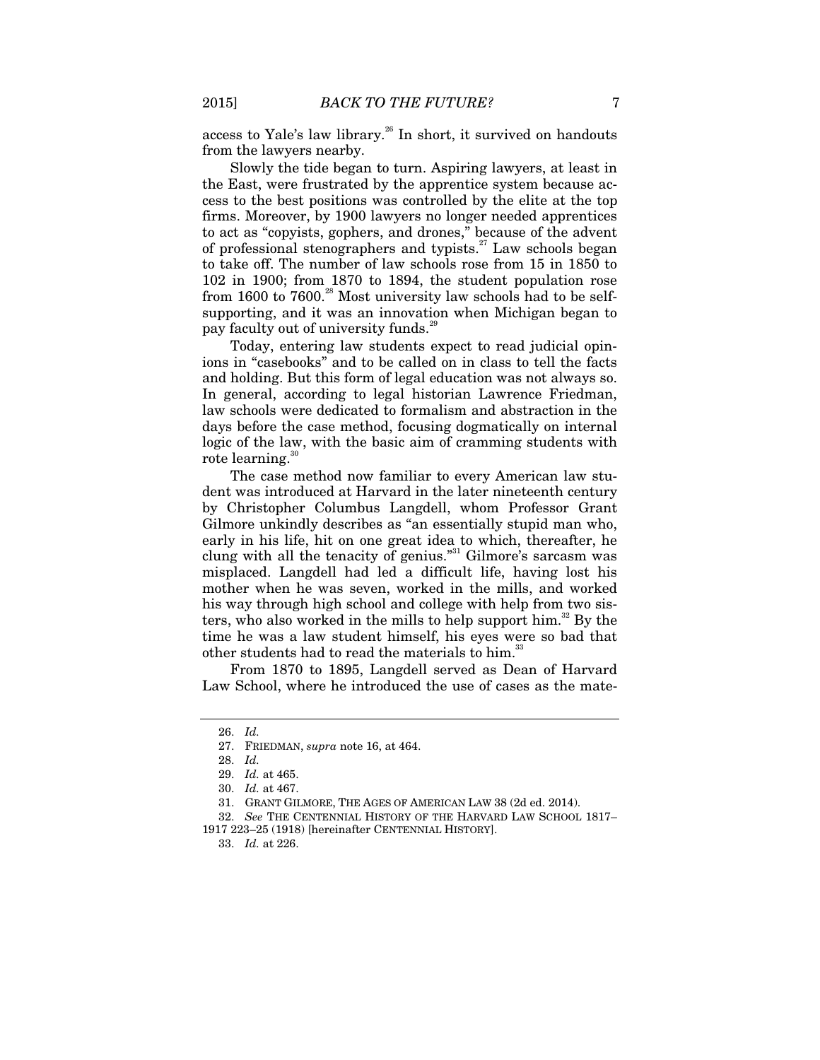access to Yale's law library.[26] In short, it survived on handouts from the lawyers nearby.

Slowly the tide began to turn. Aspiring lawyers, at least in the East, were frustrated by the apprentice system because access to the best positions was controlled by the elite at the top firms. Moreover, by 1900 lawyers no longer needed apprentices to act as "copyists, gophers, and drones," because of the advent of professional stenographers and typists.[27] Law schools began to take off. The number of law schools rose from 15 in 1850 to 102 in 1900; from 1870 to 1894, the student population rose from 1600 to 7600.[28] Most university law schools had to be self-supporting, and it was an innovation when Michigan began to pay faculty out of university funds.[29]

Today, entering law students expect to read judicial opinions in "casebooks" and to be called on in class to tell the facts and holding. But this form of legal education was not always so. In general, according to legal historian Lawrence Friedman, law schools were dedicated to formalism and abstraction in the days before the case method, focusing dogmatically on internal logic of the law, with the basic aim of cramming students with rote learning.[30]

The case method now familiar to every American law student was introduced at Harvard in the later nineteenth century by Christopher Columbus Langdell, whom Professor Grant Gilmore unkindly describes as "an essentially stupid man who, early in his life, hit on one great idea to which, thereafter, he clung with all the tenacity of genius."[31] Gilmore's sarcasm was misplaced. Langdell had led a difficult life, having lost his mother when he was seven, worked in the mills, and worked his way through high school and college with help from two sisters, who also worked in the mills to help support him.[32] By the time he was a law student himself, his eyes were so bad that other students had to read the materials to him.[33]

From 1870 to 1895, Langdell served as Dean of Harvard Law School, where he introduced the use of cases as the mate-

---

26. *Id.*

27. FRIEDMAN, *supra* note 16, at 464.

28. *Id.*

29. *Id.* at 465.

30. *Id.* at 467.

31. GRANT GILMORE, THE AGES OF AMERICAN LAW 38 (2d ed. 2014).

32. *See* THE CENTENNIAL HISTORY OF THE HARVARD LAW SCHOOL 1817–1917 223–25 (1918) [hereinafter CENTENNIAL HISTORY].

33. *Id.* at 226.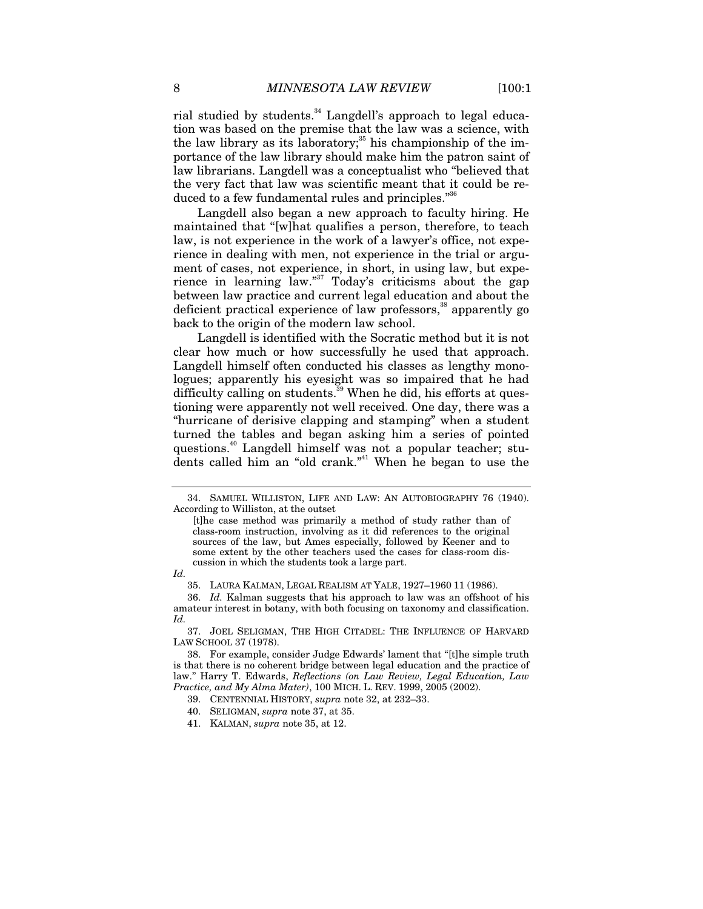rial studied by students.[34] Langdell's approach to legal education was based on the premise that the law was a science, with the law library as its laboratory;[35] his championship of the importance of the law library should make him the patron saint of law librarians. Langdell was a conceptualist who "believed that the very fact that law was scientific meant that it could be reduced to a few fundamental rules and principles."[36]

Langdell also began a new approach to faculty hiring. He maintained that "[w]hat qualifies a person, therefore, to teach law, is not experience in the work of a lawyer's office, not experience in dealing with men, not experience in the trial or argument of cases, not experience, in short, in using law, but experience in learning law."[37] Today's criticisms about the gap between law practice and current legal education and about the deficient practical experience of law professors,[38] apparently go back to the origin of the modern law school.

Langdell is identified with the Socratic method but it is not clear how much or how successfully he used that approach. Langdell himself often conducted his classes as lengthy monologues; apparently his eyesight was so impaired that he had difficulty calling on students.[39] When he did, his efforts at questioning were apparently not well received. One day, there was a "hurricane of derisive clapping and stamping" when a student turned the tables and began asking him a series of pointed questions.[40] Langdell himself was not a popular teacher; students called him an "old crank."[41] When he began to use the

---

34. SAMUEL WILLISTON, LIFE AND LAW: AN AUTOBIOGRAPHY 76 (1940). According to Williston, at the outset

> [t]he case method was primarily a method of study rather than of class-room instruction, involving as it did references to the original sources of the law, but Ames especially, followed by Keener and to some extent by the other teachers used the cases for class-room discussion in which the students took a large part.

*Id.*

35. LAURA KALMAN, LEGAL REALISM AT YALE, 1927–1960 11 (1986).

36. *Id.* Kalman suggests that his approach to law was an offshoot of his amateur interest in botany, with both focusing on taxonomy and classification. *Id.*

37. JOEL SELIGMAN, THE HIGH CITADEL: THE INFLUENCE OF HARVARD LAW SCHOOL 37 (1978).

38. For example, consider Judge Edwards' lament that "[t]he simple truth is that there is no coherent bridge between legal education and the practice of law." Harry T. Edwards, *Reflections (on Law Review, Legal Education, Law Practice, and My Alma Mater)*, 100 MICH. L. REV. 1999, 2005 (2002).

39. CENTENNIAL HISTORY, *supra* note 32, at 232–33.

40. SELIGMAN, *supra* note 37, at 35.

41. KALMAN, *supra* note 35, at 12.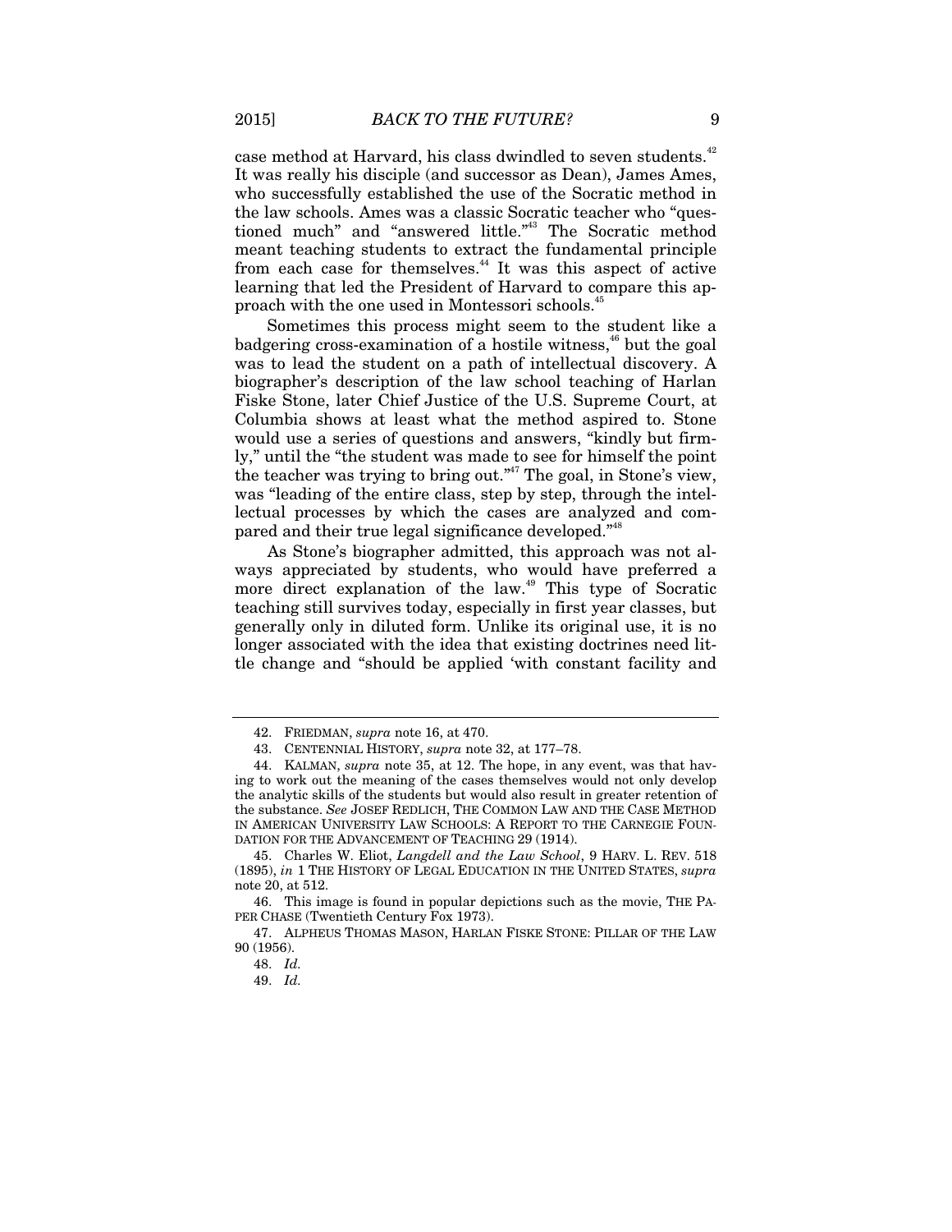case method at Harvard, his class dwindled to seven students.[42] It was really his disciple (and successor as Dean), James Ames, who successfully established the use of the Socratic method in the law schools. Ames was a classic Socratic teacher who "questioned much" and "answered little."[43] The Socratic method meant teaching students to extract the fundamental principle from each case for themselves.[44] It was this aspect of active learning that led the President of Harvard to compare this approach with the one used in Montessori schools.[45]

Sometimes this process might seem to the student like a badgering cross-examination of a hostile witness,[46] but the goal was to lead the student on a path of intellectual discovery. A biographer's description of the law school teaching of Harlan Fiske Stone, later Chief Justice of the U.S. Supreme Court, at Columbia shows at least what the method aspired to. Stone would use a series of questions and answers, "kindly but firmly," until the "the student was made to see for himself the point the teacher was trying to bring out."[47] The goal, in Stone's view, was "leading of the entire class, step by step, through the intellectual processes by which the cases are analyzed and compared and their true legal significance developed."[48]

As Stone's biographer admitted, this approach was not always appreciated by students, who would have preferred a more direct explanation of the law.[49] This type of Socratic teaching still survives today, especially in first year classes, but generally only in diluted form. Unlike its original use, it is no longer associated with the idea that existing doctrines need little change and "should be applied 'with constant facility and

---

42. FRIEDMAN, *supra* note 16, at 470.

43. CENTENNIAL HISTORY, *supra* note 32, at 177–78.

44. KALMAN, *supra* note 35, at 12. The hope, in any event, was that having to work out the meaning of the cases themselves would not only develop the analytic skills of the students but would also result in greater retention of the substance. *See* JOSEF REDLICH, THE COMMON LAW AND THE CASE METHOD IN AMERICAN UNIVERSITY LAW SCHOOLS: A REPORT TO THE CARNEGIE FOUNDATION FOR THE ADVANCEMENT OF TEACHING 29 (1914).

45. Charles W. Eliot, *Langdell and the Law School*, 9 HARV. L. REV. 518 (1895), *in* 1 THE HISTORY OF LEGAL EDUCATION IN THE UNITED STATES, *supra* note 20, at 512.

46. This image is found in popular depictions such as the movie, THE PAPER CHASE (Twentieth Century Fox 1973).

47. ALPHEUS THOMAS MASON, HARLAN FISKE STONE: PILLAR OF THE LAW 90 (1956).

48. *Id.*

49. *Id.*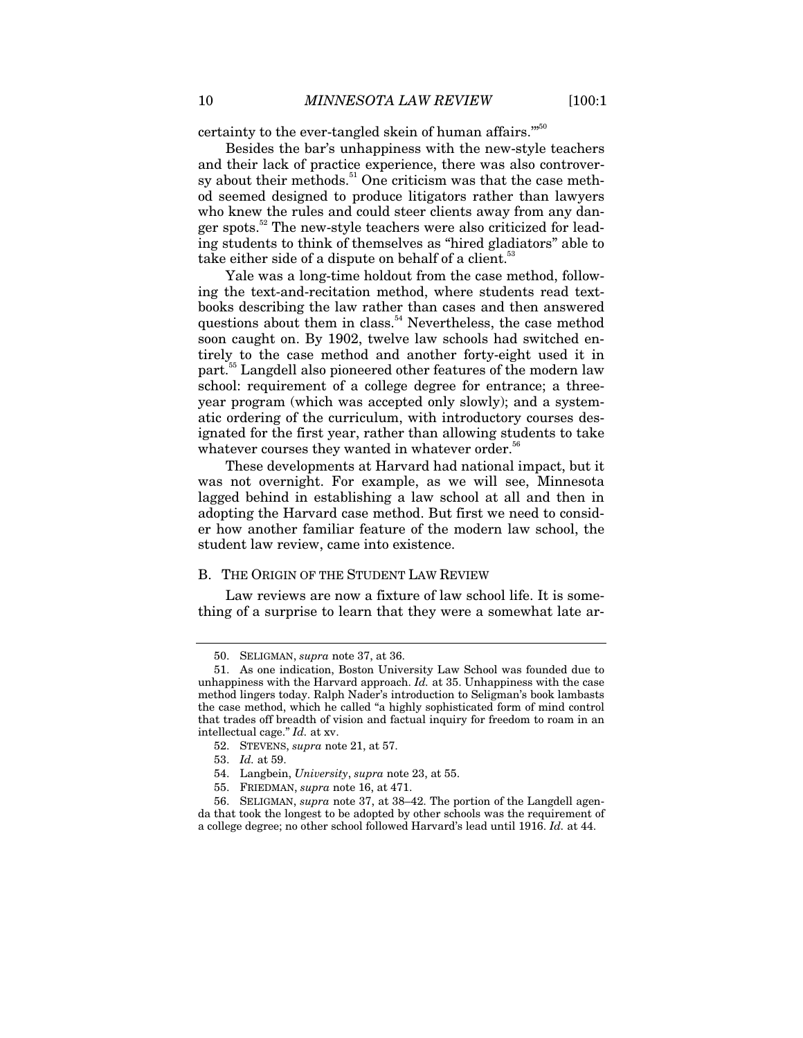certainty to the ever-tangled skein of human affairs.'"[50]

Besides the bar's unhappiness with the new-style teachers and their lack of practice experience, there was also controversy about their methods.[51] One criticism was that the case method seemed designed to produce litigators rather than lawyers who knew the rules and could steer clients away from any danger spots.[52] The new-style teachers were also criticized for leading students to think of themselves as "hired gladiators" able to take either side of a dispute on behalf of a client.[53]

Yale was a long-time holdout from the case method, following the text-and-recitation method, where students read textbooks describing the law rather than cases and then answered questions about them in class.[54] Nevertheless, the case method soon caught on. By 1902, twelve law schools had switched entirely to the case method and another forty-eight used it in part.[55] Langdell also pioneered other features of the modern law school: requirement of a college degree for entrance; a three-year program (which was accepted only slowly); and a systematic ordering of the curriculum, with introductory courses designated for the first year, rather than allowing students to take whatever courses they wanted in whatever order.[56]

These developments at Harvard had national impact, but it was not overnight. For example, as we will see, Minnesota lagged behind in establishing a law school at all and then in adopting the Harvard case method. But first we need to consider how another familiar feature of the modern law school, the student law review, came into existence.

### B. THE ORIGIN OF THE STUDENT LAW REVIEW

Law reviews are now a fixture of law school life. It is something of a surprise to learn that they were a somewhat late ar-

---

50. SELIGMAN, *supra* note 37, at 36.

51. As one indication, Boston University Law School was founded due to unhappiness with the Harvard approach. *Id.* at 35. Unhappiness with the case method lingers today. Ralph Nader's introduction to Seligman's book lambasts the case method, which he called "a highly sophisticated form of mind control that trades off breadth of vision and factual inquiry for freedom to roam in an intellectual cage." *Id.* at xv.

52. STEVENS, *supra* note 21, at 57.

53. *Id.* at 59.

54. Langbein, *University*, *supra* note 23, at 55.

55. FRIEDMAN, *supra* note 16, at 471.

56. SELIGMAN, *supra* note 37, at 38–42. The portion of the Langdell agenda that took the longest to be adopted by other schools was the requirement of a college degree; no other school followed Harvard's lead until 1916. *Id.* at 44.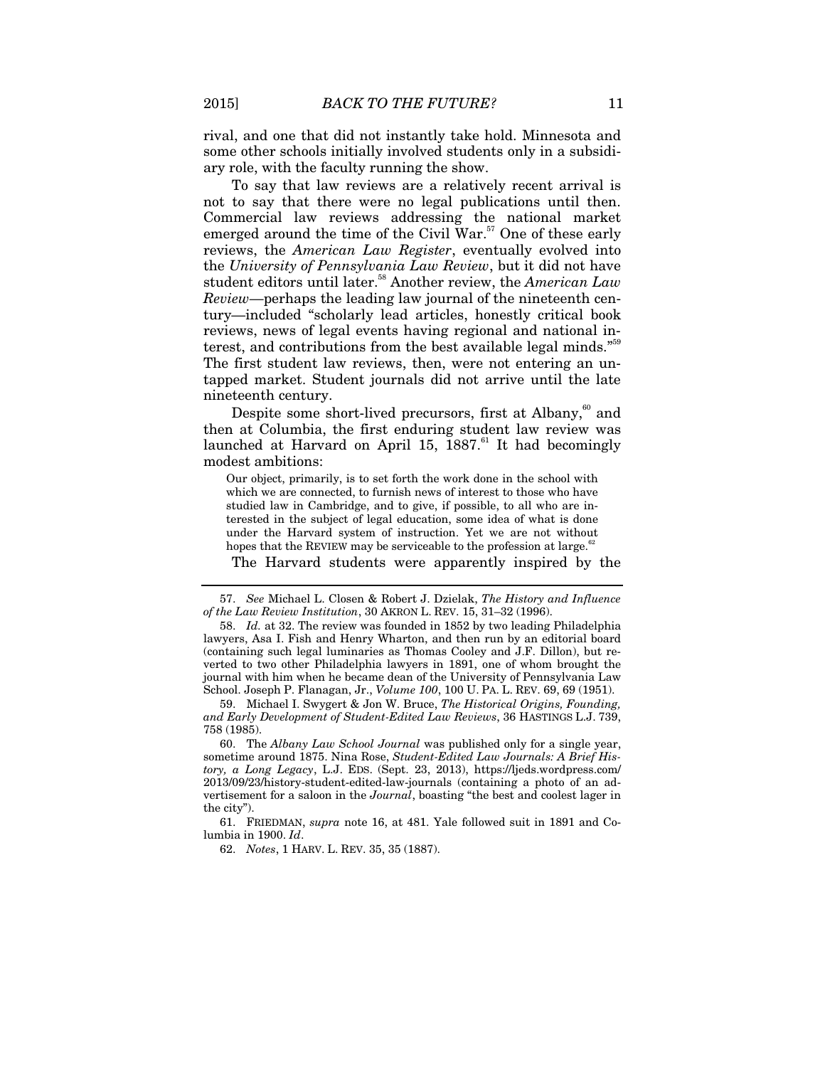rival, and one that did not instantly take hold. Minnesota and some other schools initially involved students only in a subsidiary role, with the faculty running the show.

To say that law reviews are a relatively recent arrival is not to say that there were no legal publications until then. Commercial law reviews addressing the national market emerged around the time of the Civil War.[57] One of these early reviews, the *American Law Register*, eventually evolved into the *University of Pennsylvania Law Review*, but it did not have student editors until later.[58] Another review, the *American Law Review*—perhaps the leading law journal of the nineteenth century—included "scholarly lead articles, honestly critical book reviews, news of legal events having regional and national interest, and contributions from the best available legal minds."[59] The first student law reviews, then, were not entering an untapped market. Student journals did not arrive until the late nineteenth century.

Despite some short-lived precursors, first at Albany,[60] and then at Columbia, the first enduring student law review was launched at Harvard on April 15, 1887.[61] It had becomingly modest ambitions:

> Our object, primarily, is to set forth the work done in the school with which we are connected, to furnish news of interest to those who have studied law in Cambridge, and to give, if possible, to all who are interested in the subject of legal education, some idea of what is done under the Harvard system of instruction. Yet we are not without hopes that the REVIEW may be serviceable to the profession at large.[62]

The Harvard students were apparently inspired by the

---

57. *See* Michael L. Closen & Robert J. Dzielak, *The History and Influence of the Law Review Institution*, 30 AKRON L. REV. 15, 31–32 (1996).

58. *Id.* at 32. The review was founded in 1852 by two leading Philadelphia lawyers, Asa I. Fish and Henry Wharton, and then run by an editorial board (containing such legal luminaries as Thomas Cooley and J.F. Dillon), but reverted to two other Philadelphia lawyers in 1891, one of whom brought the journal with him when he became dean of the University of Pennsylvania Law School. Joseph P. Flanagan, Jr., *Volume 100*, 100 U. PA. L. REV. 69, 69 (1951).

59. Michael I. Swygert & Jon W. Bruce, *The Historical Origins, Founding, and Early Development of Student-Edited Law Reviews*, 36 HASTINGS L.J. 739, 758 (1985).

60. The *Albany Law School Journal* was published only for a single year, sometime around 1875. Nina Rose, *Student-Edited Law Journals: A Brief History, a Long Legacy*, L.J. EDS. (Sept. 23, 2013), https://ljeds.wordpress.com/2013/09/23/history-student-edited-law-journals (containing a photo of an advertisement for a saloon in the *Journal*, boasting "the best and coolest lager in the city").

61. FRIEDMAN, *supra* note 16, at 481. Yale followed suit in 1891 and Columbia in 1900. *Id*.

62. *Notes*, 1 HARV. L. REV. 35, 35 (1887).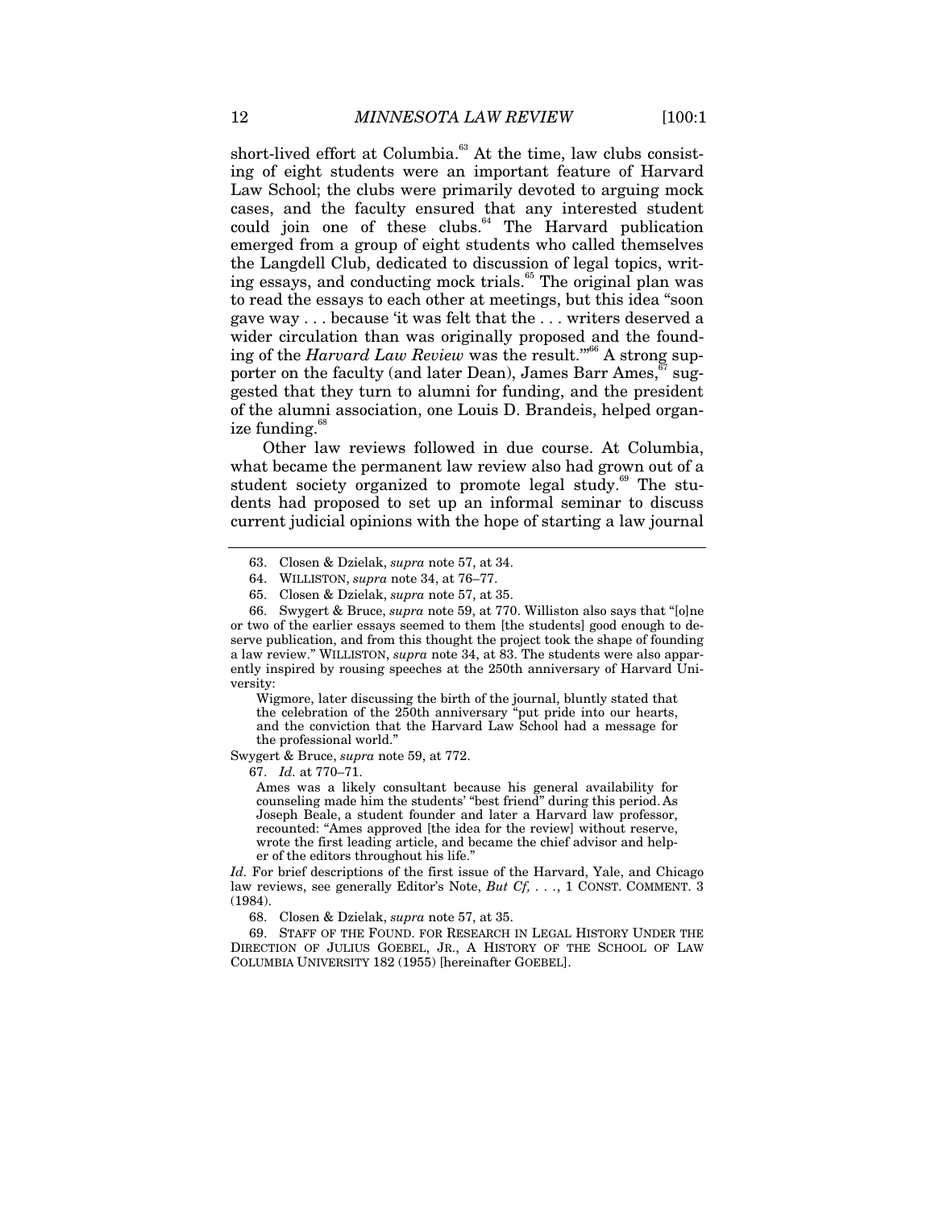short-lived effort at Columbia.[63] At the time, law clubs consisting of eight students were an important feature of Harvard Law School; the clubs were primarily devoted to arguing mock cases, and the faculty ensured that any interested student could join one of these clubs.[64] The Harvard publication emerged from a group of eight students who called themselves the Langdell Club, dedicated to discussion of legal topics, writing essays, and conducting mock trials.[65] The original plan was to read the essays to each other at meetings, but this idea "soon gave way . . . because 'it was felt that the . . . writers deserved a wider circulation than was originally proposed and the founding of the *Harvard Law Review* was the result.'"[66] A strong supporter on the faculty (and later Dean), James Barr Ames,[67] suggested that they turn to alumni for funding, and the president of the alumni association, one Louis D. Brandeis, helped organize funding.[68]

Other law reviews followed in due course. At Columbia, what became the permanent law review also had grown out of a student society organized to promote legal study.[69] The students had proposed to set up an informal seminar to discuss current judicial opinions with the hope of starting a law journal

---

63. Closen & Dzielak, *supra* note 57, at 34.

64. WILLISTON, *supra* note 34, at 76–77.

65. Closen & Dzielak, *supra* note 57, at 35.

66. Swygert & Bruce, *supra* note 59, at 770. Williston also says that "[o]ne or two of the earlier essays seemed to them [the students] good enough to deserve publication, and from this thought the project took the shape of founding a law review." WILLISTON, *supra* note 34, at 83. The students were also apparently inspired by rousing speeches at the 250th anniversary of Harvard University:

> Wigmore, later discussing the birth of the journal, bluntly stated that the celebration of the 250th anniversary "put pride into our hearts, and the conviction that the Harvard Law School had a message for the professional world."

Swygert & Bruce, *supra* note 59, at 772.

67. *Id.* at 770–71.

> Ames was a likely consultant because his general availability for counseling made him the students' "best friend" during this period. As Joseph Beale, a student founder and later a Harvard law professor, recounted: "Ames approved [the idea for the review] without reserve, wrote the first leading article, and became the chief advisor and helper of the editors throughout his life."

*Id.* For brief descriptions of the first issue of the Harvard, Yale, and Chicago law reviews, see generally Editor's Note, *But Cf,* . . ., 1 CONST. COMMENT. 3 (1984).

68. Closen & Dzielak, *supra* note 57, at 35.

69. STAFF OF THE FOUND. FOR RESEARCH IN LEGAL HISTORY UNDER THE DIRECTION OF JULIUS GOEBEL, JR., A HISTORY OF THE SCHOOL OF LAW COLUMBIA UNIVERSITY 182 (1955) [hereinafter GOEBEL].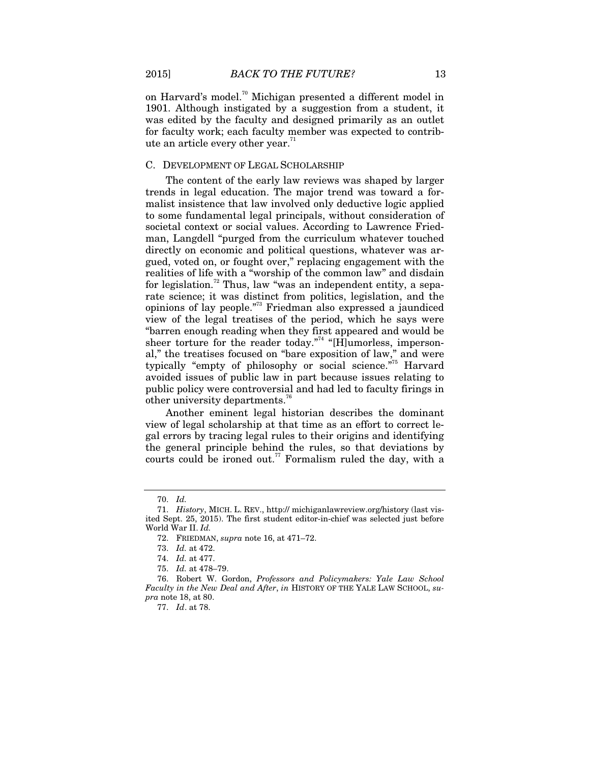on Harvard's model.[70] Michigan presented a different model in 1901. Although instigated by a suggestion from a student, it was edited by the faculty and designed primarily as an outlet for faculty work; each faculty member was expected to contribute an article every other year.[71]

### C. Development of Legal Scholarship

The content of the early law reviews was shaped by larger trends in legal education. The major trend was toward a formalist insistence that law involved only deductive logic applied to some fundamental legal principals, without consideration of societal context or social values. According to Lawrence Friedman, Langdell "purged from the curriculum whatever touched directly on economic and political questions, whatever was argued, voted on, or fought over," replacing engagement with the realities of life with a "worship of the common law" and disdain for legislation.[72] Thus, law "was an independent entity, a separate science; it was distinct from politics, legislation, and the opinions of lay people."[73] Friedman also expressed a jaundiced view of the legal treatises of the period, which he says were "barren enough reading when they first appeared and would be sheer torture for the reader today."[74] "[H]umorless, impersonal," the treatises focused on "bare exposition of law," and were typically "empty of philosophy or social science."[75] Harvard avoided issues of public law in part because issues relating to public policy were controversial and had led to faculty firings in other university departments.[76]

Another eminent legal historian describes the dominant view of legal scholarship at that time as an effort to correct legal errors by tracing legal rules to their origins and identifying the general principle behind the rules, so that deviations by courts could be ironed out.[77] Formalism ruled the day, with a

---

70. *Id.*

71. *History*, MICH. L. REV., http:// michiganlawreview.org/history (last visited Sept. 25, 2015). The first student editor-in-chief was selected just before World War II. *Id.*

72. FRIEDMAN, *supra* note 16, at 471–72.

73. *Id.* at 472.

74. *Id.* at 477.

75. *Id.* at 478–79.

76. Robert W. Gordon, *Professors and Policymakers: Yale Law School Faculty in the New Deal and After*, *in* HISTORY OF THE YALE LAW SCHOOL, *supra* note 18, at 80.

77. *Id*. at 78.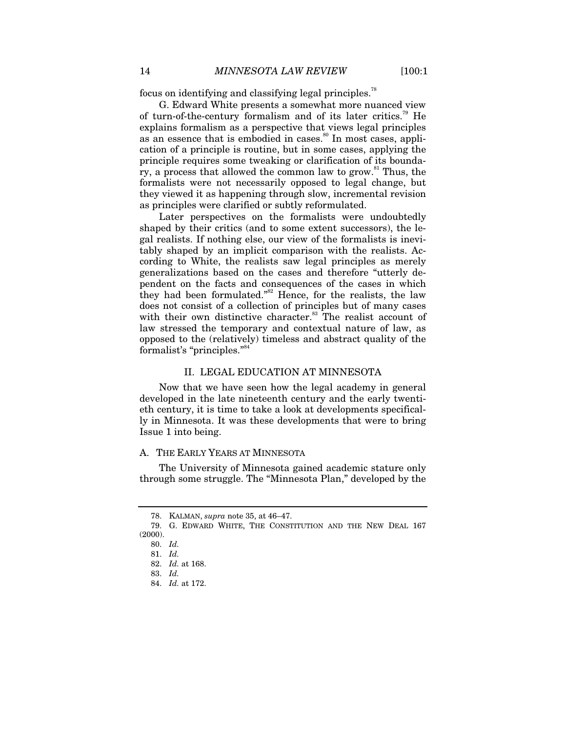focus on identifying and classifying legal principles.[78]

G. Edward White presents a somewhat more nuanced view of turn-of-the-century formalism and of its later critics.[79] He explains formalism as a perspective that views legal principles as an essence that is embodied in cases.[80] In most cases, application of a principle is routine, but in some cases, applying the principle requires some tweaking or clarification of its boundary, a process that allowed the common law to grow.[81] Thus, the formalists were not necessarily opposed to legal change, but they viewed it as happening through slow, incremental revision as principles were clarified or subtly reformulated.

Later perspectives on the formalists were undoubtedly shaped by their critics (and to some extent successors), the legal realists. If nothing else, our view of the formalists is inevitably shaped by an implicit comparison with the realists. According to White, the realists saw legal principles as merely generalizations based on the cases and therefore "utterly dependent on the facts and consequences of the cases in which they had been formulated."[82] Hence, for the realists, the law does not consist of a collection of principles but of many cases with their own distinctive character.[83] The realist account of law stressed the temporary and contextual nature of law, as opposed to the (relatively) timeless and abstract quality of the formalist's "principles."[84]

## II. LEGAL EDUCATION AT MINNESOTA

Now that we have seen how the legal academy in general developed in the late nineteenth century and the early twentieth century, it is time to take a look at developments specifically in Minnesota. It was these developments that were to bring Issue 1 into being.

### A. THE EARLY YEARS AT MINNESOTA

The University of Minnesota gained academic stature only through some struggle. The "Minnesota Plan," developed by the

---

78. KALMAN, *supra* note 35, at 46–47.

79. G. EDWARD WHITE, THE CONSTITUTION AND THE NEW DEAL 167 (2000).

80. *Id.*

81. *Id.*

82. *Id.* at 168.

83. *Id.*

84. *Id.* at 172.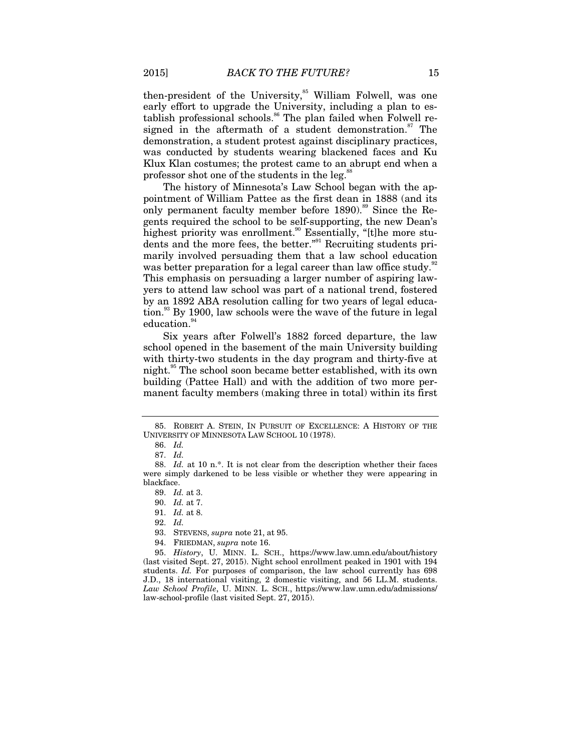then-president of the University,[85] William Folwell, was one early effort to upgrade the University, including a plan to establish professional schools.[86] The plan failed when Folwell resigned in the aftermath of a student demonstration.[87] The demonstration, a student protest against disciplinary practices, was conducted by students wearing blackened faces and Ku Klux Klan costumes; the protest came to an abrupt end when a professor shot one of the students in the leg.[88]

The history of Minnesota's Law School began with the appointment of William Pattee as the first dean in 1888 (and its only permanent faculty member before 1890).[89] Since the Regents required the school to be self-supporting, the new Dean's highest priority was enrollment.[90] Essentially, "[t]he more students and the more fees, the better."[91] Recruiting students primarily involved persuading them that a law school education was better preparation for a legal career than law office study.[92] This emphasis on persuading a larger number of aspiring lawyers to attend law school was part of a national trend, fostered by an 1892 ABA resolution calling for two years of legal education.[93] By 1900, law schools were the wave of the future in legal education.[94]

Six years after Folwell's 1882 forced departure, the law school opened in the basement of the main University building with thirty-two students in the day program and thirty-five at night.[95] The school soon became better established, with its own building (Pattee Hall) and with the addition of two more permanent faculty members (making three in total) within its first

---

85. ROBERT A. STEIN, IN PURSUIT OF EXCELLENCE: A HISTORY OF THE UNIVERSITY OF MINNESOTA LAW SCHOOL 10 (1978).

86. *Id.*

87. *Id.*

88. *Id.* at 10 n.*. It is not clear from the description whether their faces were simply darkened to be less visible or whether they were appearing in blackface.

89. *Id.* at 3.

90. *Id.* at 7.

91. *Id.* at 8.

92. *Id.*

93. STEVENS, *supra* note 21, at 95.

94. FRIEDMAN, *supra* note 16.

95. *History*, U. MINN. L. SCH., https://www.law.umn.edu/about/history (last visited Sept. 27, 2015). Night school enrollment peaked in 1901 with 194 students. *Id.* For purposes of comparison, the law school currently has 698 J.D., 18 international visiting, 2 domestic visiting, and 56 LL.M. students. *Law School Profile*, U. MINN. L. SCH., https://www.law.umn.edu/admissions/law-school-profile (last visited Sept. 27, 2015).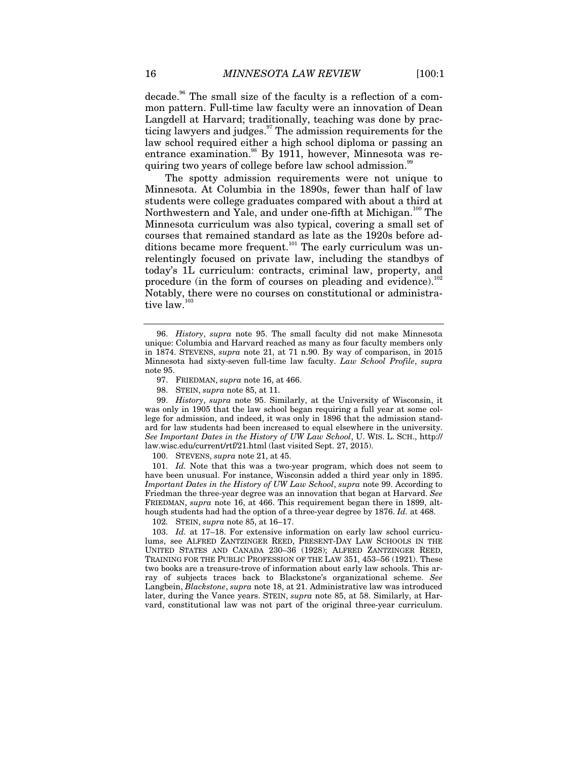decade.[96] The small size of the faculty is a reflection of a common pattern. Full-time law faculty were an innovation of Dean Langdell at Harvard; traditionally, teaching was done by practicing lawyers and judges.[97] The admission requirements for the law school required either a high school diploma or passing an entrance examination.[98] By 1911, however, Minnesota was requiring two years of college before law school admission.[99]

The spotty admission requirements were not unique to Minnesota. At Columbia in the 1890s, fewer than half of law students were college graduates compared with about a third at Northwestern and Yale, and under one-fifth at Michigan.[100] The Minnesota curriculum was also typical, covering a small set of courses that remained standard as late as the 1920s before additions became more frequent.[101] The early curriculum was unrelentingly focused on private law, including the standbys of today's 1L curriculum: contracts, criminal law, property, and procedure (in the form of courses on pleading and evidence).[102] Notably, there were no courses on constitutional or administrative law.[103]

---

96. *History*, *supra* note 95. The small faculty did not make Minnesota unique: Columbia and Harvard reached as many as four faculty members only in 1874. STEVENS, *supra* note 21, at 71 n.90. By way of comparison, in 2015 Minnesota had sixty-seven full-time law faculty. *Law School Profile*, *supra* note 95.

97. FRIEDMAN, *supra* note 16, at 466.

98. STEIN, *supra* note 85, at 11.

99. *History*, *supra* note 95. Similarly, at the University of Wisconsin, it was only in 1905 that the law school began requiring a full year at some college for admission, and indeed, it was only in 1896 that the admission standard for law students had been increased to equal elsewhere in the university. *See Important Dates in the History of UW Law School*, U. WIS. L. SCH., http://law.wisc.edu/current/rtf/21.html (last visited Sept. 27, 2015).

100. STEVENS, *supra* note 21, at 45.

101. *Id.* Note that this was a two-year program, which does not seem to have been unusual. For instance, Wisconsin added a third year only in 1895. *Important Dates in the History of UW Law School*, *supra* note 99. According to Friedman the three-year degree was an innovation that began at Harvard. *See* FRIEDMAN, *supra* note 16, at 466. This requirement began there in 1899, although students had had the option of a three-year degree by 1876. *Id.* at 468.

102. STEIN, *supra* note 85, at 16–17.

103. *Id.* at 17–18. For extensive information on early law school curriculums, see ALFRED ZANTZINGER REED, PRESENT-DAY LAW SCHOOLS IN THE UNITED STATES AND CANADA 230–36 (1928); ALFRED ZANTZINGER REED, TRAINING FOR THE PUBLIC PROFESSION OF THE LAW 351, 453–56 (1921). These two books are a treasure-trove of information about early law schools. This array of subjects traces back to Blackstone's organizational scheme. *See* Langbein, *Blackstone*, *supra* note 18, at 21. Administrative law was introduced later, during the Vance years. STEIN, *supra* note 85, at 58. Similarly, at Harvard, constitutional law was not part of the original three-year curriculum.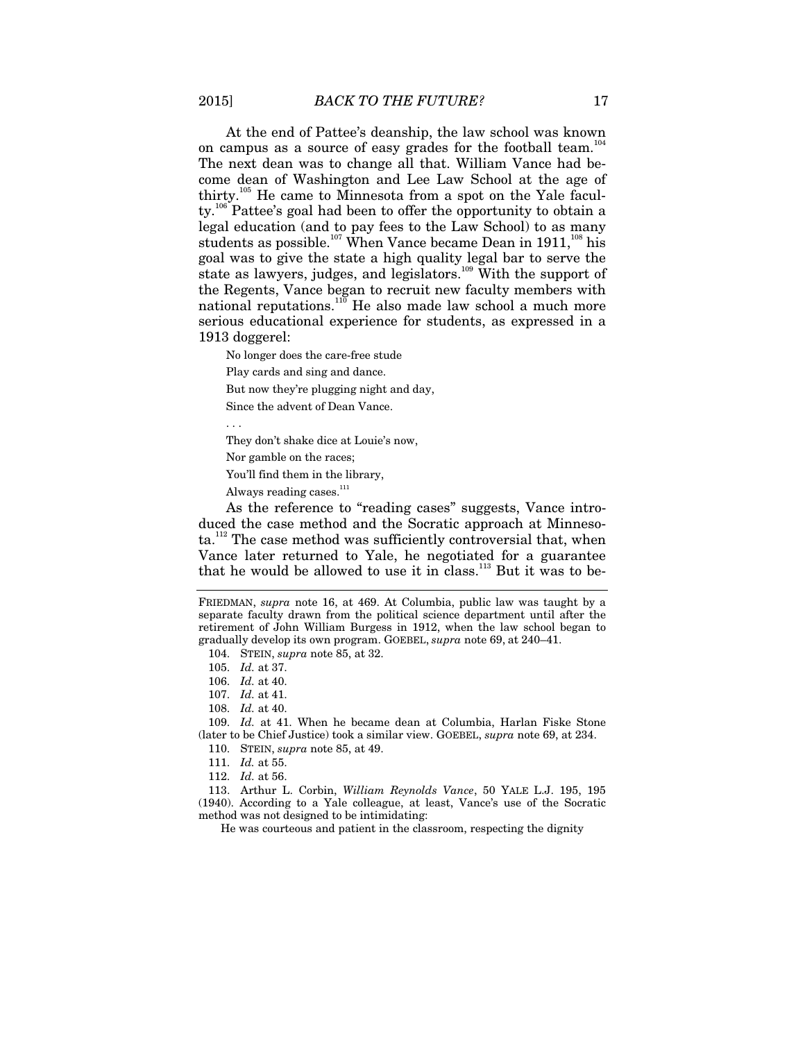At the end of Pattee's deanship, the law school was known on campus as a source of easy grades for the football team.[104] The next dean was to change all that. William Vance had become dean of Washington and Lee Law School at the age of thirty.[105] He came to Minnesota from a spot on the Yale faculty.[106] Pattee's goal had been to offer the opportunity to obtain a legal education (and to pay fees to the Law School) to as many students as possible.[107] When Vance became Dean in 1911,[108] his goal was to give the state a high quality legal bar to serve the state as lawyers, judges, and legislators.[109] With the support of the Regents, Vance began to recruit new faculty members with national reputations.[110] He also made law school a much more serious educational experience for students, as expressed in a 1913 doggerel:

> No longer does the care-free stude
>
> Play cards and sing and dance.
>
> But now they're plugging night and day,
>
> Since the advent of Dean Vance.
>
> . . .
>
> They don't shake dice at Louie's now,
>
> Nor gamble on the races;
>
> You'll find them in the library,
>
> Always reading cases.[111]

As the reference to "reading cases" suggests, Vance introduced the case method and the Socratic approach at Minnesota.[112] The case method was sufficiently controversial that, when Vance later returned to Yale, he negotiated for a guarantee that he would be allowed to use it in class.[113] But it was to be-

---

FRIEDMAN, *supra* note 16, at 469. At Columbia, public law was taught by a separate faculty drawn from the political science department until after the retirement of John William Burgess in 1912, when the law school began to gradually develop its own program. GOEBEL, *supra* note 69, at 240–41.

104. STEIN, *supra* note 85, at 32.

105. *Id.* at 37.

106. *Id.* at 40.

107. *Id.* at 41.

108. *Id.* at 40.

109. *Id.* at 41. When he became dean at Columbia, Harlan Fiske Stone (later to be Chief Justice) took a similar view. GOEBEL, *supra* note 69, at 234.

110. STEIN, *supra* note 85, at 49.

111. *Id.* at 55.

112. *Id.* at 56.

113. Arthur L. Corbin, *William Reynolds Vance*, 50 YALE L.J. 195, 195 (1940). According to a Yale colleague, at least, Vance's use of the Socratic method was not designed to be intimidating:

> He was courteous and patient in the classroom, respecting the dignity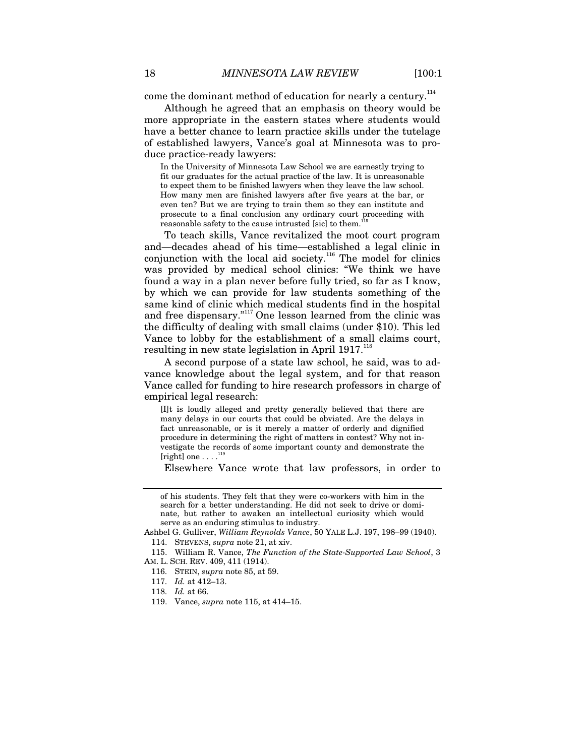come the dominant method of education for nearly a century.[114]

Although he agreed that an emphasis on theory would be more appropriate in the eastern states where students would have a better chance to learn practice skills under the tutelage of established lawyers, Vance's goal at Minnesota was to produce practice-ready lawyers:

> In the University of Minnesota Law School we are earnestly trying to fit our graduates for the actual practice of the law. It is unreasonable to expect them to be finished lawyers when they leave the law school. How many men are finished lawyers after five years at the bar, or even ten? But we are trying to train them so they can institute and prosecute to a final conclusion any ordinary court proceeding with reasonable safety to the cause intrusted [sic] to them.[115]

To teach skills, Vance revitalized the moot court program and—decades ahead of his time—established a legal clinic in conjunction with the local aid society.[116] The model for clinics was provided by medical school clinics: "We think we have found a way in a plan never before fully tried, so far as I know, by which we can provide for law students something of the same kind of clinic which medical students find in the hospital and free dispensary."[117] One lesson learned from the clinic was the difficulty of dealing with small claims (under $10). This led Vance to lobby for the establishment of a small claims court, resulting in new state legislation in April 1917.[118]

A second purpose of a state law school, he said, was to advance knowledge about the legal system, and for that reason Vance called for funding to hire research professors in charge of empirical legal research:

> [I]t is loudly alleged and pretty generally believed that there are many delays in our courts that could be obviated. Are the delays in fact unreasonable, or is it merely a matter of orderly and dignified procedure in determining the right of matters in contest? Why not investigate the records of some important county and demonstrate the [right] one . . . .[119]

Elsewhere Vance wrote that law professors, in order to

---

> of his students. They felt that they were co-workers with him in the search for a better understanding. He did not seek to drive or dominate, but rather to awaken an intellectual curiosity which would serve as an enduring stimulus to industry.

Ashbel G. Gulliver, *William Reynolds Vance*, 50 YALE L.J. 197, 198–99 (1940).

114. STEVENS, *supra* note 21, at xiv.

115. William R. Vance, *The Function of the State-Supported Law School*, 3 AM. L. SCH. REV. 409, 411 (1914).

116. STEIN, *supra* note 85, at 59.

117. *Id.* at 412–13.

118. *Id.* at 66.

119. Vance, *supra* note 115, at 414–15.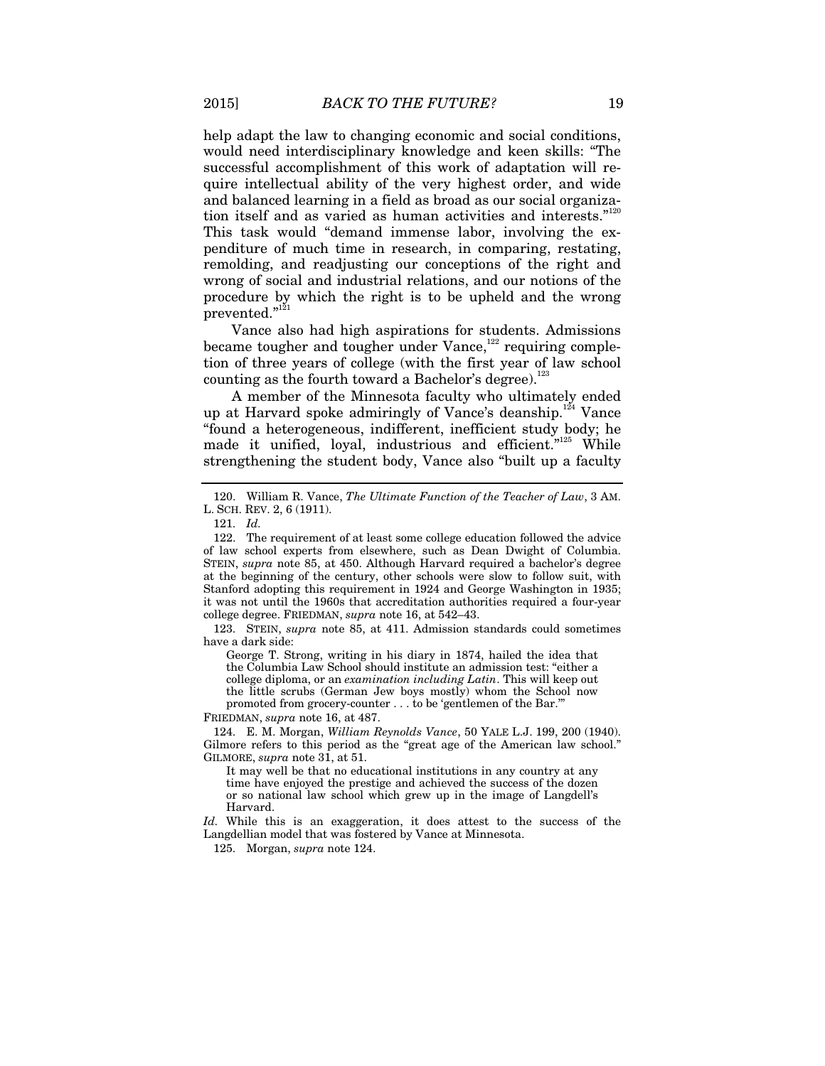help adapt the law to changing economic and social conditions, would need interdisciplinary knowledge and keen skills: "The successful accomplishment of this work of adaptation will require intellectual ability of the very highest order, and wide and balanced learning in a field as broad as our social organization itself and as varied as human activities and interests."[120] This task would "demand immense labor, involving the expenditure of much time in research, in comparing, restating, remolding, and readjusting our conceptions of the right and wrong of social and industrial relations, and our notions of the procedure by which the right is to be upheld and the wrong prevented."[121]

Vance also had high aspirations for students. Admissions became tougher and tougher under Vance,[122] requiring completion of three years of college (with the first year of law school counting as the fourth toward a Bachelor's degree).[123]

A member of the Minnesota faculty who ultimately ended up at Harvard spoke admiringly of Vance's deanship.[124] Vance "found a heterogeneous, indifferent, inefficient study body; he made it unified, loyal, industrious and efficient."[125] While strengthening the student body, Vance also "built up a faculty

---

120. William R. Vance, *The Ultimate Function of the Teacher of Law*, 3 AM. L. SCH. REV. 2, 6 (1911).

121. *Id.*

122. The requirement of at least some college education followed the advice of law school experts from elsewhere, such as Dean Dwight of Columbia. STEIN, *supra* note 85, at 450. Although Harvard required a bachelor's degree at the beginning of the century, other schools were slow to follow suit, with Stanford adopting this requirement in 1924 and George Washington in 1935; it was not until the 1960s that accreditation authorities required a four-year college degree. FRIEDMAN, *supra* note 16, at 542–43.

123. STEIN, *supra* note 85, at 411. Admission standards could sometimes have a dark side:

> George T. Strong, writing in his diary in 1874, hailed the idea that the Columbia Law School should institute an admission test: "either a college diploma, or an *examination including Latin*. This will keep out the little scrubs (German Jew boys mostly) whom the School now promoted from grocery-counter . . . to be 'gentlemen of the Bar.'"

FRIEDMAN, *supra* note 16, at 487.

124. E. M. Morgan, *William Reynolds Vance*, 50 YALE L.J. 199, 200 (1940). Gilmore refers to this period as the "great age of the American law school." GILMORE, *supra* note 31, at 51.

> It may well be that no educational institutions in any country at any time have enjoyed the prestige and achieved the success of the dozen or so national law school which grew up in the image of Langdell's Harvard.

*Id.* While this is an exaggeration, it does attest to the success of the Langdellian model that was fostered by Vance at Minnesota.

125. Morgan, *supra* note 124.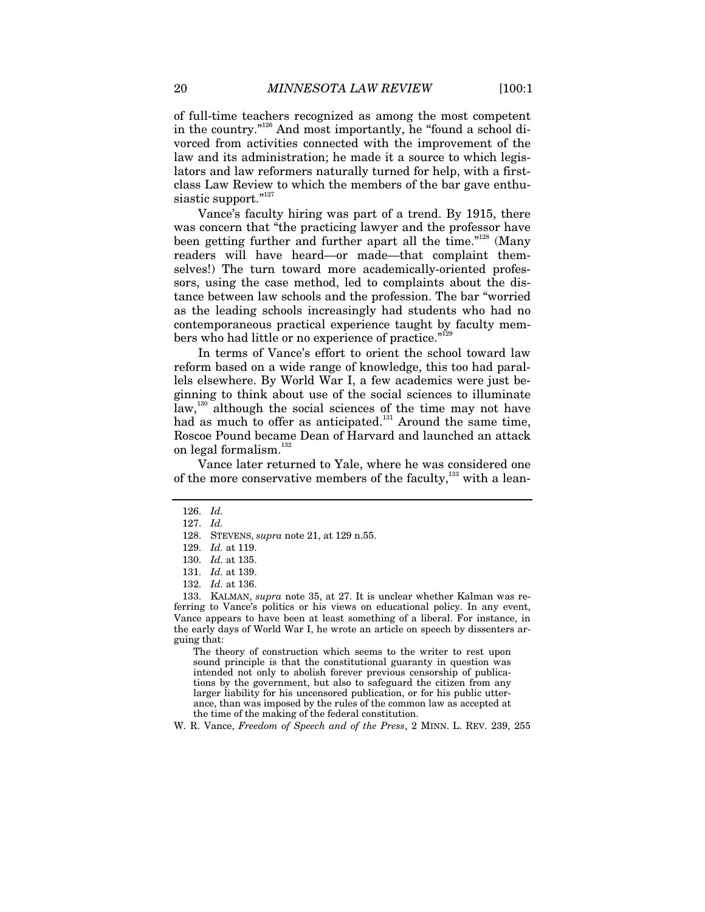of full-time teachers recognized as among the most competent in the country."[126] And most importantly, he "found a school divorced from activities connected with the improvement of the law and its administration; he made it a source to which legislators and law reformers naturally turned for help, with a first-class Law Review to which the members of the bar gave enthusiastic support."[127]

Vance's faculty hiring was part of a trend. By 1915, there was concern that "the practicing lawyer and the professor have been getting further and further apart all the time."[128] (Many readers will have heard—or made—that complaint themselves!) The turn toward more academically-oriented professors, using the case method, led to complaints about the distance between law schools and the profession. The bar "worried as the leading schools increasingly had students who had no contemporaneous practical experience taught by faculty members who had little or no experience of practice."[129]

In terms of Vance's effort to orient the school toward law reform based on a wide range of knowledge, this too had parallels elsewhere. By World War I, a few academics were just beginning to think about use of the social sciences to illuminate law,[130] although the social sciences of the time may not have had as much to offer as anticipated.[131] Around the same time, Roscoe Pound became Dean of Harvard and launched an attack on legal formalism.[132]

Vance later returned to Yale, where he was considered one of the more conservative members of the faculty,[133] with a lean-

---

126. *Id.*

127. *Id.*

128. STEVENS, *supra* note 21, at 129 n.55.

129. *Id.* at 119.

130. *Id.* at 135.

131. *Id.* at 139.

132. *Id.* at 136.

133. KALMAN, *supra* note 35, at 27. It is unclear whether Kalman was referring to Vance's politics or his views on educational policy. In any event, Vance appears to have been at least something of a liberal. For instance, in the early days of World War I, he wrote an article on speech by dissenters arguing that:

> The theory of construction which seems to the writer to rest upon sound principle is that the constitutional guaranty in question was intended not only to abolish forever previous censorship of publications by the government, but also to safeguard the citizen from any larger liability for his uncensored publication, or for his public utterance, than was imposed by the rules of the common law as accepted at the time of the making of the federal constitution.

W. R. Vance, *Freedom of Speech and of the Press*, 2 MINN. L. REV. 239, 255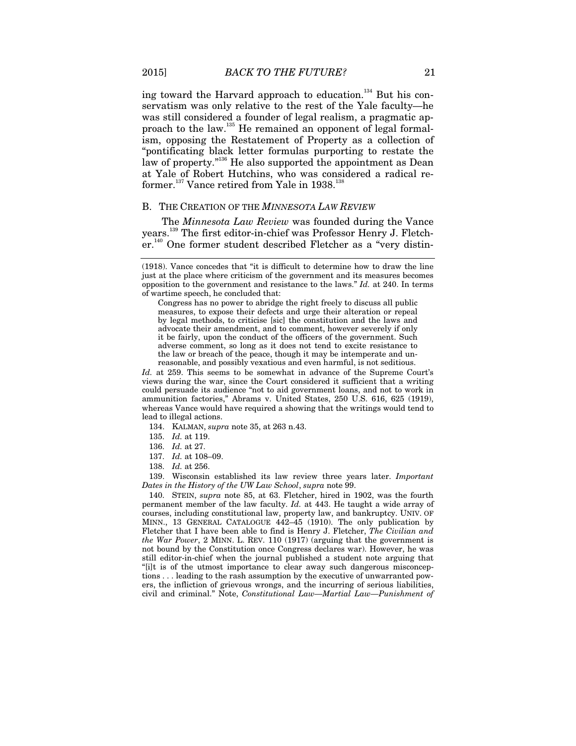ing toward the Harvard approach to education.[134] But his conservatism was only relative to the rest of the Yale faculty—he was still considered a founder of legal realism, a pragmatic approach to the law.[135] He remained an opponent of legal formalism, opposing the Restatement of Property as a collection of "pontificating black letter formulas purporting to restate the law of property."[136] He also supported the appointment as Dean at Yale of Robert Hutchins, who was considered a radical reformer.[137] Vance retired from Yale in 1938.[138]

### B. THE CREATION OF THE *MINNESOTA LAW REVIEW*

The *Minnesota Law Review* was founded during the Vance years.[139] The first editor-in-chief was Professor Henry J. Fletcher.[140] One former student described Fletcher as a "very distin-

---

(1918). Vance concedes that "it is difficult to determine how to draw the line just at the place where criticism of the government and its measures becomes opposition to the government and resistance to the laws." *Id.* at 240. In terms of wartime speech, he concluded that:

> Congress has no power to abridge the right freely to discuss all public measures, to expose their defects and urge their alteration or repeal by legal methods, to criticise [sic] the constitution and the laws and advocate their amendment, and to comment, however severely if only it be fairly, upon the conduct of the officers of the government. Such adverse comment, so long as it does not tend to excite resistance to the law or breach of the peace, though it may be intemperate and unreasonable, and possibly vexatious and even harmful, is not seditious.

*Id.* at 259. This seems to be somewhat in advance of the Supreme Court's views during the war, since the Court considered it sufficient that a writing could persuade its audience "not to aid government loans, and not to work in ammunition factories," Abrams v. United States, 250 U.S. 616, 625 (1919), whereas Vance would have required a showing that the writings would tend to lead to illegal actions.

134. KALMAN, *supra* note 35, at 263 n.43.

135. *Id.* at 119.

136. *Id.* at 27.

137. *Id.* at 108–09.

138. *Id.* at 256.

139. Wisconsin established its law review three years later. *Important Dates in the History of the UW Law School*, *supra* note 99.

140. STEIN, *supra* note 85, at 63. Fletcher, hired in 1902, was the fourth permanent member of the law faculty. *Id.* at 443. He taught a wide array of courses, including constitutional law, property law, and bankruptcy. UNIV. OF MINN., 13 GENERAL CATALOGUE 442–45 (1910). The only publication by Fletcher that I have been able to find is Henry J. Fletcher, *The Civilian and the War Power*, 2 MINN. L. REV. 110 (1917) (arguing that the government is not bound by the Constitution once Congress declares war). However, he was still editor-in-chief when the journal published a student note arguing that "[i]t is of the utmost importance to clear away such dangerous misconceptions . . . leading to the rash assumption by the executive of unwarranted powers, the infliction of grievous wrongs, and the incurring of serious liabilities, civil and criminal." Note, *Constitutional Law—Martial Law—Punishment of*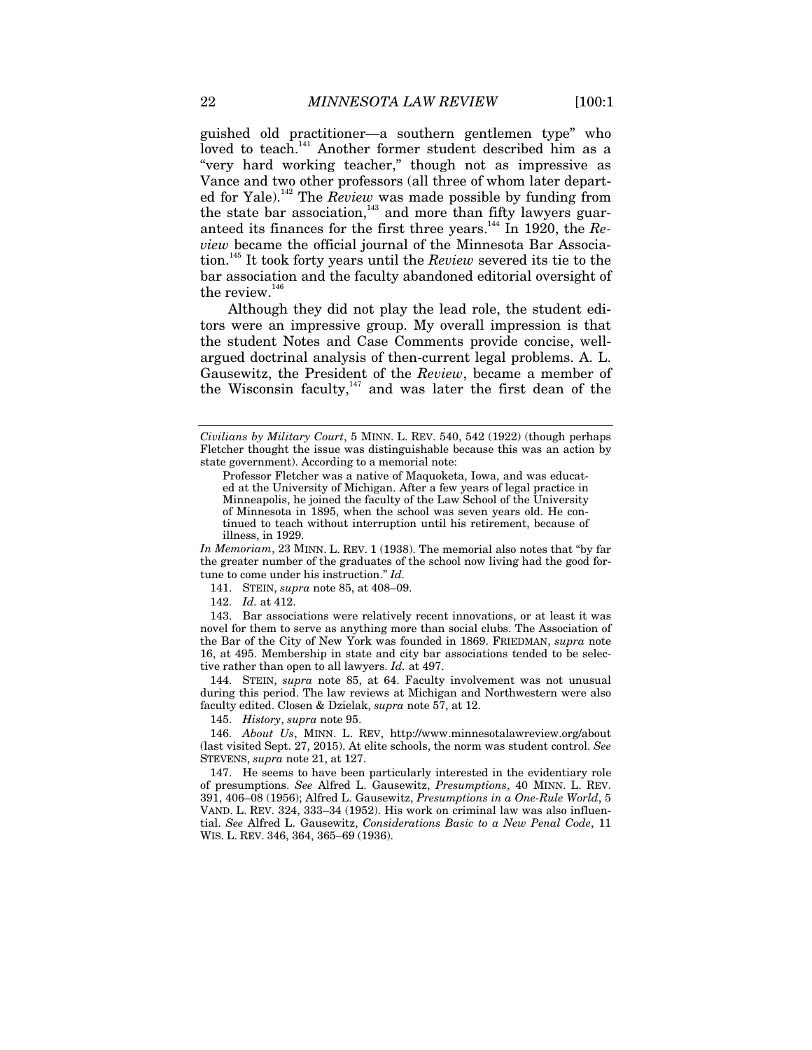guished old practitioner—a southern gentlemen type" who loved to teach.[141] Another former student described him as a "very hard working teacher," though not as impressive as Vance and two other professors (all three of whom later departed for Yale).[142] The *Review* was made possible by funding from the state bar association,[143] and more than fifty lawyers guaranteed its finances for the first three years.[144] In 1920, the *Review* became the official journal of the Minnesota Bar Association.[145] It took forty years until the *Review* severed its tie to the bar association and the faculty abandoned editorial oversight of the review.[146]

Although they did not play the lead role, the student editors were an impressive group. My overall impression is that the student Notes and Case Comments provide concise, well-argued doctrinal analysis of then-current legal problems. A. L. Gausewitz, the President of the *Review*, became a member of the Wisconsin faculty,[147] and was later the first dean of the

---

*Civilians by Military Court*, 5 MINN. L. REV. 540, 542 (1922) (though perhaps Fletcher thought the issue was distinguishable because this was an action by state government). According to a memorial note:

> Professor Fletcher was a native of Maquoketa, Iowa, and was educated at the University of Michigan. After a few years of legal practice in Minneapolis, he joined the faculty of the Law School of the University of Minnesota in 1895, when the school was seven years old. He continued to teach without interruption until his retirement, because of illness, in 1929.

*In Memoriam*, 23 MINN. L. REV. 1 (1938). The memorial also notes that "by far the greater number of the graduates of the school now living had the good fortune to come under his instruction." *Id.*

141. STEIN, *supra* note 85, at 408–09.

142. *Id.* at 412.

143. Bar associations were relatively recent innovations, or at least it was novel for them to serve as anything more than social clubs. The Association of the Bar of the City of New York was founded in 1869. FRIEDMAN, *supra* note 16, at 495. Membership in state and city bar associations tended to be selective rather than open to all lawyers. *Id.* at 497.

144. STEIN, *supra* note 85, at 64. Faculty involvement was not unusual during this period. The law reviews at Michigan and Northwestern were also faculty edited. Closen & Dzielak, *supra* note 57, at 12.

145. *History*, *supra* note 95.

146. *About Us*, MINN. L. REV, http://www.minnesotalawreview.org/about (last visited Sept. 27, 2015). At elite schools, the norm was student control. *See* STEVENS, *supra* note 21, at 127.

147. He seems to have been particularly interested in the evidentiary role of presumptions. *See* Alfred L. Gausewitz, *Presumptions*, 40 MINN. L. REV. 391, 406–08 (1956); Alfred L. Gausewitz, *Presumptions in a One-Rule World*, 5 VAND. L. REV. 324, 333–34 (1952). His work on criminal law was also influential. *See* Alfred L. Gausewitz, *Considerations Basic to a New Penal Code*, 11 WIS. L. REV. 346, 364, 365–69 (1936).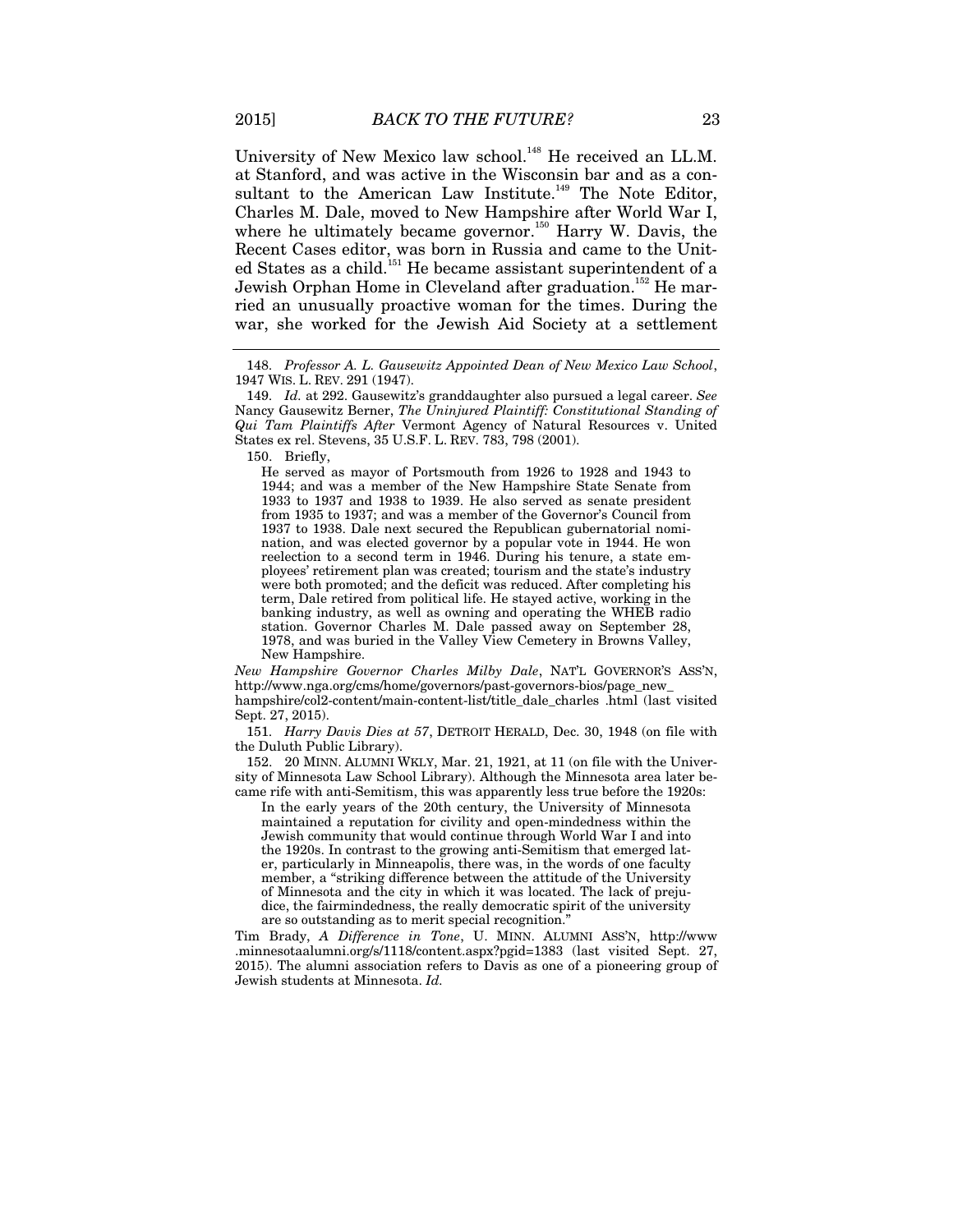University of New Mexico law school.[148] He received an LL.M. at Stanford, and was active in the Wisconsin bar and as a consultant to the American Law Institute.[149] The Note Editor, Charles M. Dale, moved to New Hampshire after World War I, where he ultimately became governor.[150] Harry W. Davis, the Recent Cases editor, was born in Russia and came to the United States as a child.[151] He became assistant superintendent of a Jewish Orphan Home in Cleveland after graduation.[152] He married an unusually proactive woman for the times. During the war, she worked for the Jewish Aid Society at a settlement

---

148. *Professor A. L. Gausewitz Appointed Dean of New Mexico Law School*, 1947 WIS. L. REV. 291 (1947).

149. *Id.* at 292. Gausewitz's granddaughter also pursued a legal career. *See* Nancy Gausewitz Berner, *The Uninjured Plaintiff: Constitutional Standing of Qui Tam Plaintiffs After* Vermont Agency of Natural Resources v. United States ex rel. Stevens, 35 U.S.F. L. REV. 783, 798 (2001).

150. Briefly,

> He served as mayor of Portsmouth from 1926 to 1928 and 1943 to 1944; and was a member of the New Hampshire State Senate from 1933 to 1937 and 1938 to 1939. He also served as senate president from 1935 to 1937; and was a member of the Governor's Council from 1937 to 1938. Dale next secured the Republican gubernatorial nomination, and was elected governor by a popular vote in 1944. He won reelection to a second term in 1946. During his tenure, a state employees' retirement plan was created; tourism and the state's industry were both promoted; and the deficit was reduced. After completing his term, Dale retired from political life. He stayed active, working in the banking industry, as well as owning and operating the WHEB radio station. Governor Charles M. Dale passed away on September 28, 1978, and was buried in the Valley View Cemetery in Browns Valley, New Hampshire.

*New Hampshire Governor Charles Milby Dale*, NAT'L GOVERNOR'S ASS'N, http://www.nga.org/cms/home/governors/past-governors-bios/page_new_hampshire/col2-content/main-content-list/title_dale_charles .html (last visited Sept. 27, 2015).

151. *Harry Davis Dies at 57*, DETROIT HERALD, Dec. 30, 1948 (on file with the Duluth Public Library).

152. 20 MINN. ALUMNI WKLY, Mar. 21, 1921, at 11 (on file with the University of Minnesota Law School Library). Although the Minnesota area later became rife with anti-Semitism, this was apparently less true before the 1920s:

> In the early years of the 20th century, the University of Minnesota maintained a reputation for civility and open-mindedness within the Jewish community that would continue through World War I and into the 1920s. In contrast to the growing anti-Semitism that emerged later, particularly in Minneapolis, there was, in the words of one faculty member, a "striking difference between the attitude of the University of Minnesota and the city in which it was located. The lack of prejudice, the fairmindedness, the really democratic spirit of the university are so outstanding as to merit special recognition."

Tim Brady, *A Difference in Tone*, U. MINN. ALUMNI ASS'N, http://www.minnesotaalumni.org/s/1118/content.aspx?pgid=1383 (last visited Sept. 27, 2015). The alumni association refers to Davis as one of a pioneering group of Jewish students at Minnesota. *Id.*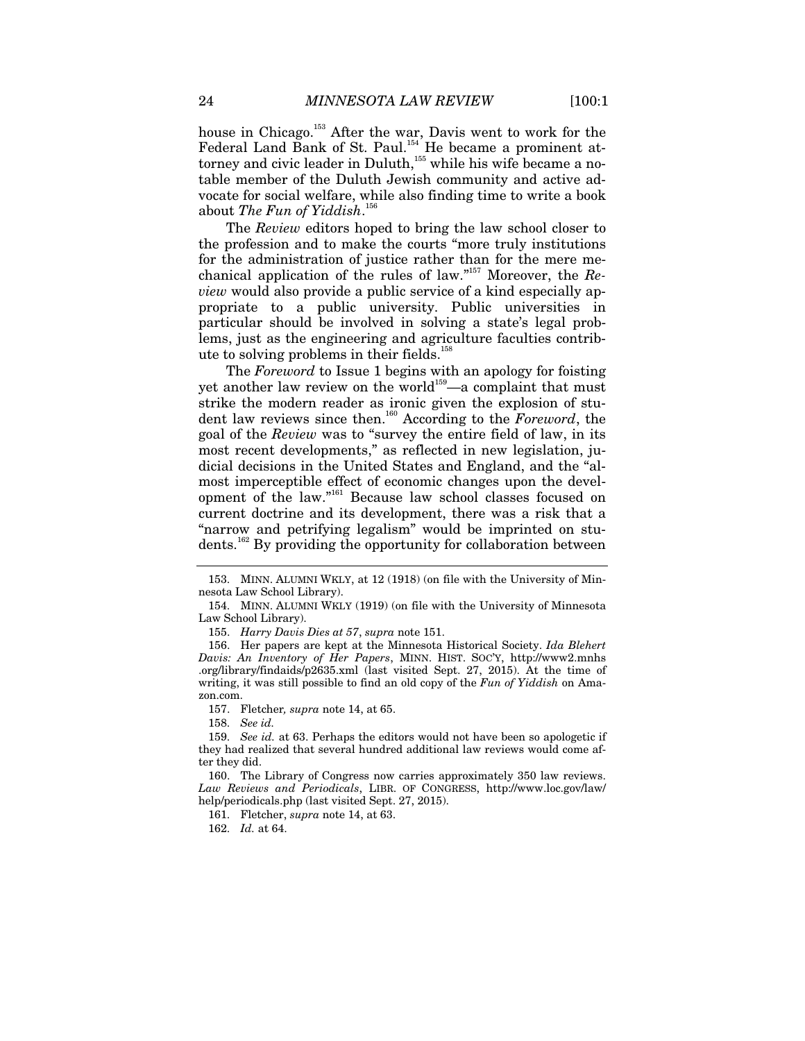house in Chicago.[153] After the war, Davis went to work for the Federal Land Bank of St. Paul.[154] He became a prominent attorney and civic leader in Duluth,[155] while his wife became a notable member of the Duluth Jewish community and active advocate for social welfare, while also finding time to write a book about *The Fun of Yiddish*.[156]

The *Review* editors hoped to bring the law school closer to the profession and to make the courts "more truly institutions for the administration of justice rather than for the mere mechanical application of the rules of law."[157] Moreover, the *Review* would also provide a public service of a kind especially appropriate to a public university. Public universities in particular should be involved in solving a state's legal problems, just as the engineering and agriculture faculties contribute to solving problems in their fields.[158]

The *Foreword* to Issue 1 begins with an apology for foisting yet another law review on the world[159]—a complaint that must strike the modern reader as ironic given the explosion of student law reviews since then.[160] According to the *Foreword*, the goal of the *Review* was to "survey the entire field of law, in its most recent developments," as reflected in new legislation, judicial decisions in the United States and England, and the "almost imperceptible effect of economic changes upon the development of the law."[161] Because law school classes focused on current doctrine and its development, there was a risk that a "narrow and petrifying legalism" would be imprinted on students.[162] By providing the opportunity for collaboration between

---

153. MINN. ALUMNI WKLY, at 12 (1918) (on file with the University of Minnesota Law School Library).

154. MINN. ALUMNI WKLY (1919) (on file with the University of Minnesota Law School Library).

155. *Harry Davis Dies at 57*, *supra* note 151.

156. Her papers are kept at the Minnesota Historical Society. *Ida Blehert Davis: An Inventory of Her Papers*, MINN. HIST. SOC'Y, http://www2.mnhs.org/library/findaids/p2635.xml (last visited Sept. 27, 2015). At the time of writing, it was still possible to find an old copy of the *Fun of Yiddish* on Amazon.com.

157. Fletcher*, supra* note 14, at 65.

158. *See id.*

159. *See id.* at 63. Perhaps the editors would not have been so apologetic if they had realized that several hundred additional law reviews would come after they did.

160. The Library of Congress now carries approximately 350 law reviews. *Law Reviews and Periodicals*, LIBR. OF CONGRESS, http://www.loc.gov/law/help/periodicals.php (last visited Sept. 27, 2015).

161. Fletcher, *supra* note 14, at 63.

162. *Id.* at 64.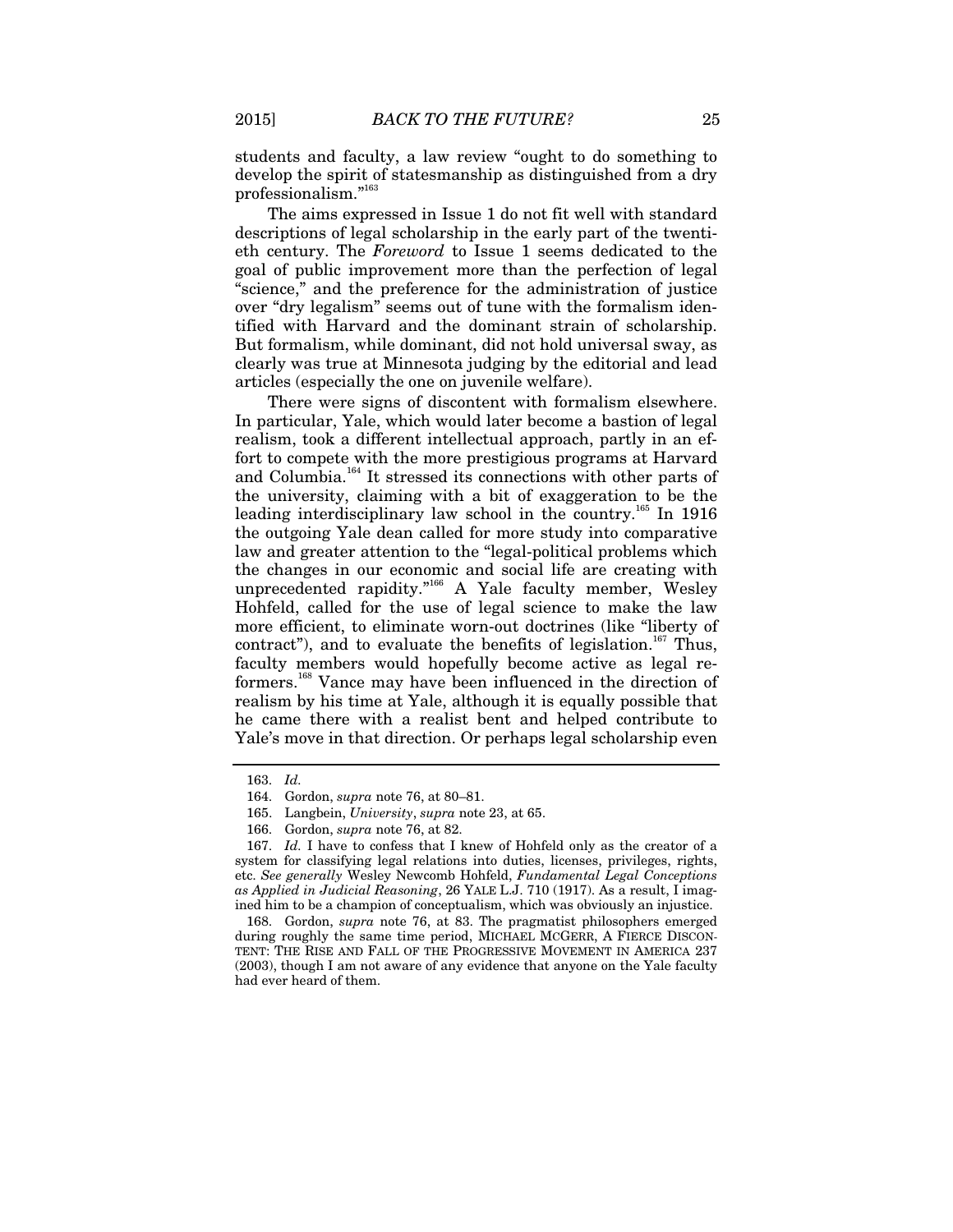students and faculty, a law review "ought to do something to develop the spirit of statesmanship as distinguished from a dry professionalism."[163]

The aims expressed in Issue 1 do not fit well with standard descriptions of legal scholarship in the early part of the twentieth century. The *Foreword* to Issue 1 seems dedicated to the goal of public improvement more than the perfection of legal "science," and the preference for the administration of justice over "dry legalism" seems out of tune with the formalism identified with Harvard and the dominant strain of scholarship. But formalism, while dominant, did not hold universal sway, as clearly was true at Minnesota judging by the editorial and lead articles (especially the one on juvenile welfare).

There were signs of discontent with formalism elsewhere. In particular, Yale, which would later become a bastion of legal realism, took a different intellectual approach, partly in an effort to compete with the more prestigious programs at Harvard and Columbia.[164] It stressed its connections with other parts of the university, claiming with a bit of exaggeration to be the leading interdisciplinary law school in the country.[165] In 1916 the outgoing Yale dean called for more study into comparative law and greater attention to the "legal-political problems which the changes in our economic and social life are creating with unprecedented rapidity."[166] A Yale faculty member, Wesley Hohfeld, called for the use of legal science to make the law more efficient, to eliminate worn-out doctrines (like "liberty of contract"), and to evaluate the benefits of legislation.[167] Thus, faculty members would hopefully become active as legal reformers.[168] Vance may have been influenced in the direction of realism by his time at Yale, although it is equally possible that he came there with a realist bent and helped contribute to Yale's move in that direction. Or perhaps legal scholarship even

---

163. *Id.*

164. Gordon, *supra* note 76, at 80–81.

165. Langbein, *University*, *supra* note 23, at 65.

166. Gordon, *supra* note 76, at 82.

167. *Id.* I have to confess that I knew of Hohfeld only as the creator of a system for classifying legal relations into duties, licenses, privileges, rights, etc. *See generally* Wesley Newcomb Hohfeld, *Fundamental Legal Conceptions as Applied in Judicial Reasoning*, 26 YALE L.J. 710 (1917). As a result, I imagined him to be a champion of conceptualism, which was obviously an injustice.

168. Gordon, *supra* note 76, at 83. The pragmatist philosophers emerged during roughly the same time period, MICHAEL MCGERR, A FIERCE DISCONTENT: THE RISE AND FALL OF THE PROGRESSIVE MOVEMENT IN AMERICA 237 (2003), though I am not aware of any evidence that anyone on the Yale faculty had ever heard of them.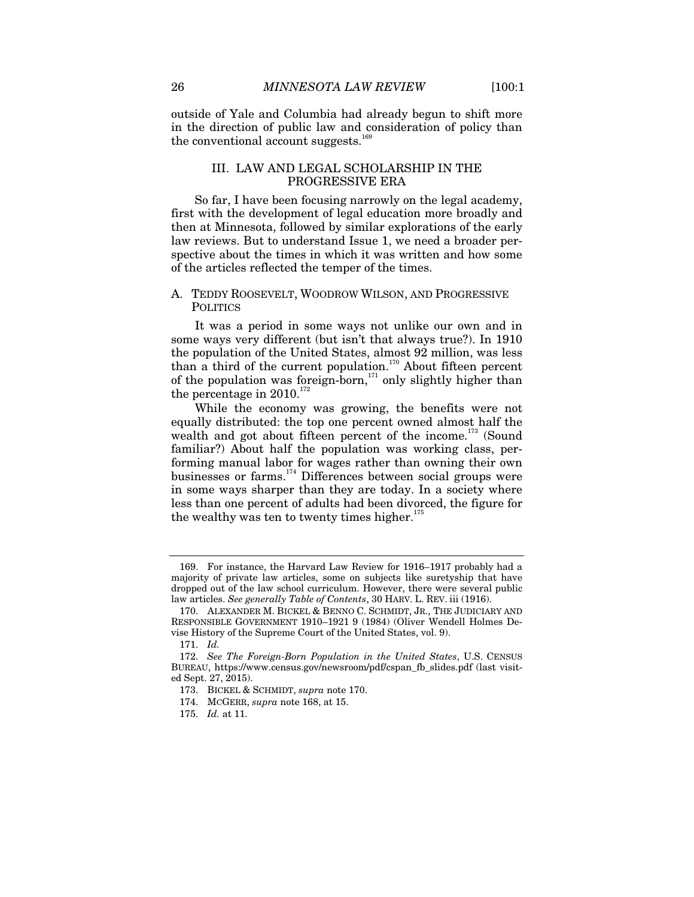outside of Yale and Columbia had already begun to shift more in the direction of public law and consideration of policy than the conventional account suggests.[169]

## III. LAW AND LEGAL SCHOLARSHIP IN THE PROGRESSIVE ERA

So far, I have been focusing narrowly on the legal academy, first with the development of legal education more broadly and then at Minnesota, followed by similar explorations of the early law reviews. But to understand Issue 1, we need a broader perspective about the times in which it was written and how some of the articles reflected the temper of the times.

### A. TEDDY ROOSEVELT, WOODROW WILSON, AND PROGRESSIVE POLITICS

It was a period in some ways not unlike our own and in some ways very different (but isn't that always true?). In 1910 the population of the United States, almost 92 million, was less than a third of the current population.[170] About fifteen percent of the population was foreign-born,[171] only slightly higher than the percentage in 2010.[172]

While the economy was growing, the benefits were not equally distributed: the top one percent owned almost half the wealth and got about fifteen percent of the income.[173] (Sound familiar?) About half the population was working class, performing manual labor for wages rather than owning their own businesses or farms.[174] Differences between social groups were in some ways sharper than they are today. In a society where less than one percent of adults had been divorced, the figure for the wealthy was ten to twenty times higher.[175]

---

169. For instance, the Harvard Law Review for 1916–1917 probably had a majority of private law articles, some on subjects like suretyship that have dropped out of the law school curriculum. However, there were several public law articles. *See generally Table of Contents*, 30 HARV. L. REV. iii (1916).

170. ALEXANDER M. BICKEL & BENNO C. SCHMIDT, JR., THE JUDICIARY AND RESPONSIBLE GOVERNMENT 1910–1921 9 (1984) (Oliver Wendell Holmes Devise History of the Supreme Court of the United States, vol. 9).

171. *Id.*

172. *See The Foreign-Born Population in the United States*, U.S. CENSUS BUREAU, https://www.census.gov/newsroom/pdf/cspan_fb_slides.pdf (last visited Sept. 27, 2015).

173. BICKEL & SCHMIDT, *supra* note 170.

174. MCGERR, *supra* note 168, at 15.

175. *Id.* at 11.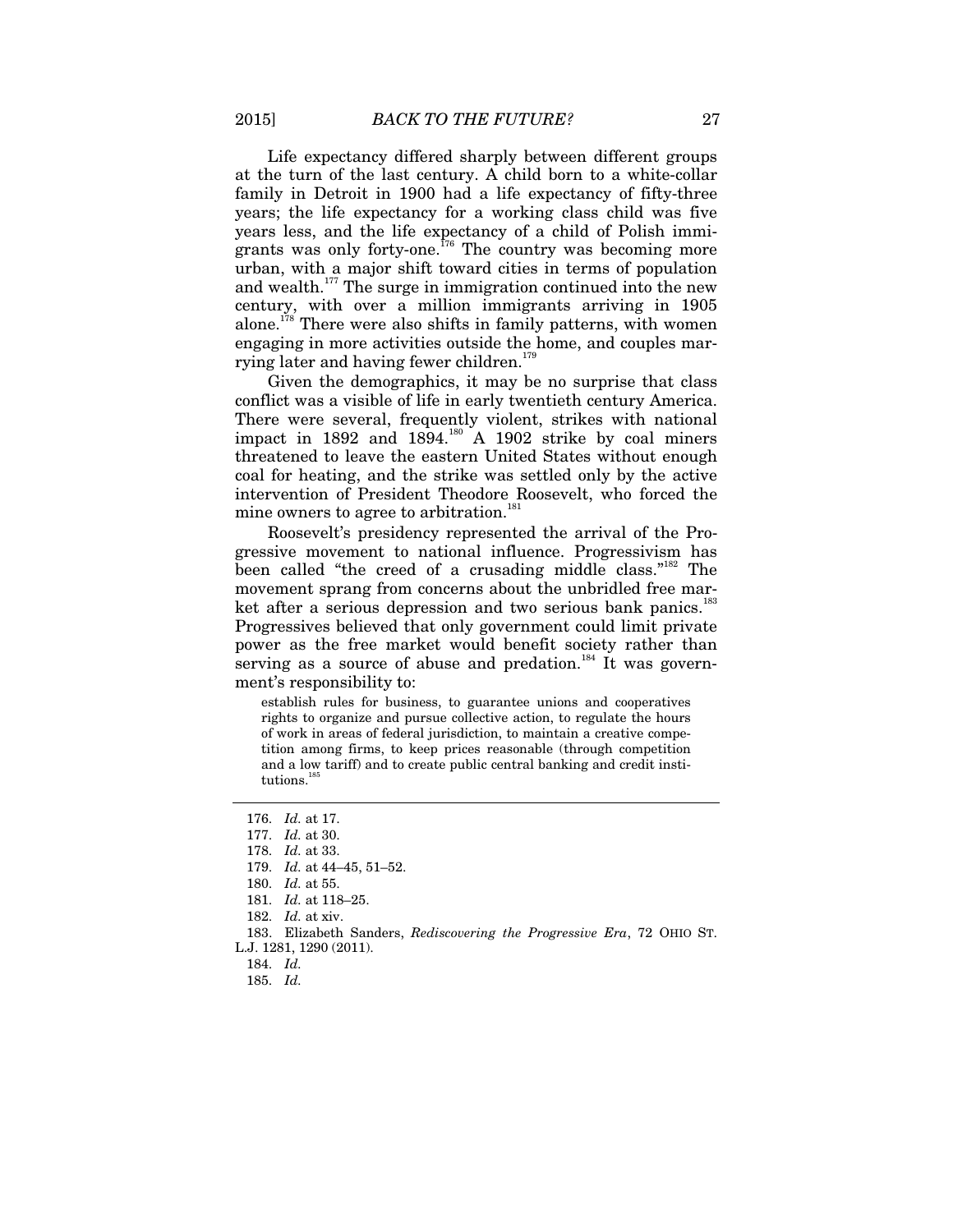Life expectancy differed sharply between different groups at the turn of the last century. A child born to a white-collar family in Detroit in 1900 had a life expectancy of fifty-three years; the life expectancy for a working class child was five years less, and the life expectancy of a child of Polish immigrants was only forty-one.[176] The country was becoming more urban, with a major shift toward cities in terms of population and wealth.[177] The surge in immigration continued into the new century, with over a million immigrants arriving in 1905 alone.[178] There were also shifts in family patterns, with women engaging in more activities outside the home, and couples marrying later and having fewer children.[179]

Given the demographics, it may be no surprise that class conflict was a visible of life in early twentieth century America. There were several, frequently violent, strikes with national impact in 1892 and 1894.[180] A 1902 strike by coal miners threatened to leave the eastern United States without enough coal for heating, and the strike was settled only by the active intervention of President Theodore Roosevelt, who forced the mine owners to agree to arbitration.[181]

Roosevelt's presidency represented the arrival of the Progressive movement to national influence. Progressivism has been called "the creed of a crusading middle class."[182] The movement sprang from concerns about the unbridled free market after a serious depression and two serious bank panics.[183] Progressives believed that only government could limit private power as the free market would benefit society rather than serving as a source of abuse and predation.[184] It was government's responsibility to:

> establish rules for business, to guarantee unions and cooperatives rights to organize and pursue collective action, to regulate the hours of work in areas of federal jurisdiction, to maintain a creative competition among firms, to keep prices reasonable (through competition and a low tariff) and to create public central banking and credit institutions.[185]

---

176. *Id.* at 17.

177. *Id.* at 30.

178. *Id.* at 33.

179. *Id.* at 44–45, 51–52.

180. *Id.* at 55.

181. *Id.* at 118–25.

182. *Id.* at xiv.

183. Elizabeth Sanders, *Rediscovering the Progressive Era*, 72 OHIO ST. L.J. 1281, 1290 (2011).

184. *Id.*

185. *Id.*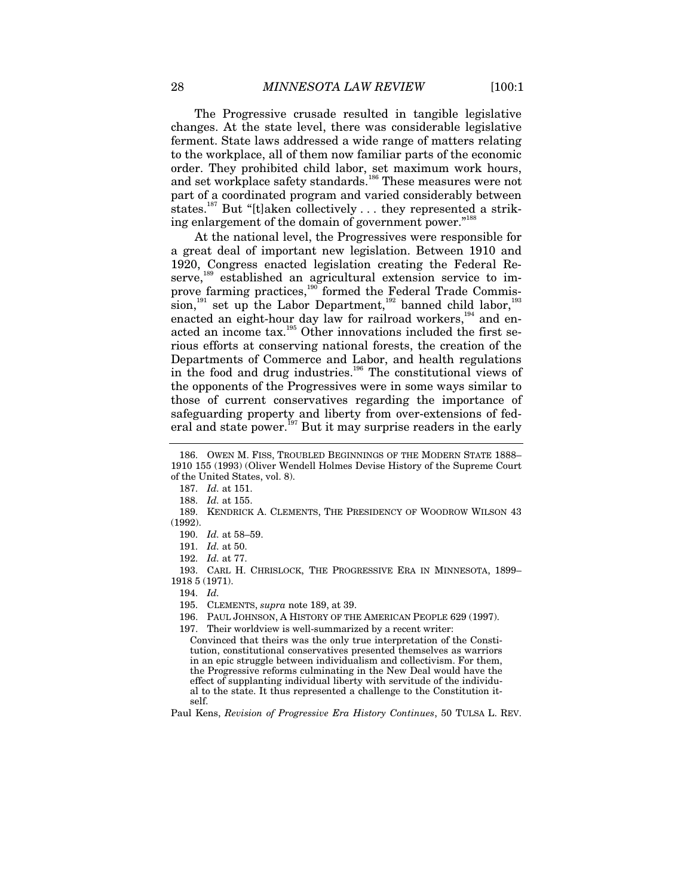The Progressive crusade resulted in tangible legislative changes. At the state level, there was considerable legislative ferment. State laws addressed a wide range of matters relating to the workplace, all of them now familiar parts of the economic order. They prohibited child labor, set maximum work hours, and set workplace safety standards.[186] These measures were not part of a coordinated program and varied considerably between states.[187] But "[t]aken collectively . . . they represented a striking enlargement of the domain of government power."[188]

At the national level, the Progressives were responsible for a great deal of important new legislation. Between 1910 and 1920, Congress enacted legislation creating the Federal Reserve,[189] established an agricultural extension service to improve farming practices,[190] formed the Federal Trade Commission,[191] set up the Labor Department,[192] banned child labor,[193] enacted an eight-hour day law for railroad workers,[194] and enacted an income tax.[195] Other innovations included the first serious efforts at conserving national forests, the creation of the Departments of Commerce and Labor, and health regulations in the food and drug industries.[196] The constitutional views of the opponents of the Progressives were in some ways similar to those of current conservatives regarding the importance of safeguarding property and liberty from over-extensions of federal and state power.[197] But it may surprise readers in the early

186. OWEN M. FISS, TROUBLED BEGINNINGS OF THE MODERN STATE 1888–1910 155 (1993) (Oliver Wendell Holmes Devise History of the Supreme Court of the United States, vol. 8).

187. *Id.* at 151.

188. *Id.* at 155.

189. KENDRICK A. CLEMENTS, THE PRESIDENCY OF WOODROW WILSON 43 (1992).

190. *Id.* at 58–59.

191. *Id.* at 50.

192. *Id.* at 77.

193. CARL H. CHRISLOCK, THE PROGRESSIVE ERA IN MINNESOTA, 1899–1918 5 (1971).

194. *Id.*

195. CLEMENTS, *supra* note 189, at 39.

196. PAUL JOHNSON, A HISTORY OF THE AMERICAN PEOPLE 629 (1997).

197. Their worldview is well-summarized by a recent writer:

> Convinced that theirs was the only true interpretation of the Constitution, constitutional conservatives presented themselves as warriors in an epic struggle between individualism and collectivism. For them, the Progressive reforms culminating in the New Deal would have the effect of supplanting individual liberty with servitude of the individual to the state. It thus represented a challenge to the Constitution itself.

Paul Kens, *Revision of Progressive Era History Continues*, 50 TULSA L. REV.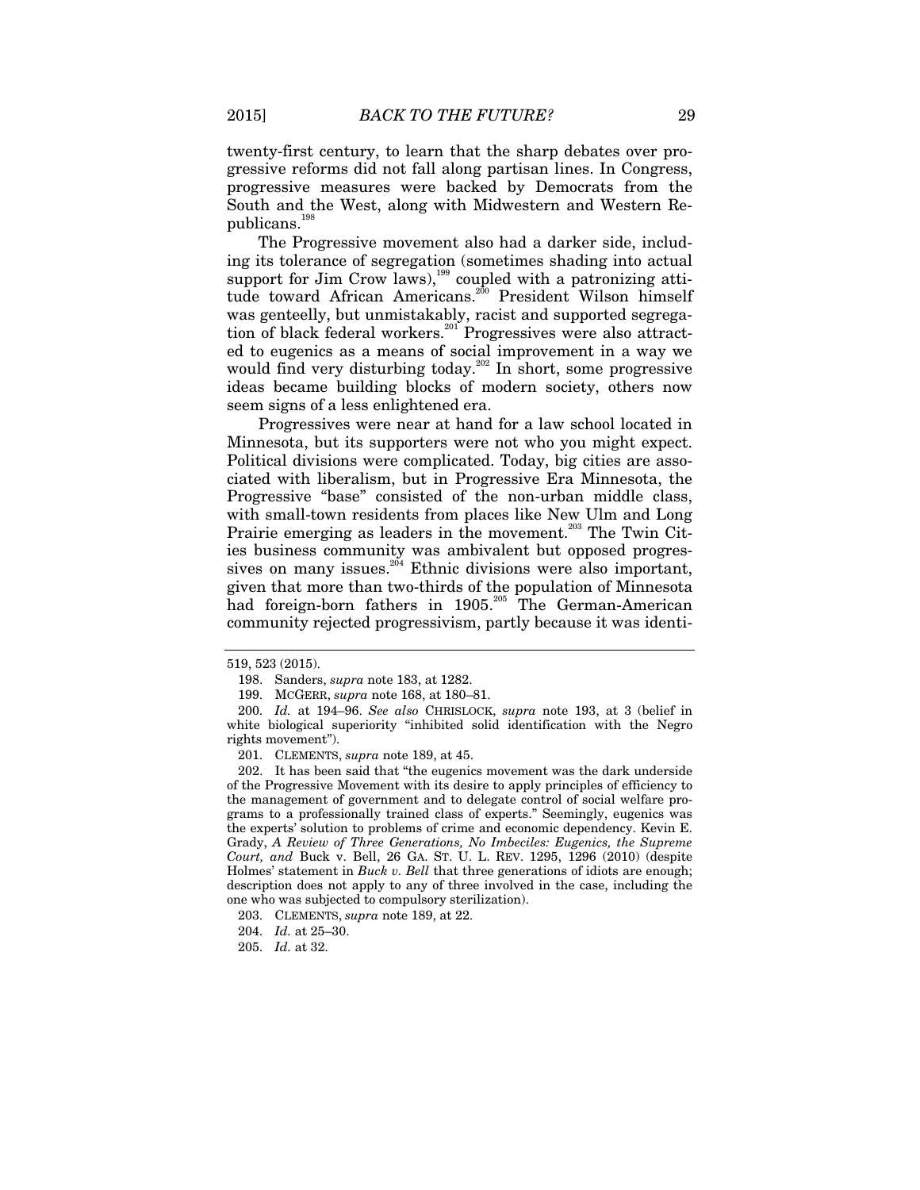twenty-first century, to learn that the sharp debates over progressive reforms did not fall along partisan lines. In Congress, progressive measures were backed by Democrats from the South and the West, along with Midwestern and Western Republicans.[198]

The Progressive movement also had a darker side, including its tolerance of segregation (sometimes shading into actual support for Jim Crow laws),[199] coupled with a patronizing attitude toward African Americans.[200] President Wilson himself was genteelly, but unmistakably, racist and supported segregation of black federal workers.[201] Progressives were also attracted to eugenics as a means of social improvement in a way we would find very disturbing today.[202] In short, some progressive ideas became building blocks of modern society, others now seem signs of a less enlightened era.

Progressives were near at hand for a law school located in Minnesota, but its supporters were not who you might expect. Political divisions were complicated. Today, big cities are associated with liberalism, but in Progressive Era Minnesota, the Progressive "base" consisted of the non-urban middle class, with small-town residents from places like New Ulm and Long Prairie emerging as leaders in the movement.[203] The Twin Cities business community was ambivalent but opposed progressives on many issues.[204] Ethnic divisions were also important, given that more than two-thirds of the population of Minnesota had foreign-born fathers in 1905.[205] The German-American community rejected progressivism, partly because it was identi-

---

519, 523 (2015).

198. Sanders, *supra* note 183, at 1282.

199. MCGERR, *supra* note 168, at 180–81.

200. *Id.* at 194–96. *See also* CHRISLOCK, *supra* note 193, at 3 (belief in white biological superiority "inhibited solid identification with the Negro rights movement").

201. CLEMENTS, *supra* note 189, at 45.

202. It has been said that "the eugenics movement was the dark underside of the Progressive Movement with its desire to apply principles of efficiency to the management of government and to delegate control of social welfare programs to a professionally trained class of experts." Seemingly, eugenics was the experts' solution to problems of crime and economic dependency. Kevin E. Grady, *A Review of Three Generations, No Imbeciles: Eugenics, the Supreme Court, and* Buck v. Bell, 26 GA. ST. U. L. REV. 1295, 1296 (2010) (despite Holmes' statement in *Buck v. Bell* that three generations of idiots are enough; description does not apply to any of three involved in the case, including the one who was subjected to compulsory sterilization).

203. CLEMENTS, *supra* note 189, at 22.

204. *Id.* at 25–30.

205. *Id.* at 32.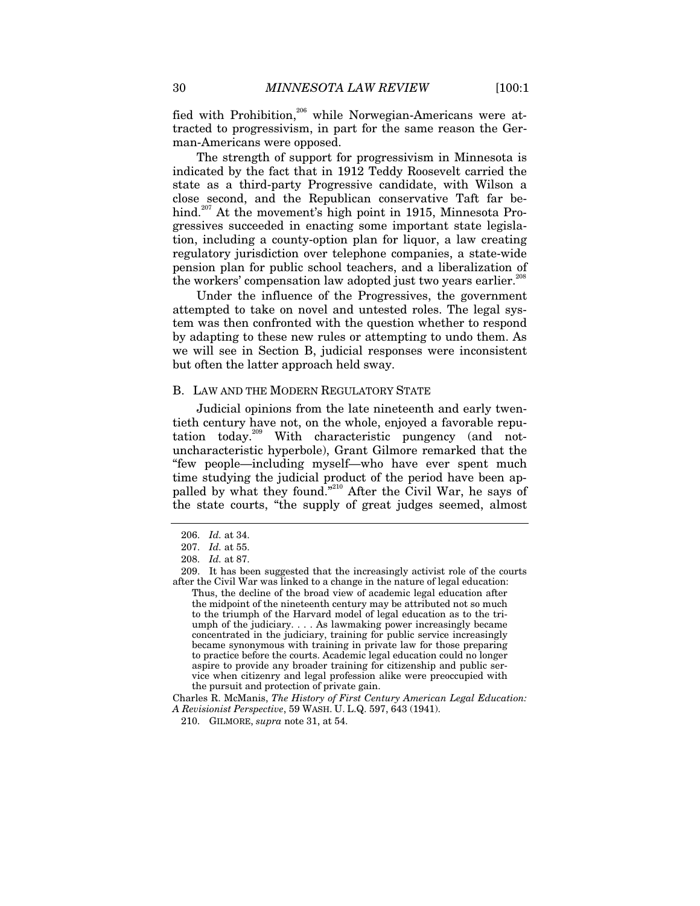fied with Prohibition,[206] while Norwegian-Americans were attracted to progressivism, in part for the same reason the German-Americans were opposed.

The strength of support for progressivism in Minnesota is indicated by the fact that in 1912 Teddy Roosevelt carried the state as a third-party Progressive candidate, with Wilson a close second, and the Republican conservative Taft far behind.[207] At the movement's high point in 1915, Minnesota Progressives succeeded in enacting some important state legislation, including a county-option plan for liquor, a law creating regulatory jurisdiction over telephone companies, a state-wide pension plan for public school teachers, and a liberalization of the workers' compensation law adopted just two years earlier.[208]

Under the influence of the Progressives, the government attempted to take on novel and untested roles. The legal system was then confronted with the question whether to respond by adapting to these new rules or attempting to undo them. As we will see in Section B, judicial responses were inconsistent but often the latter approach held sway.

## B. LAW AND THE MODERN REGULATORY STATE

Judicial opinions from the late nineteenth and early twentieth century have not, on the whole, enjoyed a favorable reputation today.[209] With characteristic pungency (and not-uncharacteristic hyperbole), Grant Gilmore remarked that the "few people—including myself—who have ever spent much time studying the judicial product of the period have been appalled by what they found."[210] After the Civil War, he says of the state courts, "the supply of great judges seemed, almost

---

206. *Id.* at 34.

207. *Id.* at 55.

208. *Id.* at 87.

209. It has been suggested that the increasingly activist role of the courts after the Civil War was linked to a change in the nature of legal education:

> Thus, the decline of the broad view of academic legal education after the midpoint of the nineteenth century may be attributed not so much to the triumph of the Harvard model of legal education as to the triumph of the judiciary. . . . As lawmaking power increasingly became concentrated in the judiciary, training for public service increasingly became synonymous with training in private law for those preparing to practice before the courts. Academic legal education could no longer aspire to provide any broader training for citizenship and public service when citizenry and legal profession alike were preoccupied with the pursuit and protection of private gain.

Charles R. McManis, *The History of First Century American Legal Education: A Revisionist Perspective*, 59 WASH. U. L.Q. 597, 643 (1941).

210. GILMORE, *supra* note 31, at 54.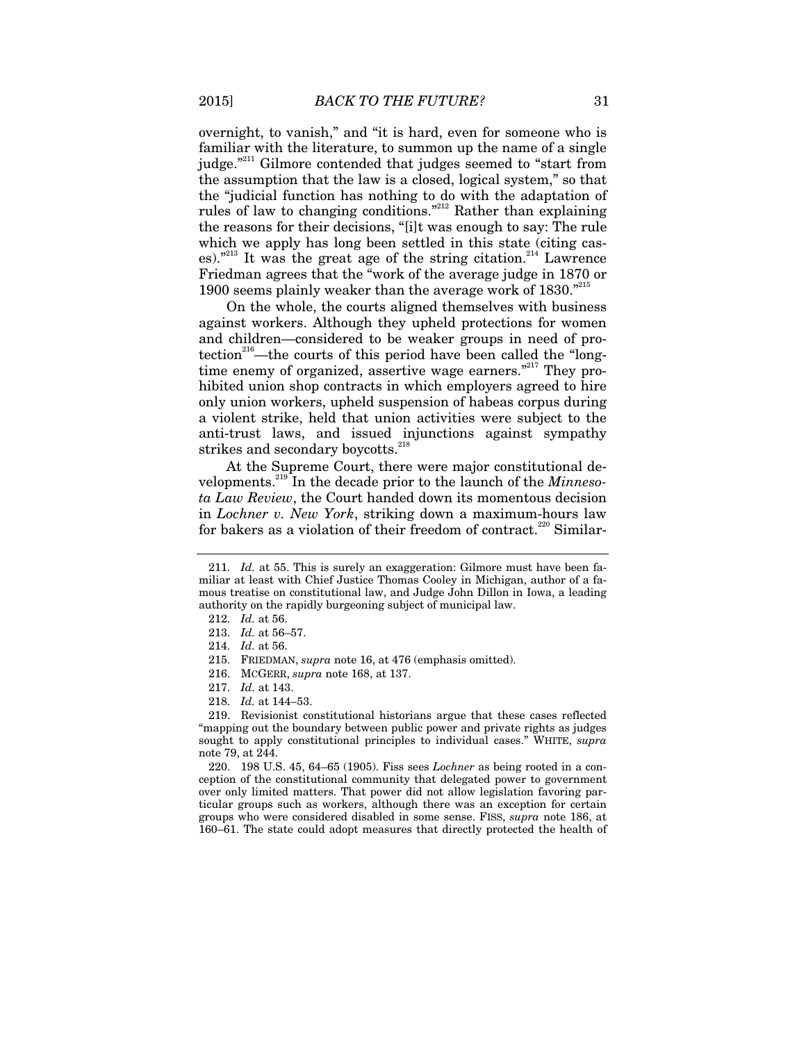overnight, to vanish," and "it is hard, even for someone who is familiar with the literature, to summon up the name of a single judge."[211] Gilmore contended that judges seemed to "start from the assumption that the law is a closed, logical system," so that the "judicial function has nothing to do with the adaptation of rules of law to changing conditions."[212] Rather than explaining the reasons for their decisions, "[i]t was enough to say: The rule which we apply has long been settled in this state (citing cases)."[213] It was the great age of the string citation.[214] Lawrence Friedman agrees that the "work of the average judge in 1870 or 1900 seems plainly weaker than the average work of 1830."[215]

On the whole, the courts aligned themselves with business against workers. Although they upheld protections for women and children—considered to be weaker groups in need of protection[216]—the courts of this period have been called the "longtime enemy of organized, assertive wage earners."[217] They prohibited union shop contracts in which employers agreed to hire only union workers, upheld suspension of habeas corpus during a violent strike, held that union activities were subject to the anti-trust laws, and issued injunctions against sympathy strikes and secondary boycotts.[218]

At the Supreme Court, there were major constitutional developments.[219] In the decade prior to the launch of the *Minnesota Law Review*, the Court handed down its momentous decision in *Lochner v. New York*, striking down a maximum-hours law for bakers as a violation of their freedom of contract.[220] Similar-

---

211. *Id.* at 55. This is surely an exaggeration: Gilmore must have been familiar at least with Chief Justice Thomas Cooley in Michigan, author of a famous treatise on constitutional law, and Judge John Dillon in Iowa, a leading authority on the rapidly burgeoning subject of municipal law.

212. *Id.* at 56.

213. *Id.* at 56–57.

214. *Id.* at 56.

215. FRIEDMAN, *supra* note 16, at 476 (emphasis omitted).

216. MCGERR, *supra* note 168, at 137.

217. *Id.* at 143.

218. *Id.* at 144–53.

219. Revisionist constitutional historians argue that these cases reflected "mapping out the boundary between public power and private rights as judges sought to apply constitutional principles to individual cases." WHITE, *supra* note 79, at 244.

220. 198 U.S. 45, 64–65 (1905). Fiss sees *Lochner* as being rooted in a conception of the constitutional community that delegated power to government over only limited matters. That power did not allow legislation favoring particular groups such as workers, although there was an exception for certain groups who were considered disabled in some sense. FISS, *supra* note 186, at 160–61. The state could adopt measures that directly protected the health of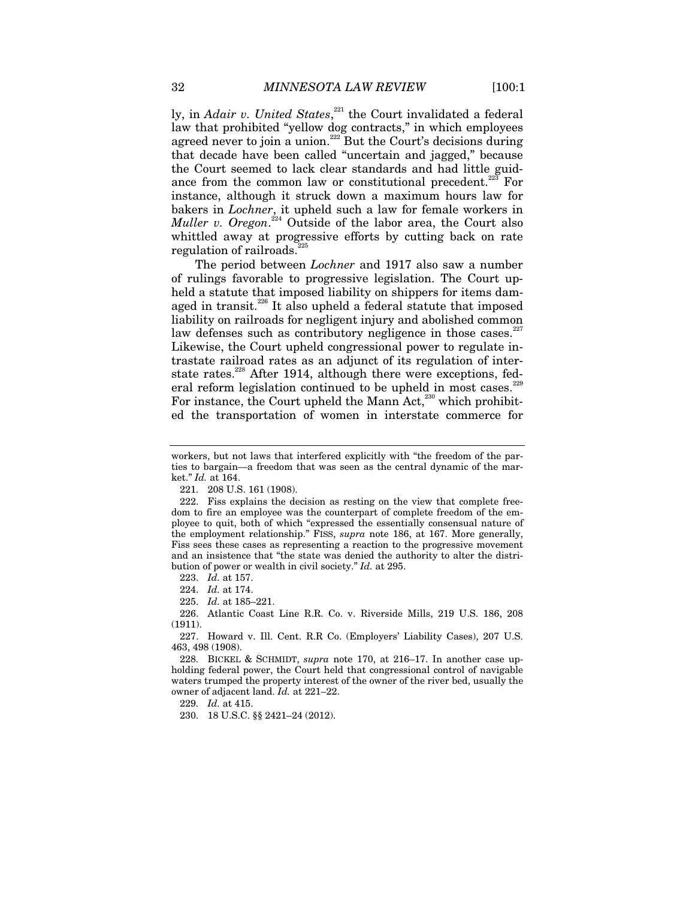ly, in *Adair v. United States*,[221] the Court invalidated a federal law that prohibited "yellow dog contracts," in which employees agreed never to join a union.[222] But the Court's decisions during that decade have been called "uncertain and jagged," because the Court seemed to lack clear standards and had little guidance from the common law or constitutional precedent.[223] For instance, although it struck down a maximum hours law for bakers in *Lochner*, it upheld such a law for female workers in *Muller v. Oregon*.[224] Outside of the labor area, the Court also whittled away at progressive efforts by cutting back on rate regulation of railroads.[225]

The period between *Lochner* and 1917 also saw a number of rulings favorable to progressive legislation. The Court upheld a statute that imposed liability on shippers for items damaged in transit.[226] It also upheld a federal statute that imposed liability on railroads for negligent injury and abolished common law defenses such as contributory negligence in those cases.[227] Likewise, the Court upheld congressional power to regulate intrastate railroad rates as an adjunct of its regulation of interstate rates.[228] After 1914, although there were exceptions, federal reform legislation continued to be upheld in most cases.[229] For instance, the Court upheld the Mann Act,[230] which prohibited the transportation of women in interstate commerce for

---

workers, but not laws that interfered explicitly with "the freedom of the parties to bargain—a freedom that was seen as the central dynamic of the market." *Id.* at 164.

221. 208 U.S. 161 (1908).

222. Fiss explains the decision as resting on the view that complete freedom to fire an employee was the counterpart of complete freedom of the employee to quit, both of which "expressed the essentially consensual nature of the employment relationship." FISS, *supra* note 186, at 167. More generally, Fiss sees these cases as representing a reaction to the progressive movement and an insistence that "the state was denied the authority to alter the distribution of power or wealth in civil society." *Id.* at 295.

223. *Id.* at 157.

224. *Id.* at 174.

225. *Id.* at 185–221.

226. Atlantic Coast Line R.R. Co. v. Riverside Mills, 219 U.S. 186, 208 (1911).

227. Howard v. Ill. Cent. R.R Co. (Employers' Liability Cases), 207 U.S. 463, 498 (1908).

228. BICKEL & SCHMIDT, *supra* note 170, at 216–17. In another case upholding federal power, the Court held that congressional control of navigable waters trumped the property interest of the owner of the river bed, usually the owner of adjacent land. *Id.* at 221–22.

229. *Id.* at 415.

230. 18 U.S.C. §§ 2421–24 (2012).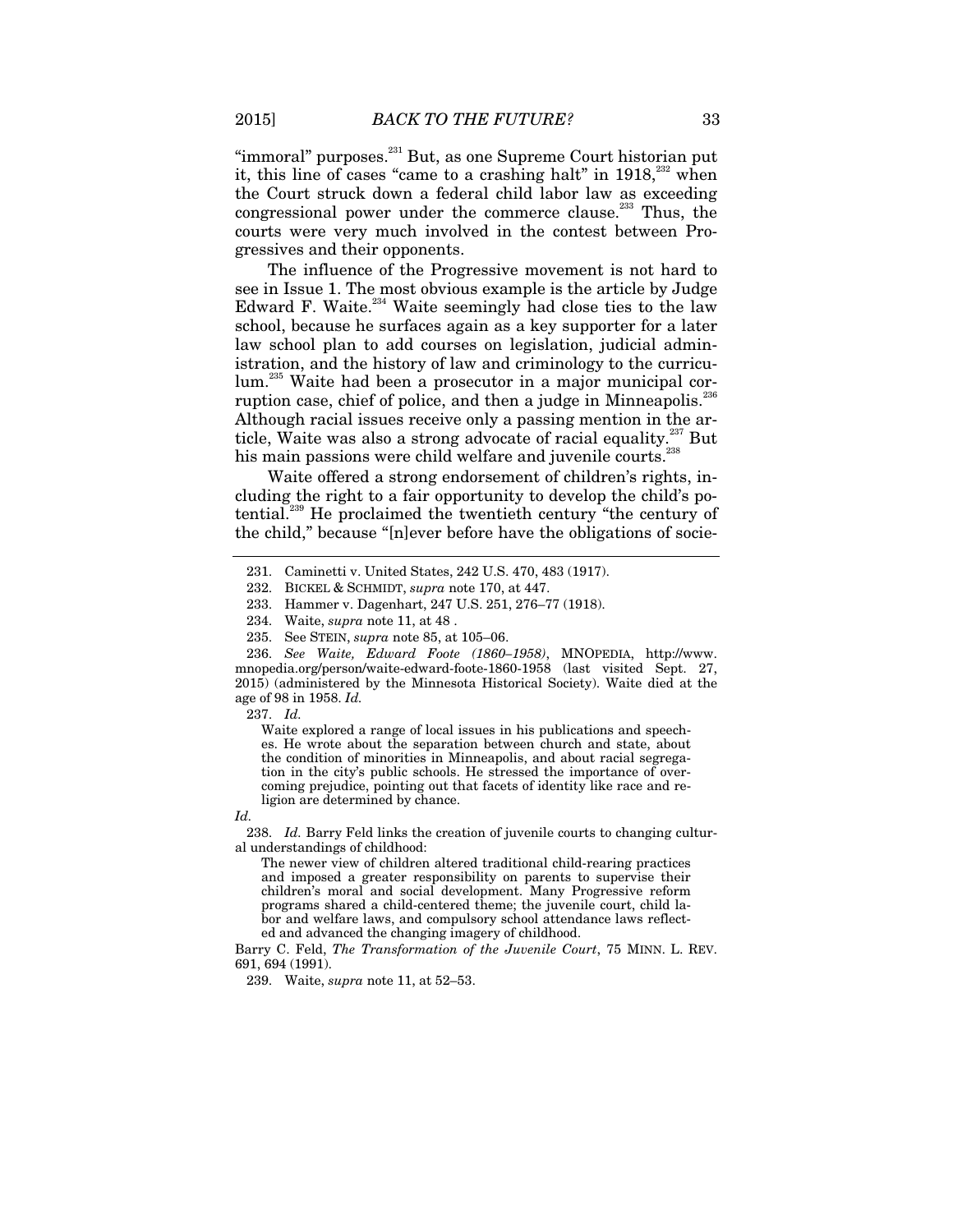"immoral" purposes.[231] But, as one Supreme Court historian put it, this line of cases "came to a crashing halt" in 1918,[232] when the Court struck down a federal child labor law as exceeding congressional power under the commerce clause.[233] Thus, the courts were very much involved in the contest between Progressives and their opponents.

The influence of the Progressive movement is not hard to see in Issue 1. The most obvious example is the article by Judge Edward F. Waite.[234] Waite seemingly had close ties to the law school, because he surfaces again as a key supporter for a later law school plan to add courses on legislation, judicial administration, and the history of law and criminology to the curriculum.[235] Waite had been a prosecutor in a major municipal corruption case, chief of police, and then a judge in Minneapolis.[236] Although racial issues receive only a passing mention in the article, Waite was also a strong advocate of racial equality.[237] But his main passions were child welfare and juvenile courts.[238]

Waite offered a strong endorsement of children's rights, including the right to a fair opportunity to develop the child's potential.[239] He proclaimed the twentieth century "the century of the child," because "[n]ever before have the obligations of socie-

---

231. Caminetti v. United States, 242 U.S. 470, 483 (1917).

232. BICKEL & SCHMIDT, *supra* note 170, at 447.

233. Hammer v. Dagenhart, 247 U.S. 251, 276–77 (1918).

234. Waite, *supra* note 11, at 48 .

235. See STEIN, *supra* note 85, at 105–06.

236. *See Waite, Edward Foote (1860–1958)*, MNOPEDIA, http://www.mnopedia.org/person/waite-edward-foote-1860-1958 (last visited Sept. 27, 2015) (administered by the Minnesota Historical Society). Waite died at the age of 98 in 1958. *Id.*

237. *Id.*

> Waite explored a range of local issues in his publications and speeches. He wrote about the separation between church and state, about the condition of minorities in Minneapolis, and about racial segregation in the city's public schools. He stressed the importance of overcoming prejudice, pointing out that facets of identity like race and religion are determined by chance.

*Id.*

238. *Id.* Barry Feld links the creation of juvenile courts to changing cultural understandings of childhood:

> The newer view of children altered traditional child-rearing practices and imposed a greater responsibility on parents to supervise their children's moral and social development. Many Progressive reform programs shared a child-centered theme; the juvenile court, child labor and welfare laws, and compulsory school attendance laws reflected and advanced the changing imagery of childhood.

Barry C. Feld, *The Transformation of the Juvenile Court*, 75 MINN. L. REV. 691, 694 (1991).

239. Waite, *supra* note 11, at 52–53.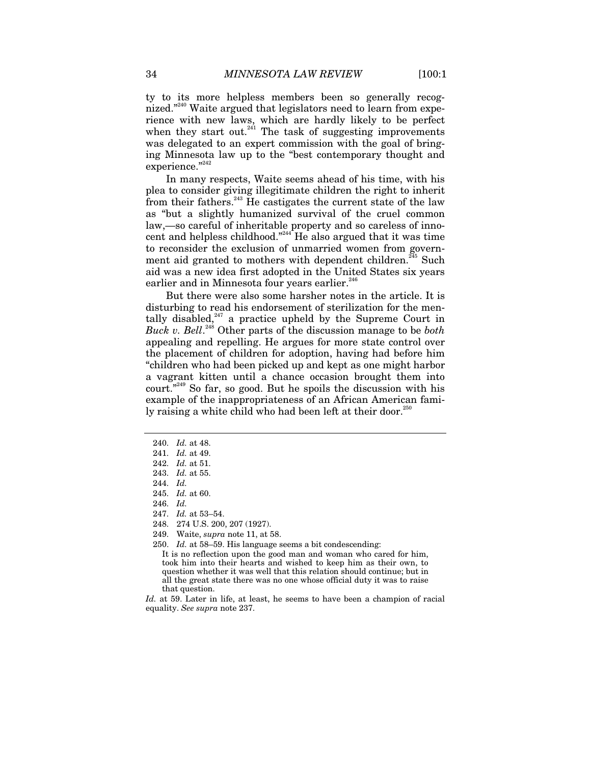ty to its more helpless members been so generally recognized."[240] Waite argued that legislators need to learn from experience with new laws, which are hardly likely to be perfect when they start out.[241] The task of suggesting improvements was delegated to an expert commission with the goal of bringing Minnesota law up to the "best contemporary thought and experience."[242]

In many respects, Waite seems ahead of his time, with his plea to consider giving illegitimate children the right to inherit from their fathers.[243] He castigates the current state of the law as "but a slightly humanized survival of the cruel common law,—so careful of inheritable property and so careless of innocent and helpless childhood."[244] He also argued that it was time to reconsider the exclusion of unmarried women from government aid granted to mothers with dependent children.[245] Such aid was a new idea first adopted in the United States six years earlier and in Minnesota four years earlier.[246]

But there were also some harsher notes in the article. It is disturbing to read his endorsement of sterilization for the mentally disabled,[247] a practice upheld by the Supreme Court in *Buck v. Bell*.[248] Other parts of the discussion manage to be *both* appealing and repelling. He argues for more state control over the placement of children for adoption, having had before him "children who had been picked up and kept as one might harbor a vagrant kitten until a chance occasion brought them into court."[249] So far, so good. But he spoils the discussion with his example of the inappropriateness of an African American family raising a white child who had been left at their door.[250]

---

240. *Id.* at 48.
241. *Id.* at 49.
242. *Id.* at 51.
243. *Id.* at 55.
244. *Id.*
245. *Id.* at 60.
246. *Id.*
247. *Id.* at 53–54.
248. 274 U.S. 200, 207 (1927).
249. Waite, *supra* note 11, at 58.
250. *Id.* at 58–59. His language seems a bit condescending:

> It is no reflection upon the good man and woman who cared for him, took him into their hearts and wished to keep him as their own, to question whether it was well that this relation should continue; but in all the great state there was no one whose official duty it was to raise that question.

*Id.* at 59. Later in life, at least, he seems to have been a champion of racial equality. *See supra* note 237.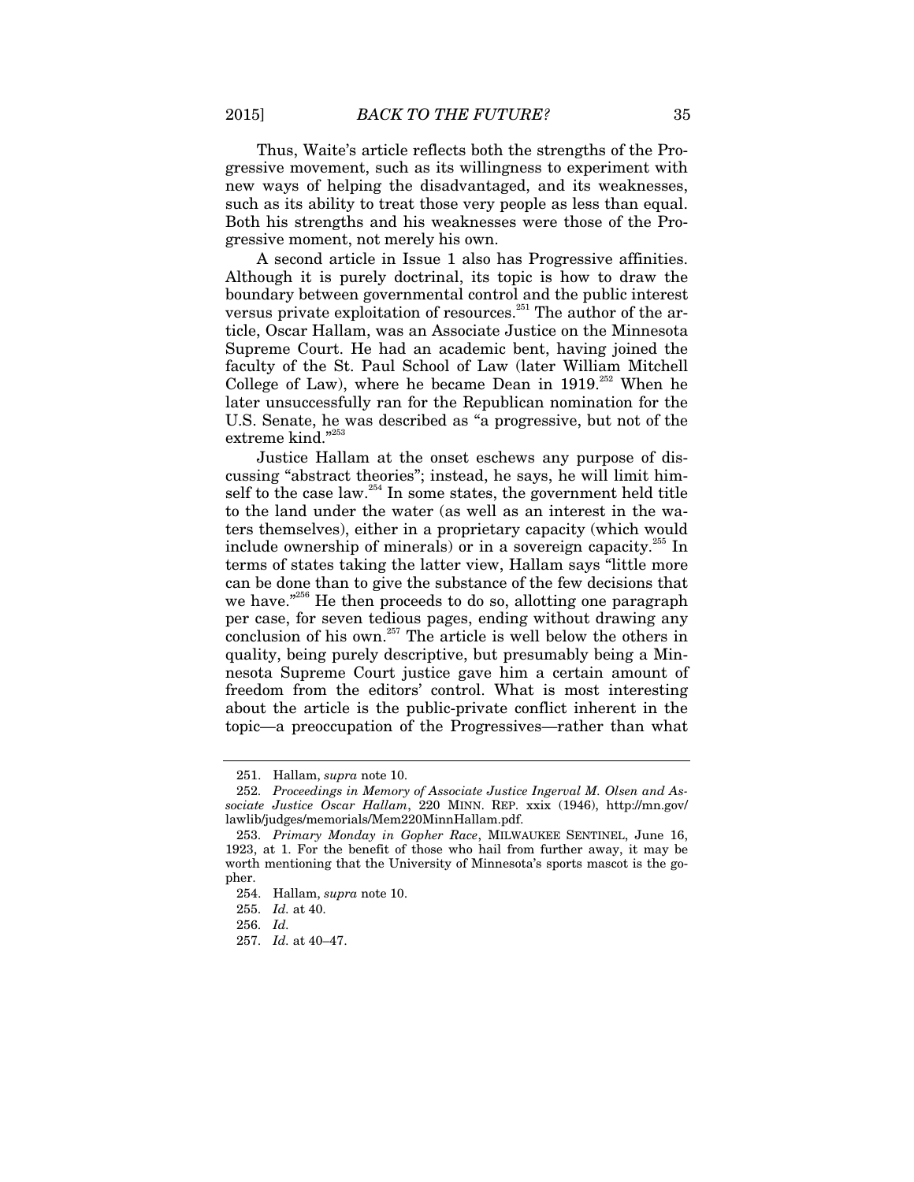Thus, Waite's article reflects both the strengths of the Progressive movement, such as its willingness to experiment with new ways of helping the disadvantaged, and its weaknesses, such as its ability to treat those very people as less than equal. Both his strengths and his weaknesses were those of the Progressive moment, not merely his own.

A second article in Issue 1 also has Progressive affinities. Although it is purely doctrinal, its topic is how to draw the boundary between governmental control and the public interest versus private exploitation of resources.[251] The author of the article, Oscar Hallam, was an Associate Justice on the Minnesota Supreme Court. He had an academic bent, having joined the faculty of the St. Paul School of Law (later William Mitchell College of Law), where he became Dean in 1919.[252] When he later unsuccessfully ran for the Republican nomination for the U.S. Senate, he was described as "a progressive, but not of the extreme kind."[253]

Justice Hallam at the onset eschews any purpose of discussing "abstract theories"; instead, he says, he will limit himself to the case law.[254] In some states, the government held title to the land under the water (as well as an interest in the waters themselves), either in a proprietary capacity (which would include ownership of minerals) or in a sovereign capacity.[255] In terms of states taking the latter view, Hallam says "little more can be done than to give the substance of the few decisions that we have."[256] He then proceeds to do so, allotting one paragraph per case, for seven tedious pages, ending without drawing any conclusion of his own.[257] The article is well below the others in quality, being purely descriptive, but presumably being a Minnesota Supreme Court justice gave him a certain amount of freedom from the editors' control. What is most interesting about the article is the public-private conflict inherent in the topic—a preoccupation of the Progressives—rather than what

---

251. Hallam, *supra* note 10.

252. *Proceedings in Memory of Associate Justice Ingerval M. Olsen and Associate Justice Oscar Hallam*, 220 MINN. REP. xxix (1946), http://mn.gov/lawlib/judges/memorials/Mem220MinnHallam.pdf.

253. *Primary Monday in Gopher Race*, MILWAUKEE SENTINEL, June 16, 1923, at 1. For the benefit of those who hail from further away, it may be worth mentioning that the University of Minnesota's sports mascot is the gopher.

254. Hallam, *supra* note 10.

255. *Id.* at 40.

256. *Id.*

257. *Id.* at 40–47.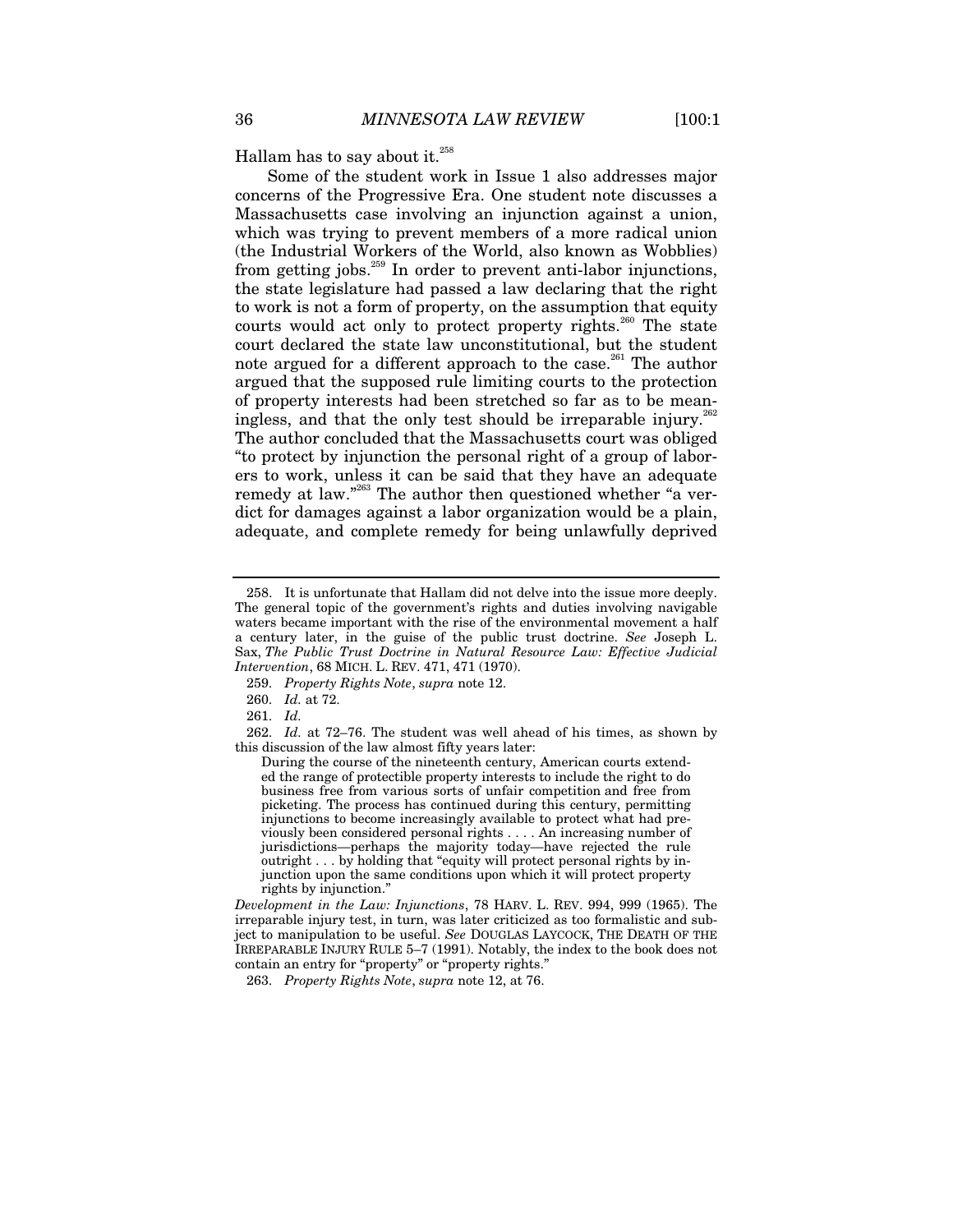Hallam has to say about it.[258]

Some of the student work in Issue 1 also addresses major concerns of the Progressive Era. One student note discusses a Massachusetts case involving an injunction against a union, which was trying to prevent members of a more radical union (the Industrial Workers of the World, also known as Wobblies) from getting jobs.[259] In order to prevent anti-labor injunctions, the state legislature had passed a law declaring that the right to work is not a form of property, on the assumption that equity courts would act only to protect property rights.[260] The state court declared the state law unconstitutional, but the student note argued for a different approach to the case.[261] The author argued that the supposed rule limiting courts to the protection of property interests had been stretched so far as to be meaningless, and that the only test should be irreparable injury.[262] The author concluded that the Massachusetts court was obliged "to protect by injunction the personal right of a group of laborers to work, unless it can be said that they have an adequate remedy at law."[263] The author then questioned whether "a verdict for damages against a labor organization would be a plain, adequate, and complete remedy for being unlawfully deprived

---

258. It is unfortunate that Hallam did not delve into the issue more deeply. The general topic of the government's rights and duties involving navigable waters became important with the rise of the environmental movement a half a century later, in the guise of the public trust doctrine. *See* Joseph L. Sax, *The Public Trust Doctrine in Natural Resource Law: Effective Judicial Intervention*, 68 MICH. L. REV. 471, 471 (1970).

259. *Property Rights Note*, *supra* note 12.

260. *Id.* at 72.

261. *Id.*

262. *Id.* at 72–76. The student was well ahead of his times, as shown by this discussion of the law almost fifty years later:

> During the course of the nineteenth century, American courts extended the range of protectible property interests to include the right to do business free from various sorts of unfair competition and free from picketing. The process has continued during this century, permitting injunctions to become increasingly available to protect what had previously been considered personal rights . . . . An increasing number of jurisdictions—perhaps the majority today—have rejected the rule outright . . . by holding that "equity will protect personal rights by injunction upon the same conditions upon which it will protect property rights by injunction."

*Development in the Law: Injunctions*, 78 HARV. L. REV. 994, 999 (1965). The irreparable injury test, in turn, was later criticized as too formalistic and subject to manipulation to be useful. *See* DOUGLAS LAYCOCK, THE DEATH OF THE IRREPARABLE INJURY RULE 5–7 (1991). Notably, the index to the book does not contain an entry for "property" or "property rights."

263. *Property Rights Note*, *supra* note 12, at 76.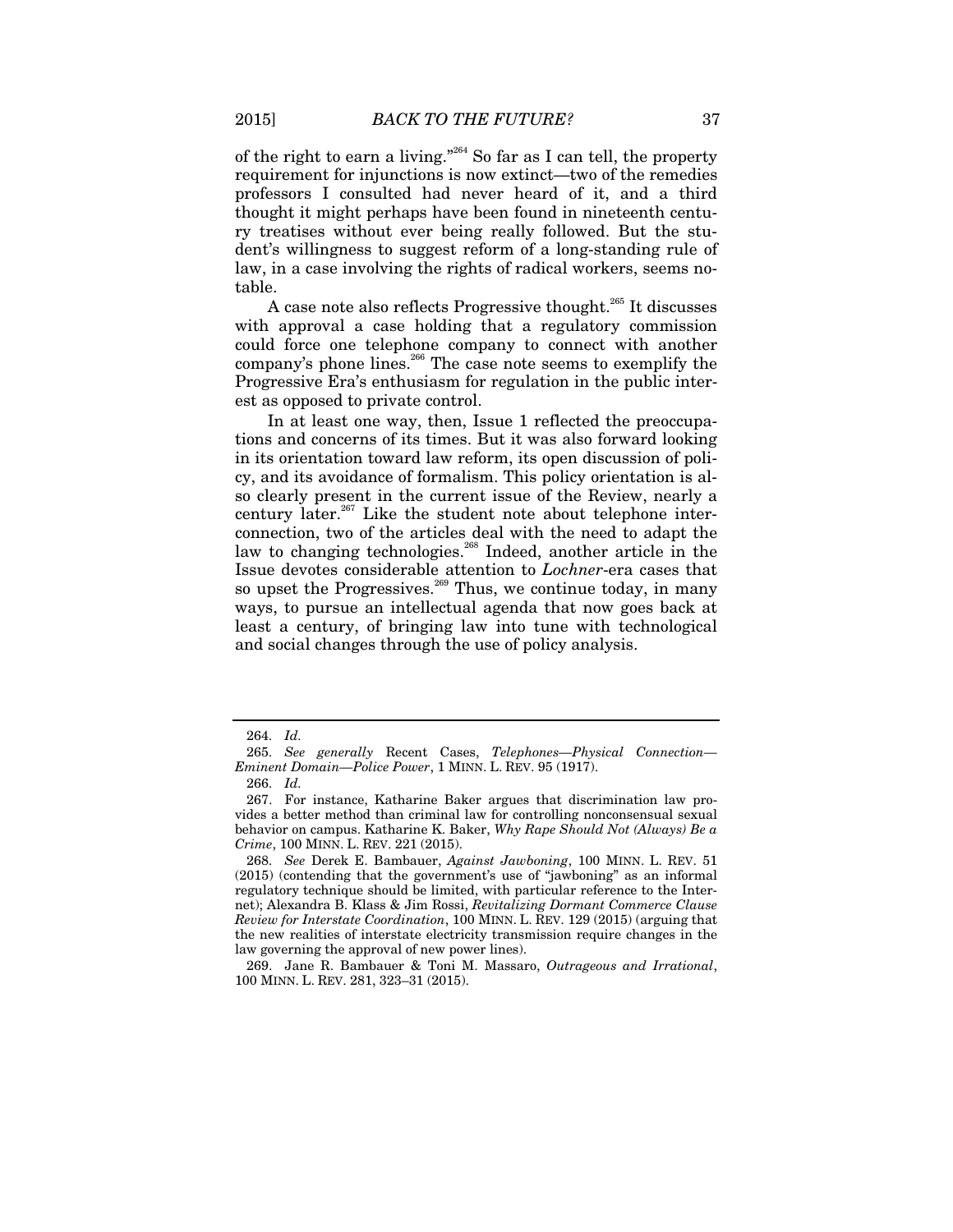of the right to earn a living."[264] So far as I can tell, the property requirement for injunctions is now extinct—two of the remedies professors I consulted had never heard of it, and a third thought it might perhaps have been found in nineteenth century treatises without ever being really followed. But the student's willingness to suggest reform of a long-standing rule of law, in a case involving the rights of radical workers, seems notable.

A case note also reflects Progressive thought.[265] It discusses with approval a case holding that a regulatory commission could force one telephone company to connect with another company's phone lines.[266] The case note seems to exemplify the Progressive Era's enthusiasm for regulation in the public interest as opposed to private control.

In at least one way, then, Issue 1 reflected the preoccupations and concerns of its times. But it was also forward looking in its orientation toward law reform, its open discussion of policy, and its avoidance of formalism. This policy orientation is also clearly present in the current issue of the Review, nearly a century later.[267] Like the student note about telephone interconnection, two of the articles deal with the need to adapt the law to changing technologies.[268] Indeed, another article in the Issue devotes considerable attention to *Lochner*-era cases that so upset the Progressives.[269] Thus, we continue today, in many ways, to pursue an intellectual agenda that now goes back at least a century, of bringing law into tune with technological and social changes through the use of policy analysis.

---

264. *Id.*

265. *See generally* Recent Cases, *Telephones—Physical Connection—Eminent Domain—Police Power*, 1 MINN. L. REV. 95 (1917).

266. *Id.*

267. For instance, Katharine Baker argues that discrimination law provides a better method than criminal law for controlling nonconsensual sexual behavior on campus. Katharine K. Baker, *Why Rape Should Not (Always) Be a Crime*, 100 MINN. L. REV. 221 (2015).

268. *See* Derek E. Bambauer, *Against Jawboning*, 100 MINN. L. REV. 51 (2015) (contending that the government's use of "jawboning" as an informal regulatory technique should be limited, with particular reference to the Internet); Alexandra B. Klass & Jim Rossi, *Revitalizing Dormant Commerce Clause Review for Interstate Coordination*, 100 MINN. L. REV. 129 (2015) (arguing that the new realities of interstate electricity transmission require changes in the law governing the approval of new power lines).

269. Jane R. Bambauer & Toni M. Massaro, *Outrageous and Irrational*, 100 MINN. L. REV. 281, 323–31 (2015).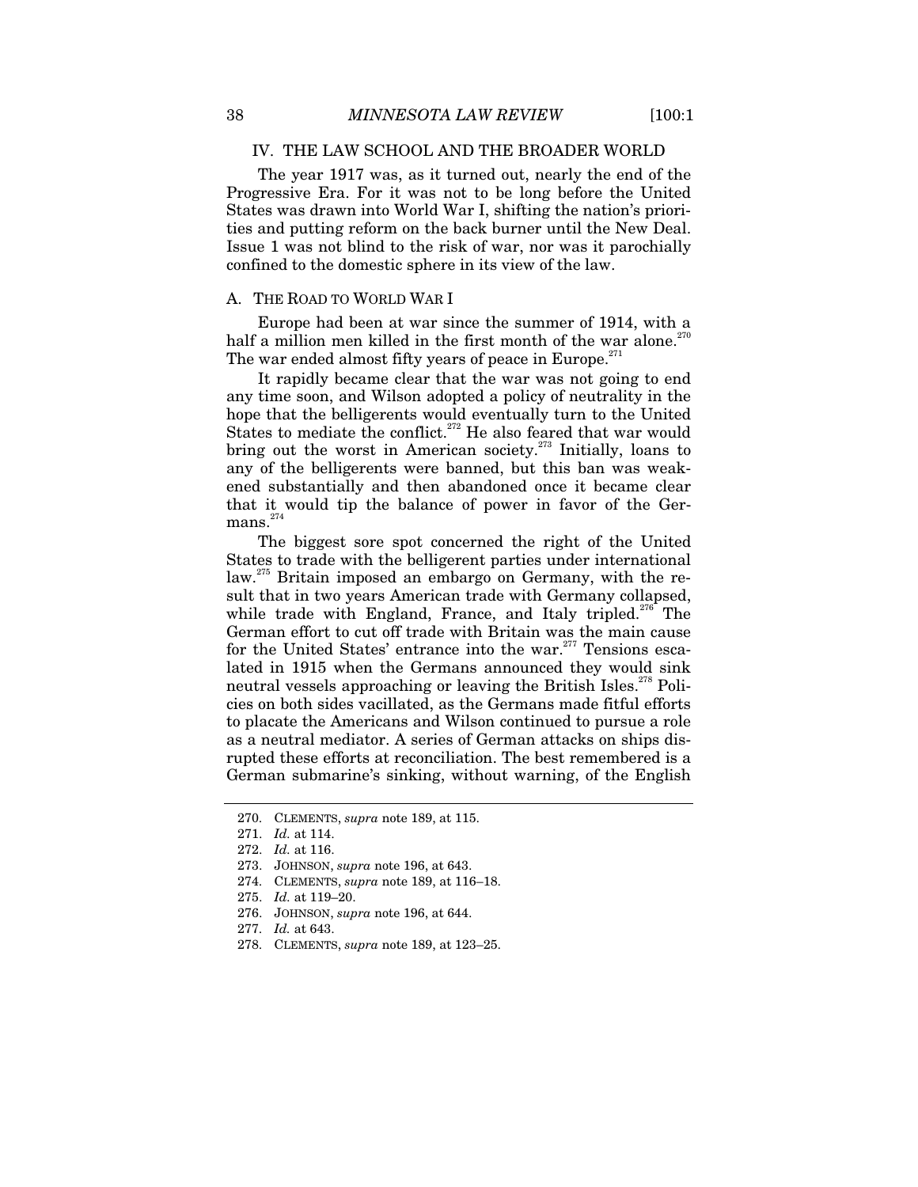## IV. THE LAW SCHOOL AND THE BROADER WORLD

The year 1917 was, as it turned out, nearly the end of the Progressive Era. For it was not to be long before the United States was drawn into World War I, shifting the nation's priorities and putting reform on the back burner until the New Deal. Issue 1 was not blind to the risk of war, nor was it parochially confined to the domestic sphere in its view of the law.

### A. THE ROAD TO WORLD WAR I

Europe had been at war since the summer of 1914, with a half a million men killed in the first month of the war alone.[270] The war ended almost fifty years of peace in Europe.[271]

It rapidly became clear that the war was not going to end any time soon, and Wilson adopted a policy of neutrality in the hope that the belligerents would eventually turn to the United States to mediate the conflict.[272] He also feared that war would bring out the worst in American society.[273] Initially, loans to any of the belligerents were banned, but this ban was weakened substantially and then abandoned once it became clear that it would tip the balance of power in favor of the Germans.[274]

The biggest sore spot concerned the right of the United States to trade with the belligerent parties under international law.[275] Britain imposed an embargo on Germany, with the result that in two years American trade with Germany collapsed, while trade with England, France, and Italy tripled.[276] The German effort to cut off trade with Britain was the main cause for the United States' entrance into the war.[277] Tensions escalated in 1915 when the Germans announced they would sink neutral vessels approaching or leaving the British Isles.[278] Policies on both sides vacillated, as the Germans made fitful efforts to placate the Americans and Wilson continued to pursue a role as a neutral mediator. A series of German attacks on ships disrupted these efforts at reconciliation. The best remembered is a German submarine's sinking, without warning, of the English

---

270. CLEMENTS, *supra* note 189, at 115.

271. *Id.* at 114.

272. *Id.* at 116.

273. JOHNSON, *supra* note 196, at 643.

274. CLEMENTS, *supra* note 189, at 116–18.

275. *Id.* at 119–20.

276. JOHNSON, *supra* note 196, at 644.

277. *Id.* at 643.

278. CLEMENTS, *supra* note 189, at 123–25.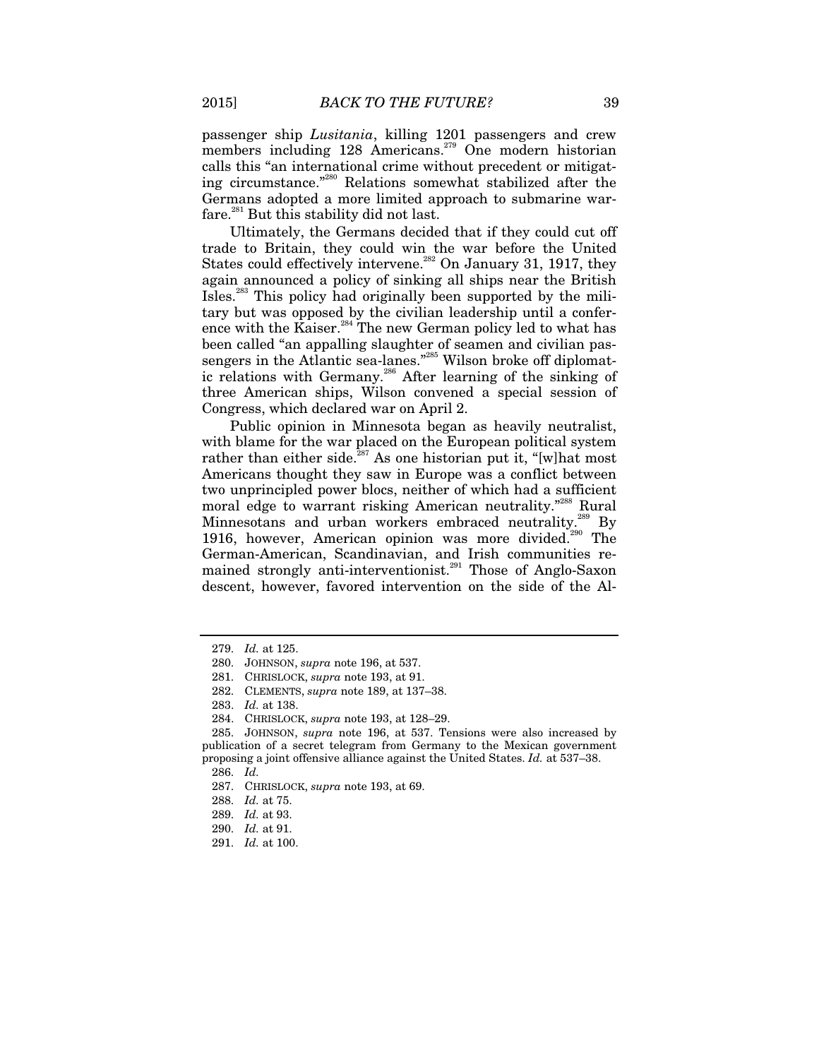passenger ship *Lusitania*, killing 1201 passengers and crew members including 128 Americans.[279] One modern historian calls this "an international crime without precedent or mitigating circumstance."[280] Relations somewhat stabilized after the Germans adopted a more limited approach to submarine warfare.[281] But this stability did not last.

Ultimately, the Germans decided that if they could cut off trade to Britain, they could win the war before the United States could effectively intervene.[282] On January 31, 1917, they again announced a policy of sinking all ships near the British Isles.[283] This policy had originally been supported by the military but was opposed by the civilian leadership until a conference with the Kaiser.[284] The new German policy led to what has been called "an appalling slaughter of seamen and civilian passengers in the Atlantic sea-lanes."[285] Wilson broke off diplomatic relations with Germany.[286] After learning of the sinking of three American ships, Wilson convened a special session of Congress, which declared war on April 2.

Public opinion in Minnesota began as heavily neutralist, with blame for the war placed on the European political system rather than either side.[287] As one historian put it, "[w]hat most Americans thought they saw in Europe was a conflict between two unprincipled power blocs, neither of which had a sufficient moral edge to warrant risking American neutrality."[288] Rural Minnesotans and urban workers embraced neutrality.[289] By 1916, however, American opinion was more divided.[290] The German-American, Scandinavian, and Irish communities remained strongly anti-interventionist.[291] Those of Anglo-Saxon descent, however, favored intervention on the side of the Al-

279. *Id.* at 125.

280. JOHNSON, *supra* note 196, at 537.

281. CHRISLOCK, *supra* note 193, at 91.

282. CLEMENTS, *supra* note 189, at 137–38.

283. *Id.* at 138.

284. CHRISLOCK, *supra* note 193, at 128–29.

285. JOHNSON, *supra* note 196, at 537. Tensions were also increased by publication of a secret telegram from Germany to the Mexican government proposing a joint offensive alliance against the United States. *Id.* at 537–38.

286. *Id.*

287. CHRISLOCK, *supra* note 193, at 69.

288. *Id.* at 75.

289. *Id.* at 93.

290. *Id.* at 91.

291. *Id.* at 100.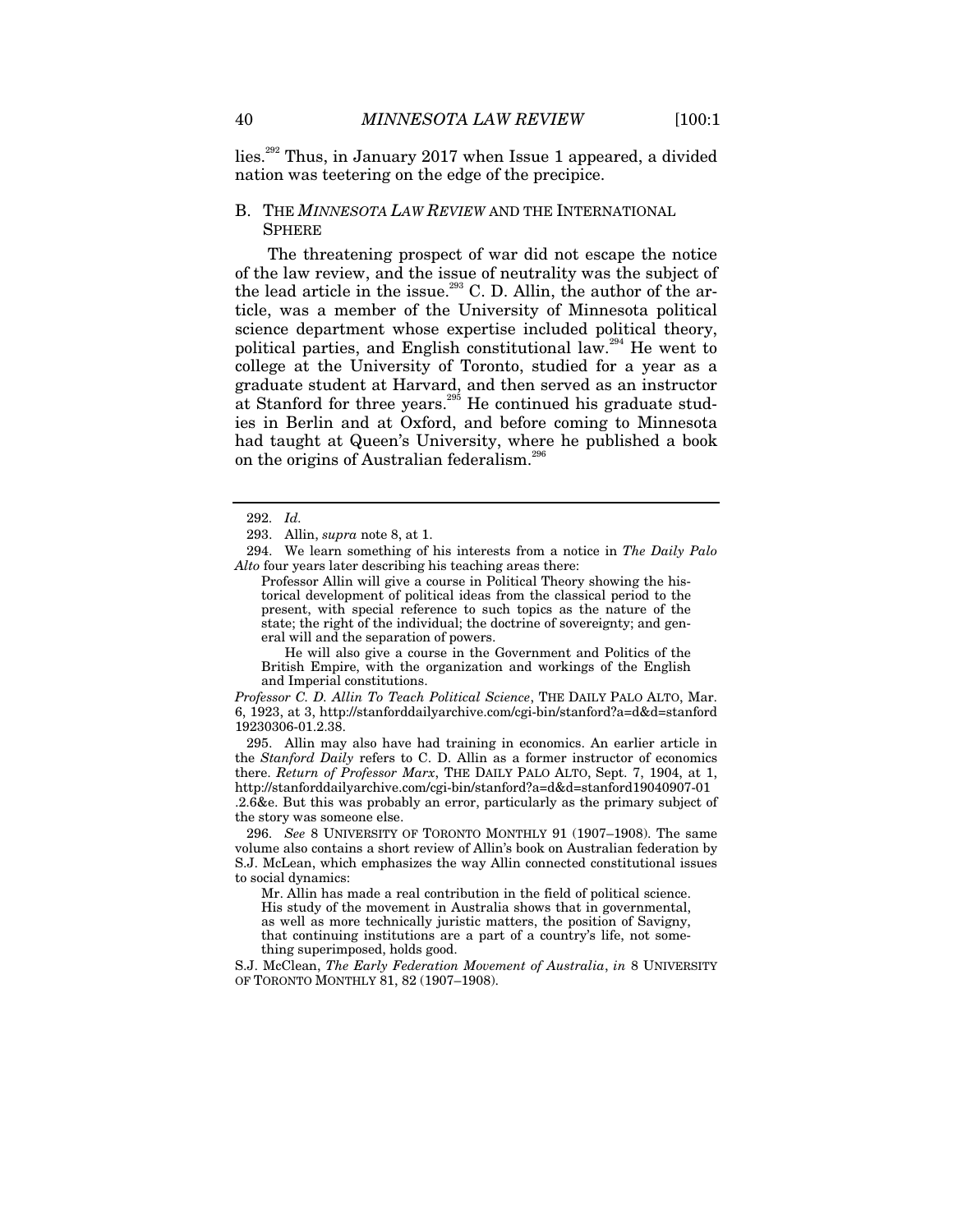lies.[292] Thus, in January 2017 when Issue 1 appeared, a divided nation was teetering on the edge of the precipice.

### B. THE *MINNESOTA LAW REVIEW* AND THE INTERNATIONAL SPHERE

The threatening prospect of war did not escape the notice of the law review, and the issue of neutrality was the subject of the lead article in the issue.[293] C. D. Allin, the author of the article, was a member of the University of Minnesota political science department whose expertise included political theory, political parties, and English constitutional law.[294] He went to college at the University of Toronto, studied for a year as a graduate student at Harvard, and then served as an instructor at Stanford for three years.[295] He continued his graduate studies in Berlin and at Oxford, and before coming to Minnesota had taught at Queen's University, where he published a book on the origins of Australian federalism.[296]

---

292. *Id.*

293. Allin, *supra* note 8, at 1.

294. We learn something of his interests from a notice in *The Daily Palo Alto* four years later describing his teaching areas there:

> Professor Allin will give a course in Political Theory showing the historical development of political ideas from the classical period to the present, with special reference to such topics as the nature of the state; the right of the individual; the doctrine of sovereignty; and general will and the separation of powers.
>
> He will also give a course in the Government and Politics of the British Empire, with the organization and workings of the English and Imperial constitutions.

*Professor C. D. Allin To Teach Political Science*, THE DAILY PALO ALTO, Mar. 6, 1923, at 3, http://stanforddailyarchive.com/cgi-bin/stanford?a=d&d=stanford19230306-01.2.38.

295. Allin may also have had training in economics. An earlier article in the *Stanford Daily* refers to C. D. Allin as a former instructor of economics there. *Return of Professor Marx*, THE DAILY PALO ALTO, Sept. 7, 1904, at 1, http://stanforddailyarchive.com/cgi-bin/stanford?a=d&d=stanford19040907-01.2.6&e. But this was probably an error, particularly as the primary subject of the story was someone else.

296. *See* 8 UNIVERSITY OF TORONTO MONTHLY 91 (1907–1908). The same volume also contains a short review of Allin's book on Australian federation by S.J. McLean, which emphasizes the way Allin connected constitutional issues to social dynamics:

> Mr. Allin has made a real contribution in the field of political science. His study of the movement in Australia shows that in governmental, as well as more technically juristic matters, the position of Savigny, that continuing institutions are a part of a country's life, not something superimposed, holds good.

S.J. McClean, *The Early Federation Movement of Australia*, *in* 8 UNIVERSITY OF TORONTO MONTHLY 81, 82 (1907–1908).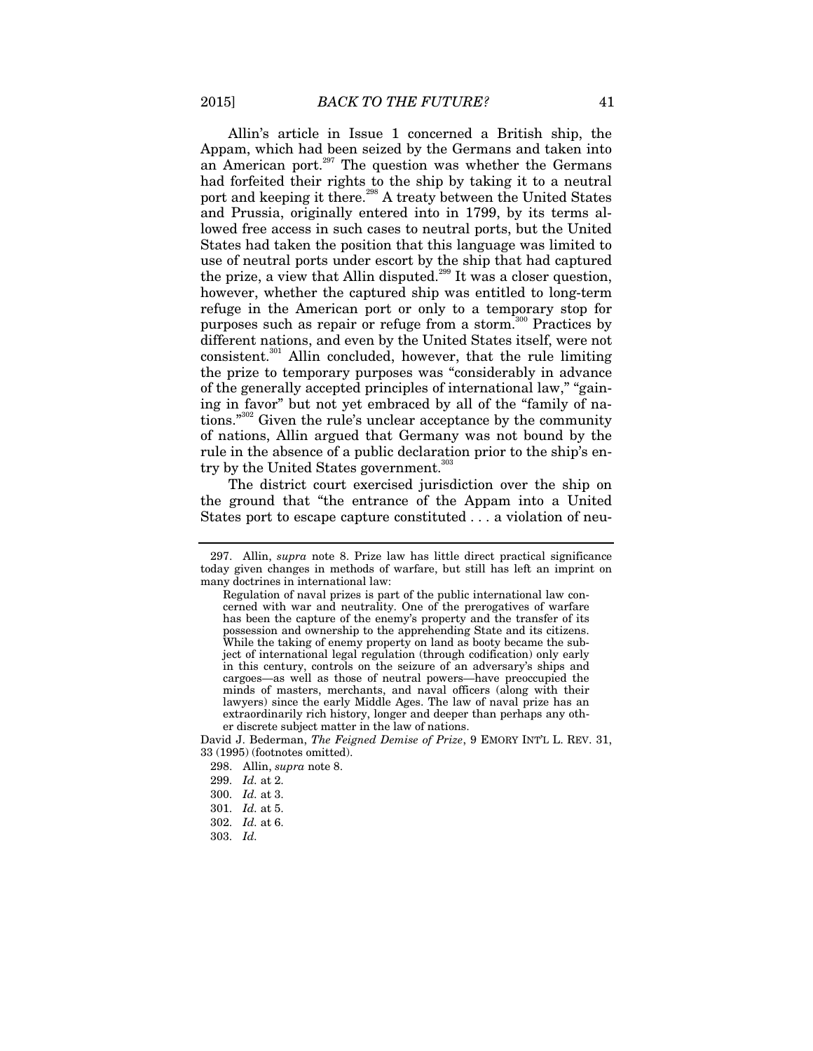Allin's article in Issue 1 concerned a British ship, the Appam, which had been seized by the Germans and taken into an American port.[297] The question was whether the Germans had forfeited their rights to the ship by taking it to a neutral port and keeping it there.[298] A treaty between the United States and Prussia, originally entered into in 1799, by its terms allowed free access in such cases to neutral ports, but the United States had taken the position that this language was limited to use of neutral ports under escort by the ship that had captured the prize, a view that Allin disputed.[299] It was a closer question, however, whether the captured ship was entitled to long-term refuge in the American port or only to a temporary stop for purposes such as repair or refuge from a storm.[300] Practices by different nations, and even by the United States itself, were not consistent.[301] Allin concluded, however, that the rule limiting the prize to temporary purposes was "considerably in advance of the generally accepted principles of international law," "gaining in favor" but not yet embraced by all of the "family of nations."[302] Given the rule's unclear acceptance by the community of nations, Allin argued that Germany was not bound by the rule in the absence of a public declaration prior to the ship's entry by the United States government.[303]

The district court exercised jurisdiction over the ship on the ground that "the entrance of the Appam into a United States port to escape capture constituted . . . a violation of neu-

---

297. Allin, *supra* note 8. Prize law has little direct practical significance today given changes in methods of warfare, but still has left an imprint on many doctrines in international law:

> Regulation of naval prizes is part of the public international law concerned with war and neutrality. One of the prerogatives of warfare has been the capture of the enemy's property and the transfer of its possession and ownership to the apprehending State and its citizens. While the taking of enemy property on land as booty became the subject of international legal regulation (through codification) only early in this century, controls on the seizure of an adversary's ships and cargoes—as well as those of neutral powers—have preoccupied the minds of masters, merchants, and naval officers (along with their lawyers) since the early Middle Ages. The law of naval prize has an extraordinarily rich history, longer and deeper than perhaps any other discrete subject matter in the law of nations.

David J. Bederman, *The Feigned Demise of Prize*, 9 EMORY INT'L L. REV. 31, 33 (1995) (footnotes omitted).

298. Allin, *supra* note 8.

299. *Id.* at 2.

300. *Id.* at 3.

301. *Id.* at 5.

302. *Id.* at 6.

303. *Id.*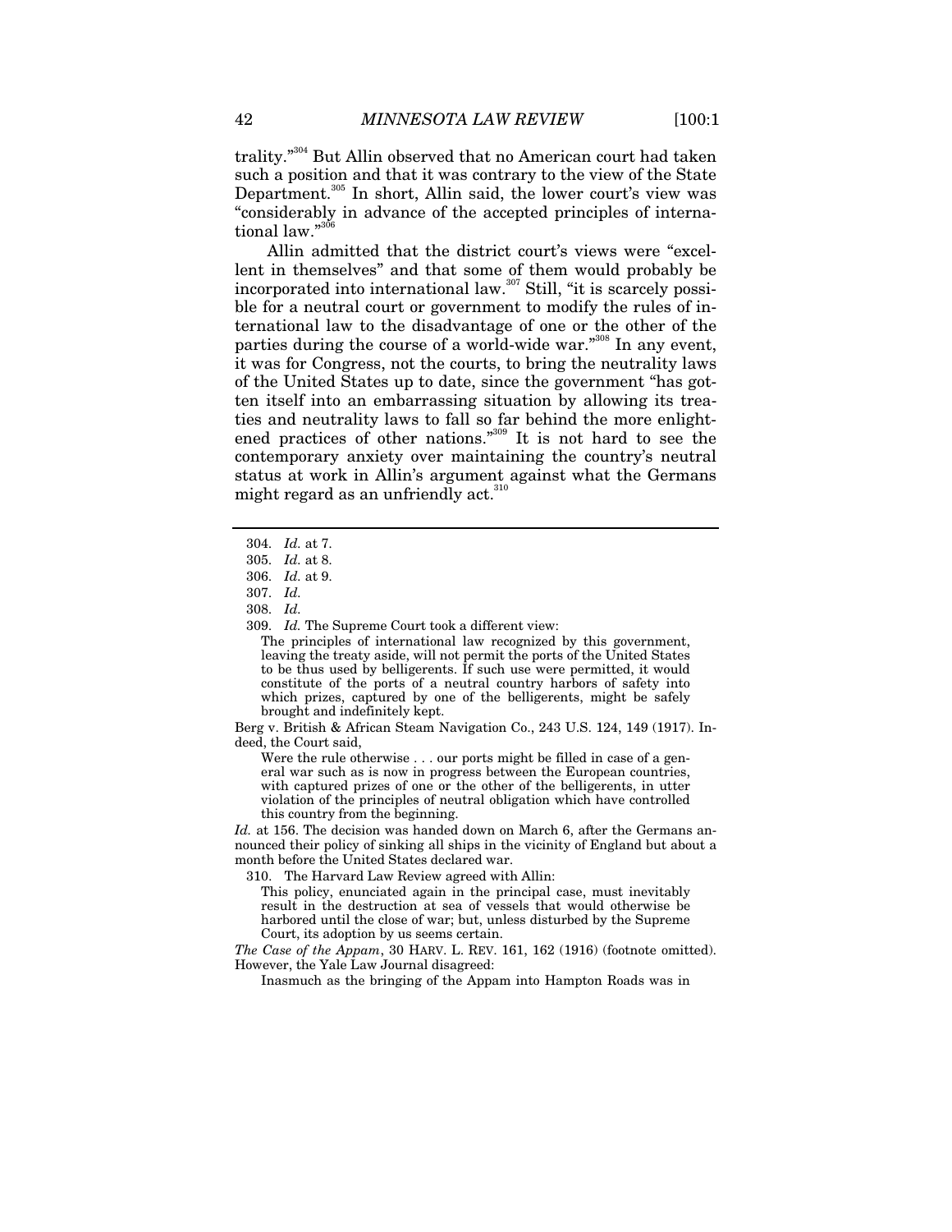trality."[304] But Allin observed that no American court had taken such a position and that it was contrary to the view of the State Department.[305] In short, Allin said, the lower court's view was "considerably in advance of the accepted principles of international law."[306]

Allin admitted that the district court's views were "excellent in themselves" and that some of them would probably be incorporated into international law.[307] Still, "it is scarcely possible for a neutral court or government to modify the rules of international law to the disadvantage of one or the other of the parties during the course of a world-wide war."[308] In any event, it was for Congress, not the courts, to bring the neutrality laws of the United States up to date, since the government "has gotten itself into an embarrassing situation by allowing its treaties and neutrality laws to fall so far behind the more enlightened practices of other nations."[309] It is not hard to see the contemporary anxiety over maintaining the country's neutral status at work in Allin's argument against what the Germans might regard as an unfriendly act.[310]

---

304. *Id.* at 7.

305. *Id.* at 8.

306. *Id.* at 9.

307. *Id.*

308. *Id.*

309. *Id.* The Supreme Court took a different view:

> The principles of international law recognized by this government, leaving the treaty aside, will not permit the ports of the United States to be thus used by belligerents. If such use were permitted, it would constitute of the ports of a neutral country harbors of safety into which prizes, captured by one of the belligerents, might be safely brought and indefinitely kept.

Berg v. British & African Steam Navigation Co., 243 U.S. 124, 149 (1917). Indeed, the Court said,

> Were the rule otherwise . . . our ports might be filled in case of a general war such as is now in progress between the European countries, with captured prizes of one or the other of the belligerents, in utter violation of the principles of neutral obligation which have controlled this country from the beginning.

*Id.* at 156. The decision was handed down on March 6, after the Germans announced their policy of sinking all ships in the vicinity of England but about a month before the United States declared war.

310. The Harvard Law Review agreed with Allin:

> This policy, enunciated again in the principal case, must inevitably result in the destruction at sea of vessels that would otherwise be harbored until the close of war; but, unless disturbed by the Supreme Court, its adoption by us seems certain.

*The Case of the Appam*, 30 HARV. L. REV. 161, 162 (1916) (footnote omitted). However, the Yale Law Journal disagreed:

> Inasmuch as the bringing of the Appam into Hampton Roads was in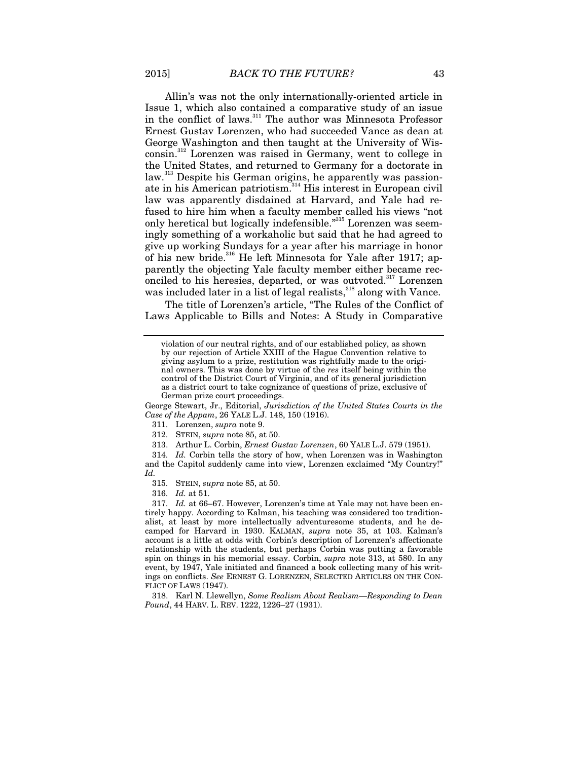Allin's was not the only internationally-oriented article in Issue 1, which also contained a comparative study of an issue in the conflict of laws.[311] The author was Minnesota Professor Ernest Gustav Lorenzen, who had succeeded Vance as dean at George Washington and then taught at the University of Wisconsin.[312] Lorenzen was raised in Germany, went to college in the United States, and returned to Germany for a doctorate in law.[313] Despite his German origins, he apparently was passionate in his American patriotism.[314] His interest in European civil law was apparently disdained at Harvard, and Yale had refused to hire him when a faculty member called his views "not only heretical but logically indefensible."[315] Lorenzen was seemingly something of a workaholic but said that he had agreed to give up working Sundays for a year after his marriage in honor of his new bride.[316] He left Minnesota for Yale after 1917; apparently the objecting Yale faculty member either became reconciled to his heresies, departed, or was outvoted.[317] Lorenzen was included later in a list of legal realists,[318] along with Vance.

The title of Lorenzen's article, "The Rules of the Conflict of Laws Applicable to Bills and Notes: A Study in Comparative

---

violation of our neutral rights, and of our established policy, as shown by our rejection of Article XXIII of the Hague Convention relative to giving asylum to a prize, restitution was rightfully made to the original owners. This was done by virtue of the *res* itself being within the control of the District Court of Virginia, and of its general jurisdiction as a district court to take cognizance of questions of prize, exclusive of German prize court proceedings.

George Stewart, Jr., Editorial, *Jurisdiction of the United States Courts in the Case of the Appam*, 26 YALE L.J. 148, 150 (1916).

311. Lorenzen, *supra* note 9.

312. STEIN, *supra* note 85, at 50.

313. Arthur L. Corbin, *Ernest Gustav Lorenzen*, 60 YALE L.J. 579 (1951).

314. *Id.* Corbin tells the story of how, when Lorenzen was in Washington and the Capitol suddenly came into view, Lorenzen exclaimed "My Country!" *Id.*

315. STEIN, *supra* note 85, at 50.

316. *Id.* at 51.

317. *Id.* at 66–67. However, Lorenzen's time at Yale may not have been entirely happy. According to Kalman, his teaching was considered too traditionalist, at least by more intellectually adventuresome students, and he decamped for Harvard in 1930. KALMAN, *supra* note 35, at 103. Kalman's account is a little at odds with Corbin's description of Lorenzen's affectionate relationship with the students, but perhaps Corbin was putting a favorable spin on things in his memorial essay. Corbin, *supra* note 313, at 580. In any event, by 1947, Yale initiated and financed a book collecting many of his writings on conflicts. *See* ERNEST G. LORENZEN, SELECTED ARTICLES ON THE CONFLICT OF LAWS (1947).

318. Karl N. Llewellyn, *Some Realism About Realism—Responding to Dean Pound*, 44 HARV. L. REV. 1222, 1226–27 (1931).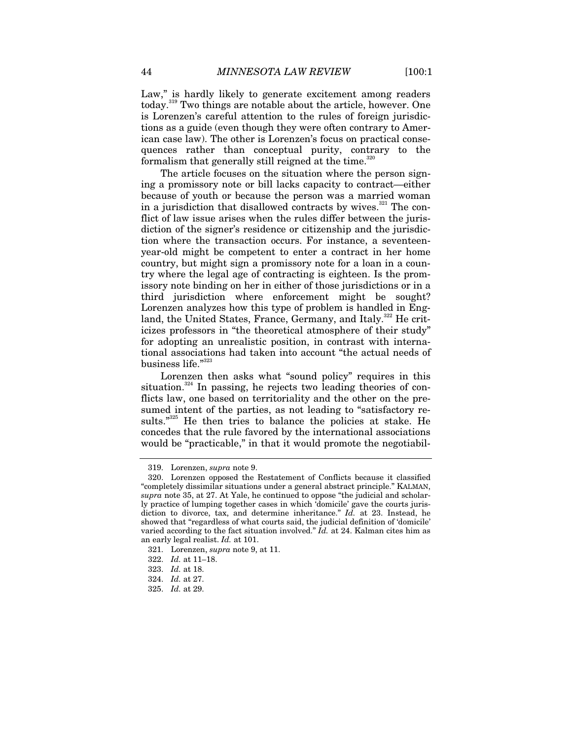Law," is hardly likely to generate excitement among readers today.[319] Two things are notable about the article, however. One is Lorenzen's careful attention to the rules of foreign jurisdictions as a guide (even though they were often contrary to American case law). The other is Lorenzen's focus on practical consequences rather than conceptual purity, contrary to the formalism that generally still reigned at the time.[320]

The article focuses on the situation where the person signing a promissory note or bill lacks capacity to contract—either because of youth or because the person was a married woman in a jurisdiction that disallowed contracts by wives.[321] The conflict of law issue arises when the rules differ between the jurisdiction of the signer's residence or citizenship and the jurisdiction where the transaction occurs. For instance, a seventeen-year-old might be competent to enter a contract in her home country, but might sign a promissory note for a loan in a country where the legal age of contracting is eighteen. Is the promissory note binding on her in either of those jurisdictions or in a third jurisdiction where enforcement might be sought? Lorenzen analyzes how this type of problem is handled in England, the United States, France, Germany, and Italy.[322] He criticizes professors in "the theoretical atmosphere of their study" for adopting an unrealistic position, in contrast with international associations had taken into account "the actual needs of business life."[323]

Lorenzen then asks what "sound policy" requires in this situation.[324] In passing, he rejects two leading theories of conflicts law, one based on territoriality and the other on the presumed intent of the parties, as not leading to "satisfactory results."[325] He then tries to balance the policies at stake. He concedes that the rule favored by the international associations would be "practicable," in that it would promote the negotiabil-

---

319. Lorenzen, *supra* note 9.

320. Lorenzen opposed the Restatement of Conflicts because it classified "completely dissimilar situations under a general abstract principle." KALMAN, *supra* note 35, at 27. At Yale, he continued to oppose "the judicial and scholarly practice of lumping together cases in which 'domicile' gave the courts jurisdiction to divorce, tax, and determine inheritance." *Id.* at 23. Instead, he showed that "regardless of what courts said, the judicial definition of 'domicile' varied according to the fact situation involved." *Id.* at 24. Kalman cites him as an early legal realist. *Id.* at 101.

321. Lorenzen, *supra* note 9, at 11.

322. *Id.* at 11–18.

323. *Id.* at 18.

324. *Id.* at 27.

325. *Id.* at 29.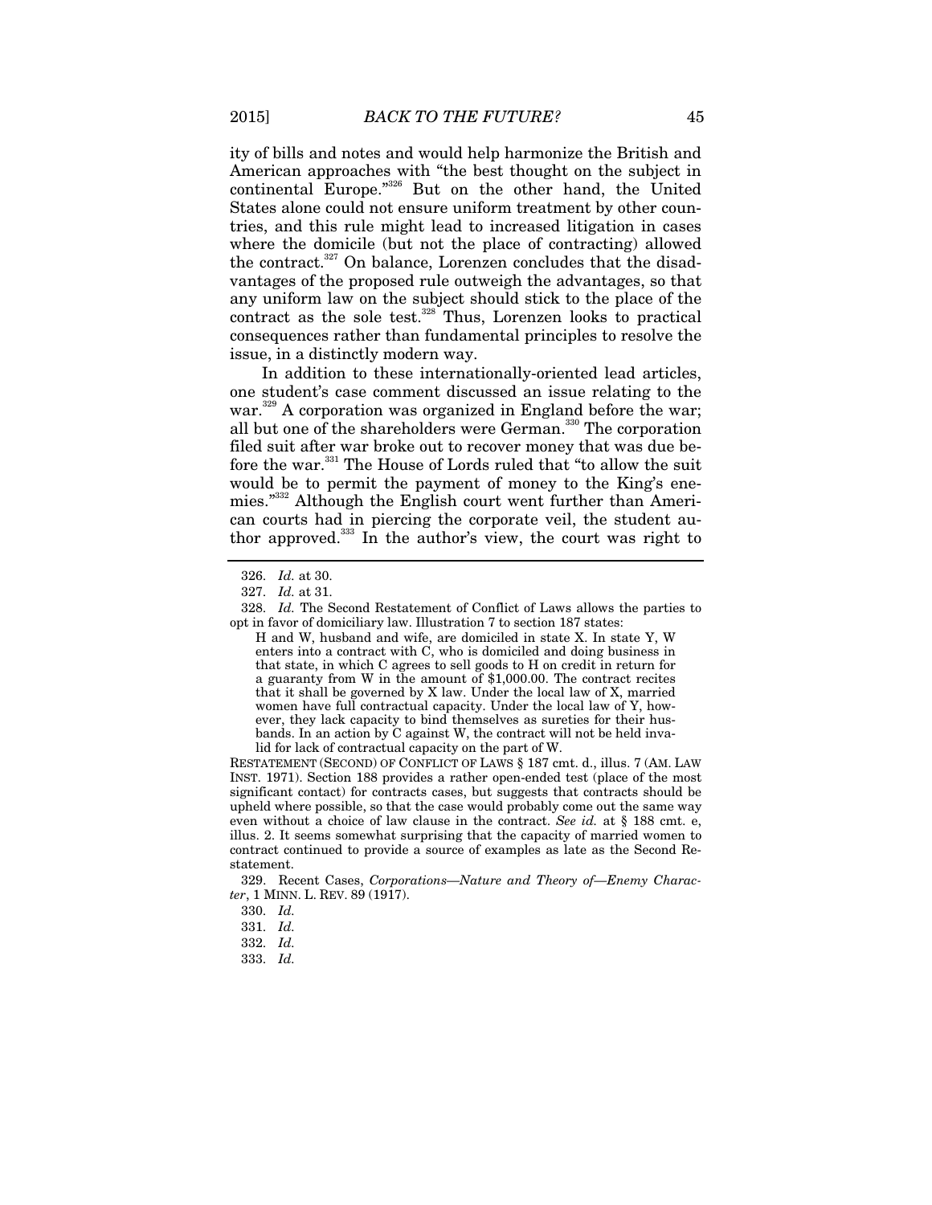ity of bills and notes and would help harmonize the British and American approaches with "the best thought on the subject in continental Europe."[326] But on the other hand, the United States alone could not ensure uniform treatment by other countries, and this rule might lead to increased litigation in cases where the domicile (but not the place of contracting) allowed the contract.[327] On balance, Lorenzen concludes that the disadvantages of the proposed rule outweigh the advantages, so that any uniform law on the subject should stick to the place of the contract as the sole test.[328] Thus, Lorenzen looks to practical consequences rather than fundamental principles to resolve the issue, in a distinctly modern way.

In addition to these internationally-oriented lead articles, one student's case comment discussed an issue relating to the war.[329] A corporation was organized in England before the war; all but one of the shareholders were German.[330] The corporation filed suit after war broke out to recover money that was due before the war.[331] The House of Lords ruled that "to allow the suit would be to permit the payment of money to the King's enemies."[332] Although the English court went further than American courts had in piercing the corporate veil, the student author approved.[333] In the author's view, the court was right to

---

326. *Id.* at 30.

327. *Id.* at 31.

328. *Id.* The Second Restatement of Conflict of Laws allows the parties to opt in favor of domiciliary law. Illustration 7 to section 187 states:

> H and W, husband and wife, are domiciled in state X. In state Y, W enters into a contract with C, who is domiciled and doing business in that state, in which C agrees to sell goods to H on credit in return for a guaranty from W in the amount of $1,000.00. The contract recites that it shall be governed by X law. Under the local law of X, married women have full contractual capacity. Under the local law of Y, however, they lack capacity to bind themselves as sureties for their husbands. In an action by C against W, the contract will not be held invalid for lack of contractual capacity on the part of W.

RESTATEMENT (SECOND) OF CONFLICT OF LAWS § 187 cmt. d., illus. 7 (AM. LAW INST. 1971). Section 188 provides a rather open-ended test (place of the most significant contact) for contracts cases, but suggests that contracts should be upheld where possible, so that the case would probably come out the same way even without a choice of law clause in the contract. *See id.* at § 188 cmt. e, illus. 2. It seems somewhat surprising that the capacity of married women to contract continued to provide a source of examples as late as the Second Restatement.

329. Recent Cases, *Corporations—Nature and Theory of—Enemy Character*, 1 MINN. L. REV. 89 (1917).

330. *Id.*

331. *Id.*

332. *Id.*

333. *Id.*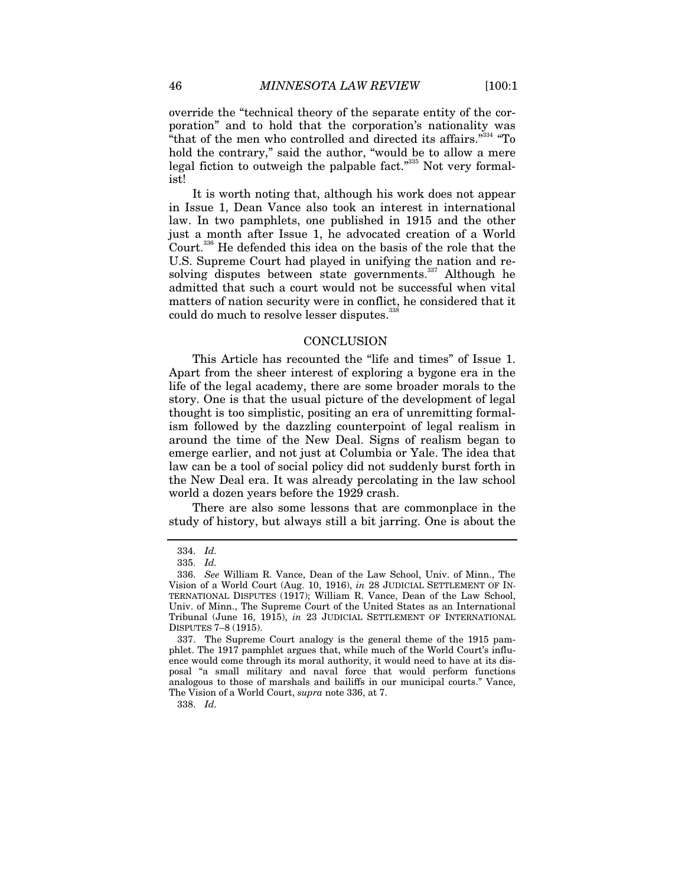override the "technical theory of the separate entity of the corporation" and to hold that the corporation's nationality was "that of the men who controlled and directed its affairs."[334] "To hold the contrary," said the author, "would be to allow a mere legal fiction to outweigh the palpable fact."[335] Not very formalist!

It is worth noting that, although his work does not appear in Issue 1, Dean Vance also took an interest in international law. In two pamphlets, one published in 1915 and the other just a month after Issue 1, he advocated creation of a World Court.[336] He defended this idea on the basis of the role that the U.S. Supreme Court had played in unifying the nation and resolving disputes between state governments.[337] Although he admitted that such a court would not be successful when vital matters of nation security were in conflict, he considered that it could do much to resolve lesser disputes.[338]

## CONCLUSION

This Article has recounted the "life and times" of Issue 1. Apart from the sheer interest of exploring a bygone era in the life of the legal academy, there are some broader morals to the story. One is that the usual picture of the development of legal thought is too simplistic, positing an era of unremitting formalism followed by the dazzling counterpoint of legal realism in around the time of the New Deal. Signs of realism began to emerge earlier, and not just at Columbia or Yale. The idea that law can be a tool of social policy did not suddenly burst forth in the New Deal era. It was already percolating in the law school world a dozen years before the 1929 crash.

There are also some lessons that are commonplace in the study of history, but always still a bit jarring. One is about the

---

334. *Id.*

335. *Id.*

336. *See* William R. Vance, Dean of the Law School, Univ. of Minn., The Vision of a World Court (Aug. 10, 1916), *in* 28 JUDICIAL SETTLEMENT OF INTERNATIONAL DISPUTES (1917); William R. Vance, Dean of the Law School, Univ. of Minn., The Supreme Court of the United States as an International Tribunal (June 16, 1915), *in* 23 JUDICIAL SETTLEMENT OF INTERNATIONAL DISPUTES 7–8 (1915).

337. The Supreme Court analogy is the general theme of the 1915 pamphlet. The 1917 pamphlet argues that, while much of the World Court's influence would come through its moral authority, it would need to have at its disposal "a small military and naval force that would perform functions analogous to those of marshals and bailiffs in our municipal courts." Vance, The Vision of a World Court, *supra* note 336, at 7.

338. *Id.*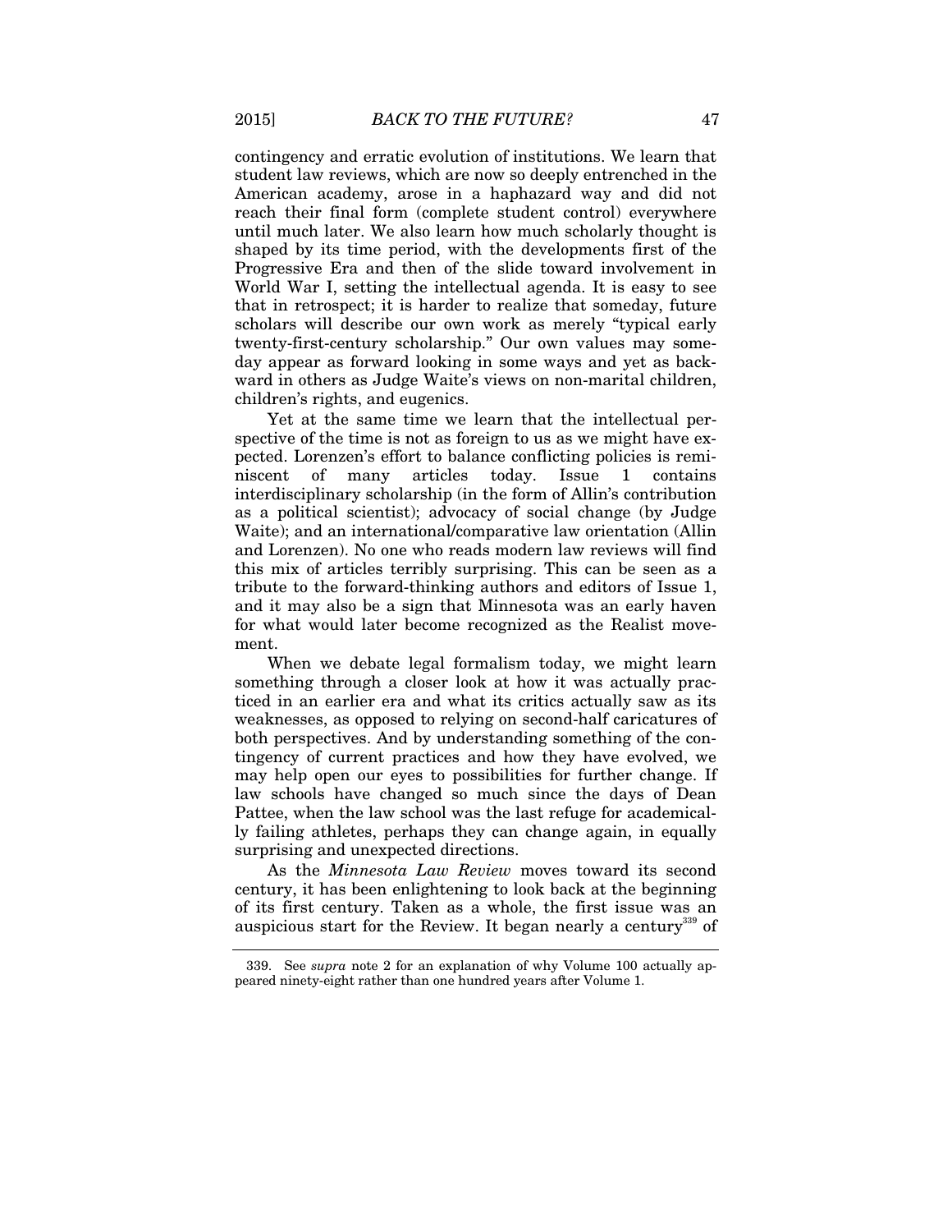contingency and erratic evolution of institutions. We learn that student law reviews, which are now so deeply entrenched in the American academy, arose in a haphazard way and did not reach their final form (complete student control) everywhere until much later. We also learn how much scholarly thought is shaped by its time period, with the developments first of the Progressive Era and then of the slide toward involvement in World War I, setting the intellectual agenda. It is easy to see that in retrospect; it is harder to realize that someday, future scholars will describe our own work as merely "typical early twenty-first-century scholarship." Our own values may someday appear as forward looking in some ways and yet as backward in others as Judge Waite's views on non-marital children, children's rights, and eugenics.

Yet at the same time we learn that the intellectual perspective of the time is not as foreign to us as we might have expected. Lorenzen's effort to balance conflicting policies is reminiscent of many articles today. Issue 1 contains interdisciplinary scholarship (in the form of Allin's contribution as a political scientist); advocacy of social change (by Judge Waite); and an international/comparative law orientation (Allin and Lorenzen). No one who reads modern law reviews will find this mix of articles terribly surprising. This can be seen as a tribute to the forward-thinking authors and editors of Issue 1, and it may also be a sign that Minnesota was an early haven for what would later become recognized as the Realist movement.

When we debate legal formalism today, we might learn something through a closer look at how it was actually practiced in an earlier era and what its critics actually saw as its weaknesses, as opposed to relying on second-half caricatures of both perspectives. And by understanding something of the contingency of current practices and how they have evolved, we may help open our eyes to possibilities for further change. If law schools have changed so much since the days of Dean Pattee, when the law school was the last refuge for academically failing athletes, perhaps they can change again, in equally surprising and unexpected directions.

As the *Minnesota Law Review* moves toward its second century, it has been enlightening to look back at the beginning of its first century. Taken as a whole, the first issue was an auspicious start for the Review. It began nearly a century[339] of

---

339. See *supra* note 2 for an explanation of why Volume 100 actually appeared ninety-eight rather than one hundred years after Volume 1.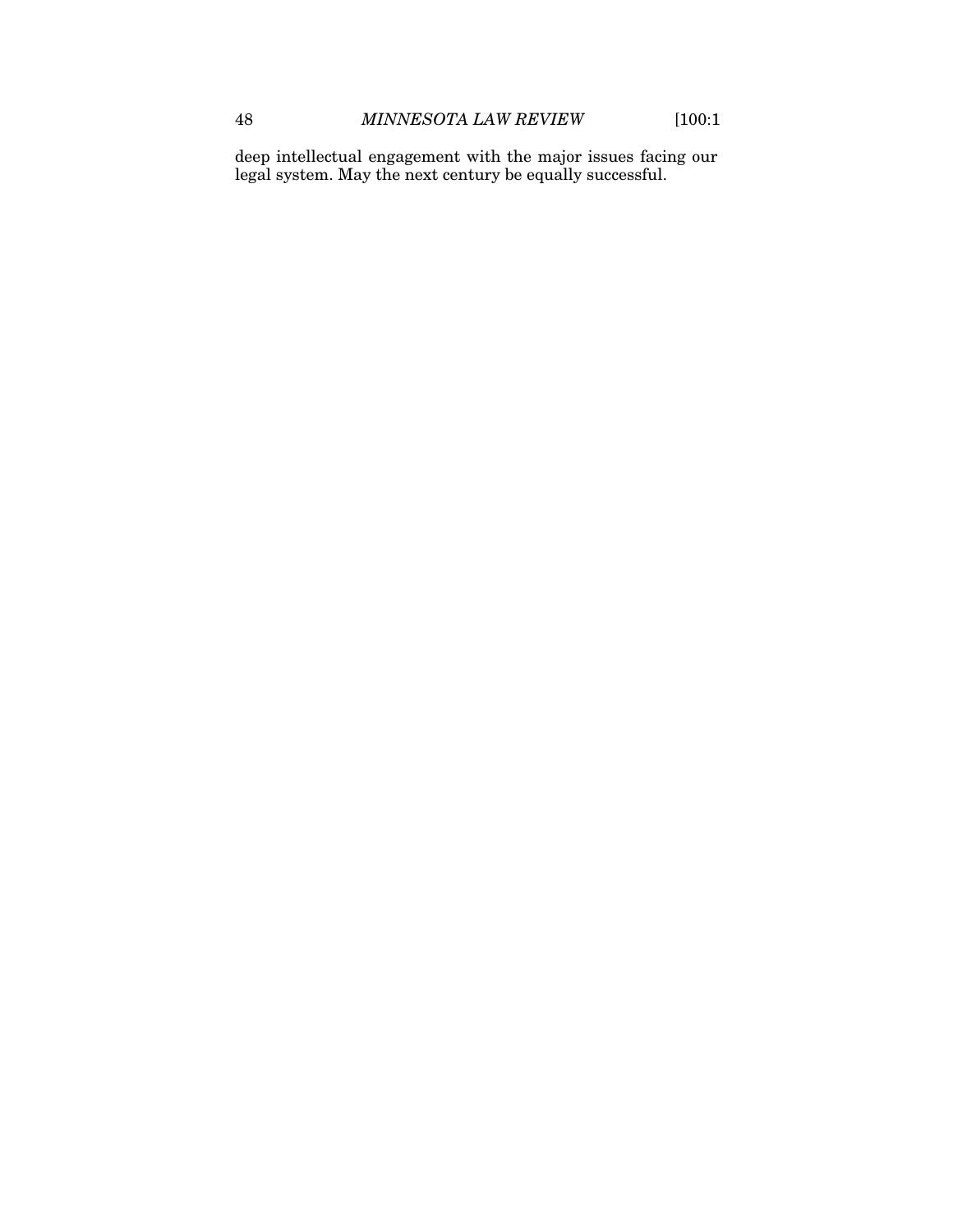deep intellectual engagement with the major issues facing our legal system. May the next century be equally successful.